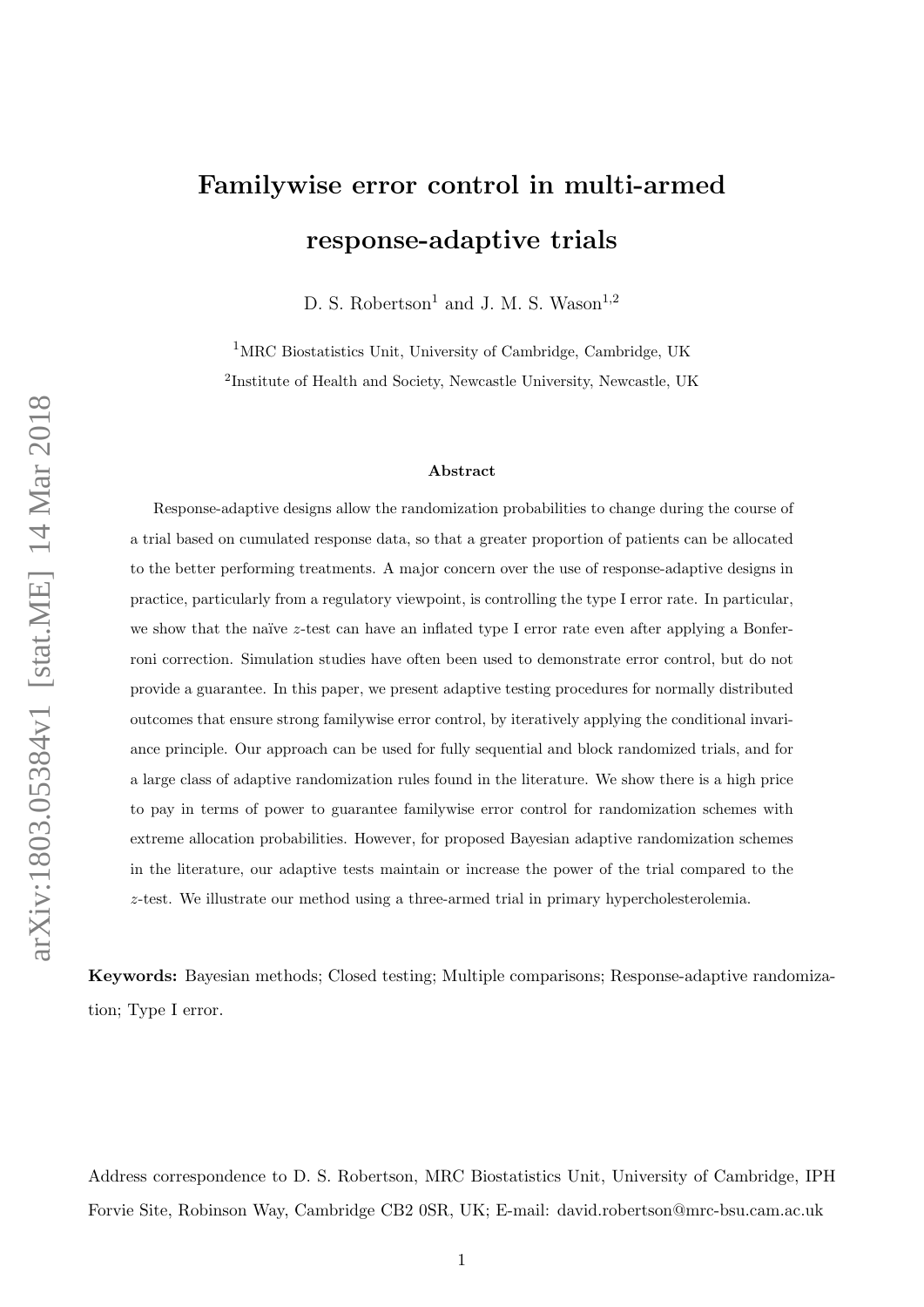# Familywise error control in multi-armed response-adaptive trials

D. S. Robertson[1] and J. M. S. Wason[1,2]

[1]MRC Biostatistics Unit, University of Cambridge, Cambridge, UK

[2]Institute of Health and Society, Newcastle University, Newcastle, UK

## Abstract

Response-adaptive designs allow the randomization probabilities to change during the course of a trial based on cumulated response data, so that a greater proportion of patients can be allocated to the better performing treatments. A major concern over the use of response-adaptive designs in practice, particularly from a regulatory viewpoint, is controlling the type I error rate. In particular, we show that the naïve $z$-test can have an inflated type I error rate even after applying a Bonferroni correction. Simulation studies have often been used to demonstrate error control, but do not provide a guarantee. In this paper, we present adaptive testing procedures for normally distributed outcomes that ensure strong familywise error control, by iteratively applying the conditional invariance principle. Our approach can be used for fully sequential and block randomized trials, and for a large class of adaptive randomization rules found in the literature. We show there is a high price to pay in terms of power to guarantee familywise error control for randomization schemes with extreme allocation probabilities. However, for proposed Bayesian adaptive randomization schemes in the literature, our adaptive tests maintain or increase the power of the trial compared to the $z$-test. We illustrate our method using a three-armed trial in primary hypercholesterolemia.

**Keywords:** Bayesian methods; Closed testing; Multiple comparisons; Response-adaptive randomization; Type I error.

Address correspondence to D. S. Robertson, MRC Biostatistics Unit, University of Cambridge, IPH Forvie Site, Robinson Way, Cambridge CB2 0SR, UK; E-mail: david.robertson@mrc-bsu.cam.ac.uk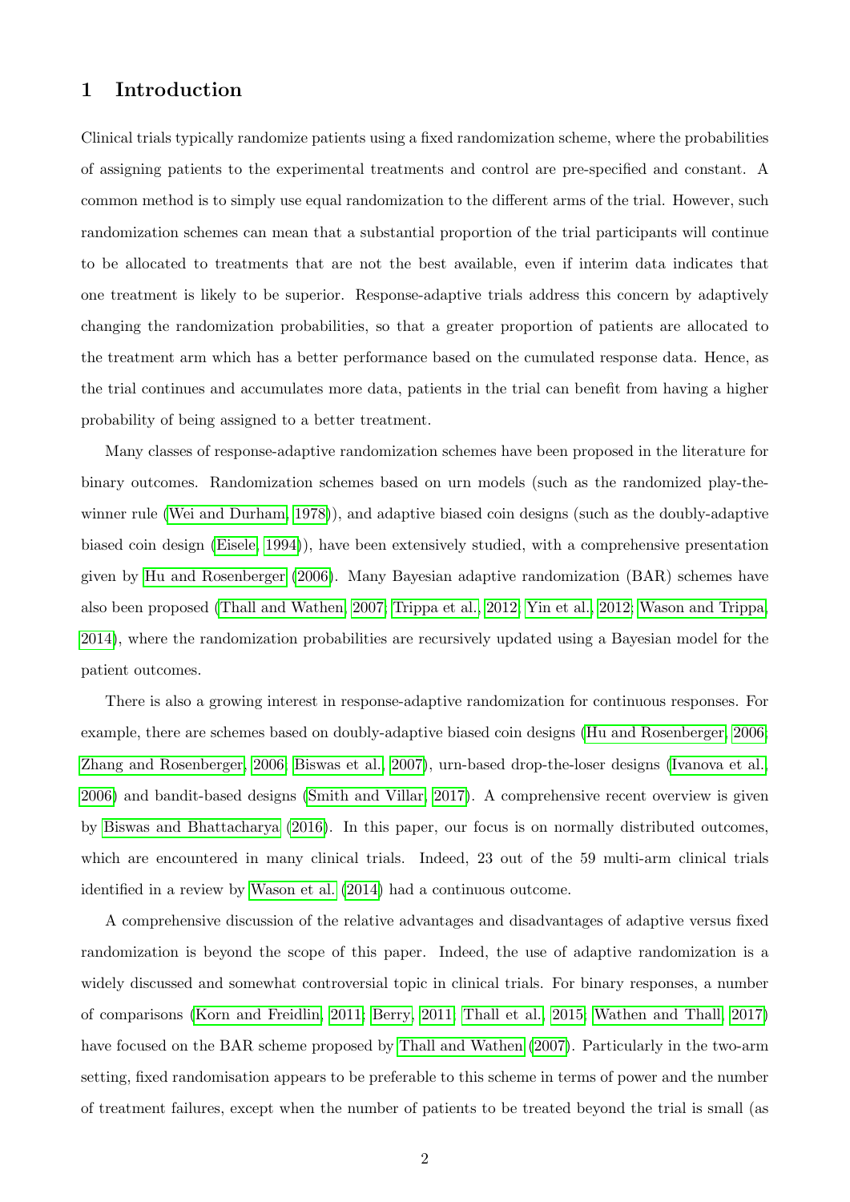## 1 Introduction

Clinical trials typically randomize patients using a fixed randomization scheme, where the probabilities of assigning patients to the experimental treatments and control are pre-specified and constant. A common method is to simply use equal randomization to the different arms of the trial. However, such randomization schemes can mean that a substantial proportion of the trial participants will continue to be allocated to treatments that are not the best available, even if interim data indicates that one treatment is likely to be superior. Response-adaptive trials address this concern by adaptively changing the randomization probabilities, so that a greater proportion of patients are allocated to the treatment arm which has a better performance based on the cumulated response data. Hence, as the trial continues and accumulates more data, patients in the trial can benefit from having a higher probability of being assigned to a better treatment.

Many classes of response-adaptive randomization schemes have been proposed in the literature for binary outcomes. Randomization schemes based on urn models (such as the randomized play-the-winner rule (Wei and Durham, 1978)), and adaptive biased coin designs (such as the doubly-adaptive biased coin design (Eisele, 1994)), have been extensively studied, with a comprehensive presentation given by Hu and Rosenberger (2006). Many Bayesian adaptive randomization (BAR) schemes have also been proposed (Thall and Wathen, 2007; Trippa et al., 2012; Yin et al., 2012; Wason and Trippa, 2014), where the randomization probabilities are recursively updated using a Bayesian model for the patient outcomes.

There is also a growing interest in response-adaptive randomization for continuous responses. For example, there are schemes based on doubly-adaptive biased coin designs (Hu and Rosenberger, 2006; Zhang and Rosenberger, 2006; Biswas et al., 2007), urn-based drop-the-loser designs (Ivanova et al., 2006) and bandit-based designs (Smith and Villar, 2017). A comprehensive recent overview is given by Biswas and Bhattacharya (2016). In this paper, our focus is on normally distributed outcomes, which are encountered in many clinical trials. Indeed, 23 out of the 59 multi-arm clinical trials identified in a review by Wason et al. (2014) had a continuous outcome.

A comprehensive discussion of the relative advantages and disadvantages of adaptive versus fixed randomization is beyond the scope of this paper. Indeed, the use of adaptive randomization is a widely discussed and somewhat controversial topic in clinical trials. For binary responses, a number of comparisons (Korn and Freidlin, 2011; Berry, 2011; Thall et al., 2015; Wathen and Thall, 2017) have focused on the BAR scheme proposed by Thall and Wathen (2007). Particularly in the two-arm setting, fixed randomisation appears to be preferable to this scheme in terms of power and the number of treatment failures, except when the number of patients to be treated beyond the trial is small (as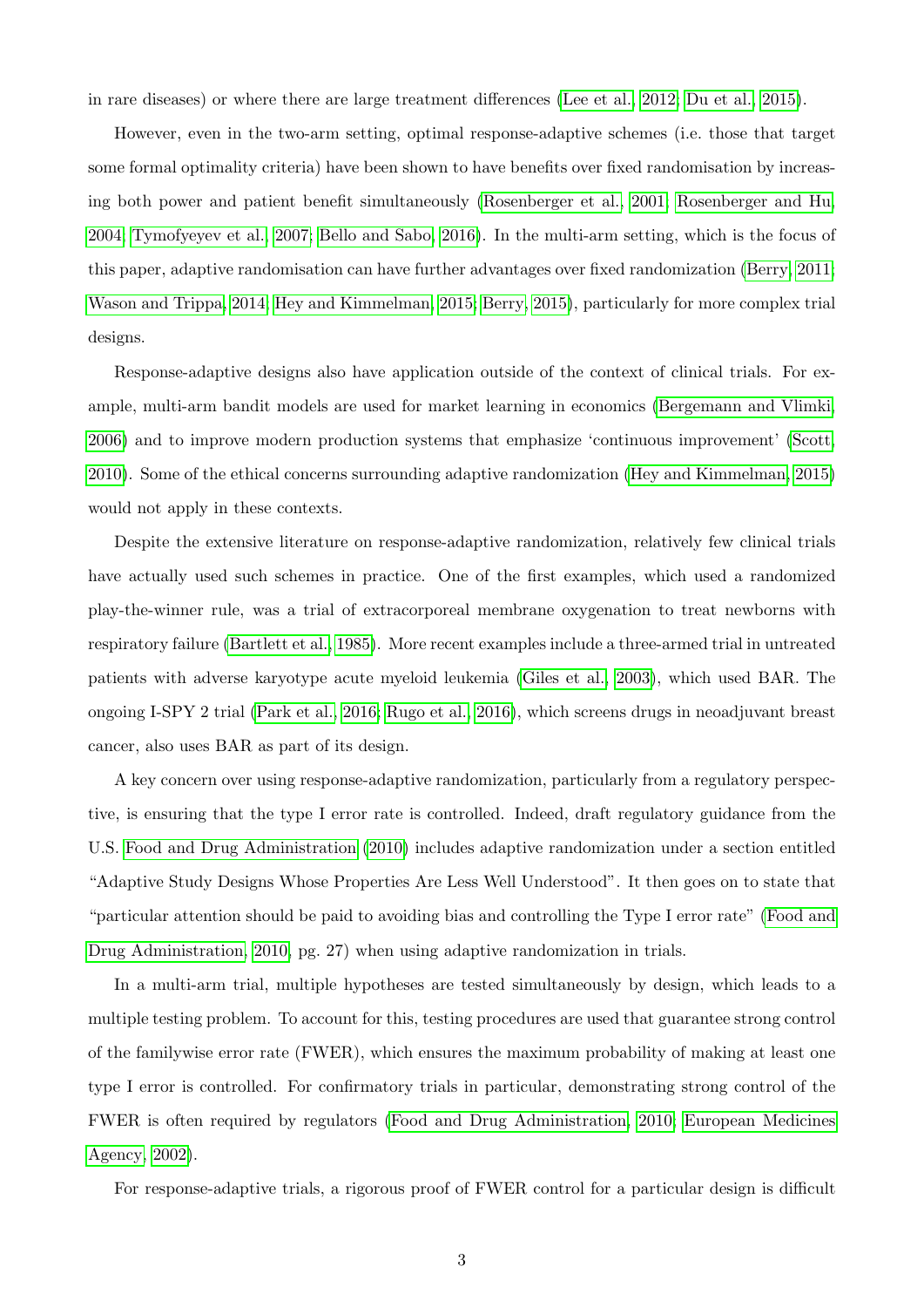in rare diseases) or where there are large treatment differences (Lee et al., 2012; Du et al., 2015).

However, even in the two-arm setting, optimal response-adaptive schemes (i.e. those that target some formal optimality criteria) have been shown to have benefits over fixed randomisation by increasing both power and patient benefit simultaneously (Rosenberger et al., 2001; Rosenberger and Hu, 2004; Tymofyeyev et al., 2007; Bello and Sabo, 2016). In the multi-arm setting, which is the focus of this paper, adaptive randomisation can have further advantages over fixed randomization (Berry, 2011; Wason and Trippa, 2014; Hey and Kimmelman, 2015; Berry, 2015), particularly for more complex trial designs.

Response-adaptive designs also have application outside of the context of clinical trials. For example, multi-arm bandit models are used for market learning in economics (Bergemann and Vlmki, 2006) and to improve modern production systems that emphasize 'continuous improvement' (Scott, 2010). Some of the ethical concerns surrounding adaptive randomization (Hey and Kimmelman, 2015) would not apply in these contexts.

Despite the extensive literature on response-adaptive randomization, relatively few clinical trials have actually used such schemes in practice. One of the first examples, which used a randomized play-the-winner rule, was a trial of extracorporeal membrane oxygenation to treat newborns with respiratory failure (Bartlett et al., 1985). More recent examples include a three-armed trial in untreated patients with adverse karyotype acute myeloid leukemia (Giles et al., 2003), which used BAR. The ongoing I-SPY 2 trial (Park et al., 2016; Rugo et al., 2016), which screens drugs in neoadjuvant breast cancer, also uses BAR as part of its design.

A key concern over using response-adaptive randomization, particularly from a regulatory perspective, is ensuring that the type I error rate is controlled. Indeed, draft regulatory guidance from the U.S. Food and Drug Administration (2010) includes adaptive randomization under a section entitled "Adaptive Study Designs Whose Properties Are Less Well Understood". It then goes on to state that "particular attention should be paid to avoiding bias and controlling the Type I error rate" (Food and Drug Administration, 2010, pg. 27) when using adaptive randomization in trials.

In a multi-arm trial, multiple hypotheses are tested simultaneously by design, which leads to a multiple testing problem. To account for this, testing procedures are used that guarantee strong control of the familywise error rate (FWER), which ensures the maximum probability of making at least one type I error is controlled. For confirmatory trials in particular, demonstrating strong control of the FWER is often required by regulators (Food and Drug Administration, 2010; European Medicines Agency, 2002).

For response-adaptive trials, a rigorous proof of FWER control for a particular design is difficult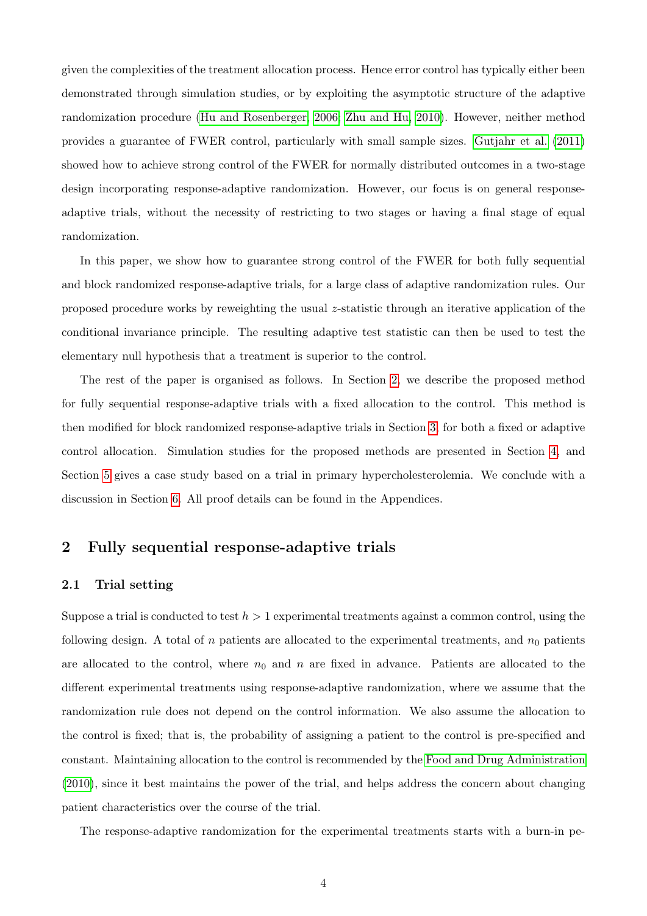given the complexities of the treatment allocation process. Hence error control has typically either been demonstrated through simulation studies, or by exploiting the asymptotic structure of the adaptive randomization procedure (Hu and Rosenberger, 2006; Zhu and Hu, 2010). However, neither method provides a guarantee of FWER control, particularly with small sample sizes. Gutjahr et al. (2011) showed how to achieve strong control of the FWER for normally distributed outcomes in a two-stage design incorporating response-adaptive randomization. However, our focus is on general response-adaptive trials, without the necessity of restricting to two stages or having a final stage of equal randomization.

In this paper, we show how to guarantee strong control of the FWER for both fully sequential and block randomized response-adaptive trials, for a large class of adaptive randomization rules. Our proposed procedure works by reweighting the usual $z$-statistic through an iterative application of the conditional invariance principle. The resulting adaptive test statistic can then be used to test the elementary null hypothesis that a treatment is superior to the control.

The rest of the paper is organised as follows. In Section 2, we describe the proposed method for fully sequential response-adaptive trials with a fixed allocation to the control. This method is then modified for block randomized response-adaptive trials in Section 3, for both a fixed or adaptive control allocation. Simulation studies for the proposed methods are presented in Section 4, and Section 5 gives a case study based on a trial in primary hypercholesterolemia. We conclude with a discussion in Section 6. All proof details can be found in the Appendices.

## 2 Fully sequential response-adaptive trials

### 2.1 Trial setting

Suppose a trial is conducted to test $h > 1$ experimental treatments against a common control, using the following design. A total of $n$ patients are allocated to the experimental treatments, and $n_0$ patients are allocated to the control, where $n_0$ and $n$ are fixed in advance. Patients are allocated to the different experimental treatments using response-adaptive randomization, where we assume that the randomization rule does not depend on the control information. We also assume the allocation to the control is fixed; that is, the probability of assigning a patient to the control is pre-specified and constant. Maintaining allocation to the control is recommended by the Food and Drug Administration (2010), since it best maintains the power of the trial, and helps address the concern about changing patient characteristics over the course of the trial.

The response-adaptive randomization for the experimental treatments starts with a burn-in pe-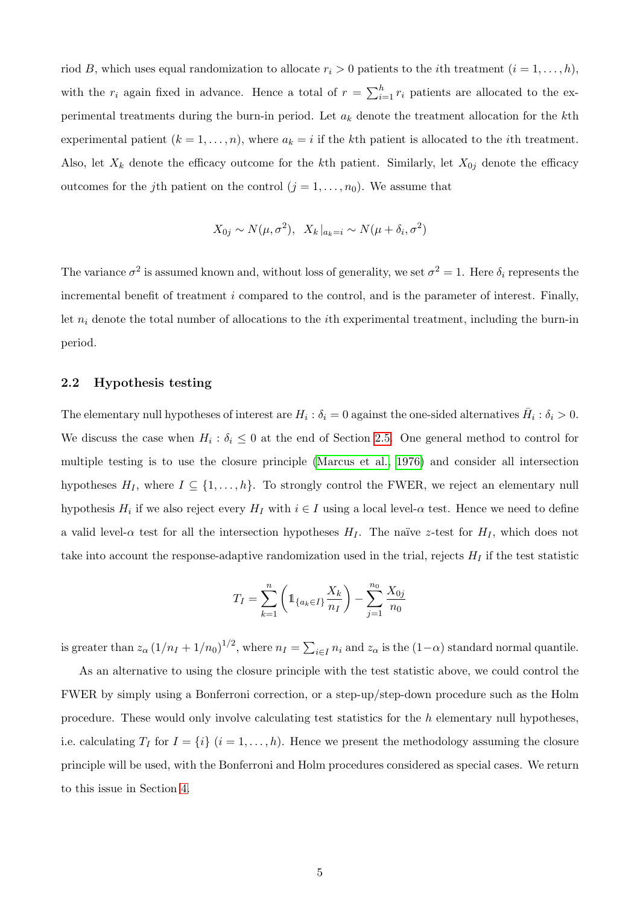riod $B$, which uses equal randomization to allocate $r_i > 0$ patients to the $i$th treatment ($i = 1, \ldots, h$), with the $r_i$ again fixed in advance. Hence a total of $r = \sum_{i=1}^{h} r_i$ patients are allocated to the experimental treatments during the burn-in period. Let $a_k$ denote the treatment allocation for the $k$th experimental patient ($k = 1, \ldots, n$), where $a_k = i$ if the $k$th patient is allocated to the $i$th treatment. Also, let $X_k$ denote the efficacy outcome for the $k$th patient. Similarly, let $X_{0j}$ denote the efficacy outcomes for the $j$th patient on the control ($j = 1, \ldots, n_0$). We assume that

$$X_{0j} \sim N(\mu, \sigma^2), \;\; X_k|_{a_k=i} \sim N(\mu + \delta_i, \sigma^2)$$

The variance $\sigma^2$ is assumed known and, without loss of generality, we set $\sigma^2 = 1$. Here $\delta_i$ represents the incremental benefit of treatment $i$ compared to the control, and is the parameter of interest. Finally, let $n_i$ denote the total number of allocations to the $i$th experimental treatment, including the burn-in period.

### 2.2 Hypothesis testing

The elementary null hypotheses of interest are $H_i : \delta_i = 0$ against the one-sided alternatives $\bar{H}_i : \delta_i > 0$. We discuss the case when $H_i : \delta_i \leq 0$ at the end of Section 2.5. One general method to control for multiple testing is to use the closure principle (Marcus et al., 1976) and consider all intersection hypotheses $H_I$, where $I \subseteq \{1, \ldots, h\}$. To strongly control the FWER, we reject an elementary null hypothesis $H_i$ if we also reject every $H_I$ with $i \in I$ using a local level-$\alpha$ test. Hence we need to define a valid level-$\alpha$ test for all the intersection hypotheses $H_I$. The naïve $z$-test for $H_I$, which does not take into account the response-adaptive randomization used in the trial, rejects $H_I$ if the test statistic

$$T_I = \sum_{k=1}^{n} \left( \mathbb{1}_{\{a_k \in I\}} \frac{X_k}{n_I} \right) - \sum_{j=1}^{n_0} \frac{X_{0j}}{n_0}$$

is greater than $z_\alpha \left(1/n_I + 1/n_0\right)^{1/2}$, where $n_I = \sum_{i \in I} n_i$ and $z_\alpha$ is the $(1-\alpha)$ standard normal quantile.

As an alternative to using the closure principle with the test statistic above, we could control the FWER by simply using a Bonferroni correction, or a step-up/step-down procedure such as the Holm procedure. These would only involve calculating test statistics for the $h$ elementary null hypotheses, i.e. calculating $T_I$ for $I = \{i\}$ ($i = 1, \ldots, h$). Hence we present the methodology assuming the closure principle will be used, with the Bonferroni and Holm procedures considered as special cases. We return to this issue in Section 4.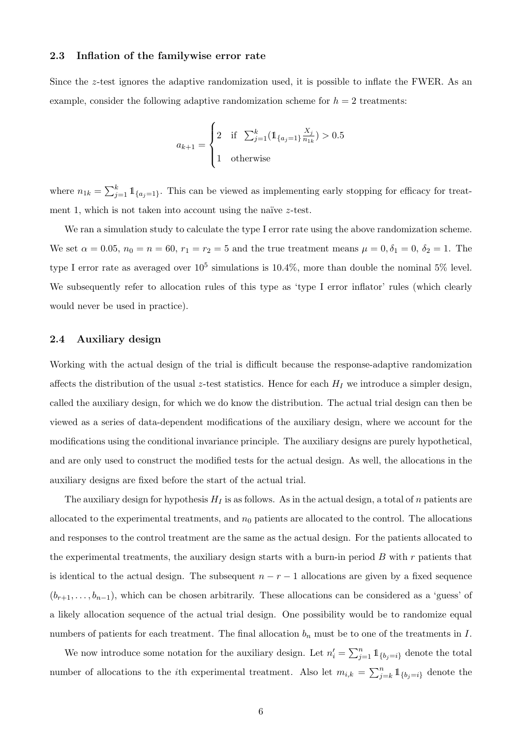### 2.3 Inflation of the familywise error rate

Since the $z$-test ignores the adaptive randomization used, it is possible to inflate the FWER. As an example, consider the following adaptive randomization scheme for $h = 2$ treatments:

$$
a_{k+1} = \begin{cases} 2 & \text{if } \sum_{j=1}^{k} (\mathbb{1}_{\{a_j=1\}} \frac{X_j}{n_{1k}}) > 0.5 \\ 1 & \text{otherwise} \end{cases}
$$

where $n_{1k} = \sum_{j=1}^{k} \mathbb{1}_{\{a_j=1\}}$. This can be viewed as implementing early stopping for efficacy for treatment 1, which is not taken into account using the naïve $z$-test.

We ran a simulation study to calculate the type I error rate using the above randomization scheme. We set $\alpha = 0.05$, $n_0 = n = 60$, $r_1 = r_2 = 5$ and the true treatment means $\mu = 0, \delta_1 = 0$, $\delta_2 = 1$. The type I error rate as averaged over $10^5$ simulations is 10.4%, more than double the nominal 5% level. We subsequently refer to allocation rules of this type as 'type I error inflator' rules (which clearly would never be used in practice).

### 2.4 Auxiliary design

Working with the actual design of the trial is difficult because the response-adaptive randomization affects the distribution of the usual $z$-test statistics. Hence for each $H_I$ we introduce a simpler design, called the auxiliary design, for which we do know the distribution. The actual trial design can then be viewed as a series of data-dependent modifications of the auxiliary design, where we account for the modifications using the conditional invariance principle. The auxiliary designs are purely hypothetical, and are only used to construct the modified tests for the actual design. As well, the allocations in the auxiliary designs are fixed before the start of the actual trial.

The auxiliary design for hypothesis $H_I$ is as follows. As in the actual design, a total of $n$ patients are allocated to the experimental treatments, and $n_0$ patients are allocated to the control. The allocations and responses to the control treatment are the same as the actual design. For the patients allocated to the experimental treatments, the auxiliary design starts with a burn-in period $B$ with $r$ patients that is identical to the actual design. The subsequent $n - r - 1$ allocations are given by a fixed sequence $(b_{r+1}, \ldots, b_{n-1})$, which can be chosen arbitrarily. These allocations can be considered as a 'guess' of a likely allocation sequence of the actual trial design. One possibility would be to randomize equal numbers of patients for each treatment. The final allocation $b_n$ must be to one of the treatments in $I$.

We now introduce some notation for the auxiliary design. Let $n'_i = \sum_{j=1}^{n} \mathbb{1}_{\{b_j=i\}}$ denote the total number of allocations to the $i$th experimental treatment. Also let $m_{i,k} = \sum_{j=k}^{n} \mathbb{1}_{\{b_j=i\}}$ denote the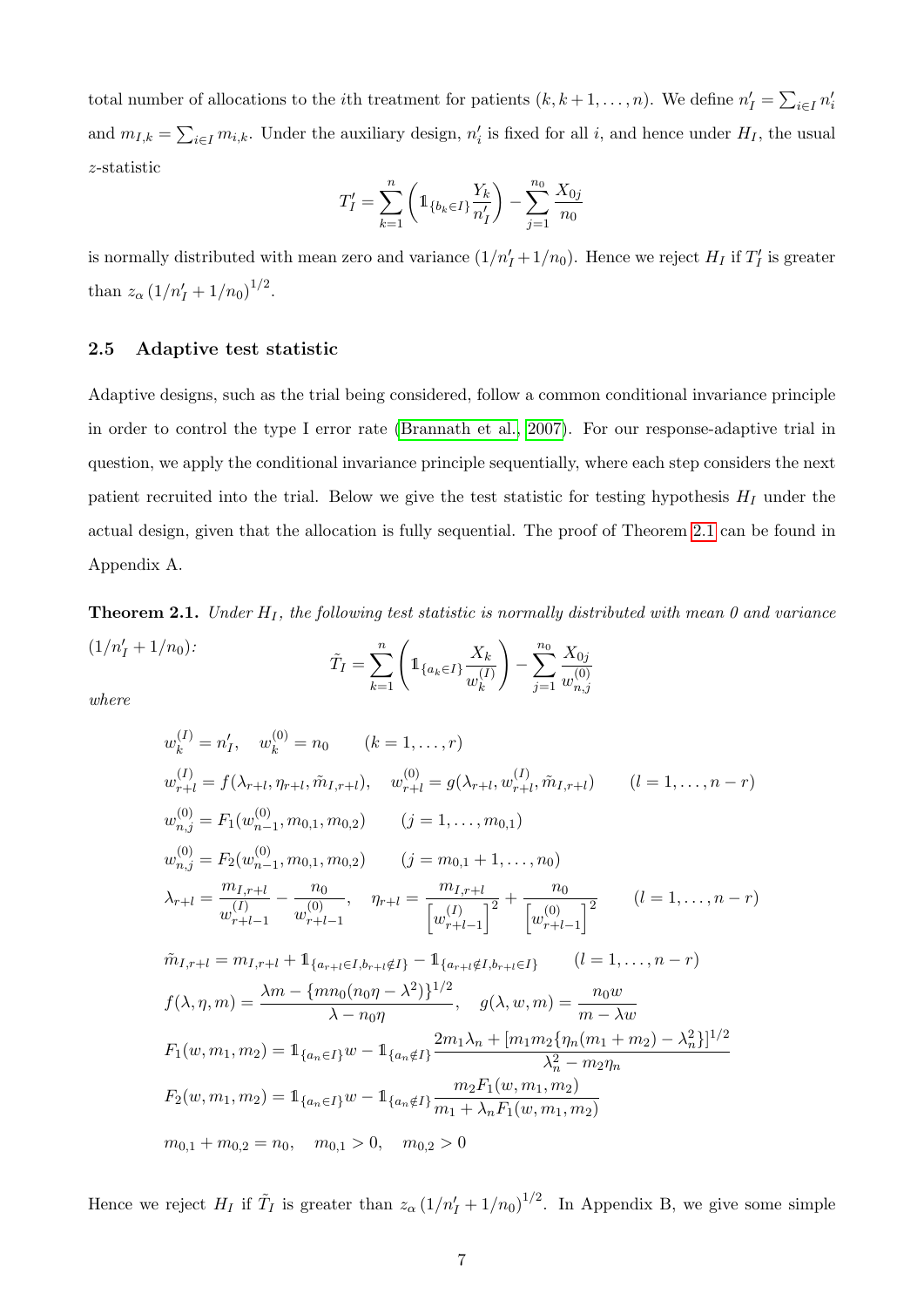total number of allocations to the $i$th treatment for patients $(k, k+1, \dots, n)$. We define $n'_I = \sum_{i \in I} n'_i$ and $m_{I,k} = \sum_{i \in I} m_{i,k}$. Under the auxiliary design, $n'_i$ is fixed for all $i$, and hence under $H_I$, the usual $z$-statistic

$$T'_I = \sum_{k=1}^{n} \left( \mathbb{1}_{\{b_k \in I\}} \frac{Y_k}{n'_I} \right) - \sum_{j=1}^{n_0} \frac{X_{0j}}{n_0}$$

is normally distributed with mean zero and variance $(1/n'_I + 1/n_0)$. Hence we reject $H_I$ if $T'_I$ is greater than $z_\alpha \left(1/n'_I + 1/n_0\right)^{1/2}$.

### 2.5 Adaptive test statistic

Adaptive designs, such as the trial being considered, follow a common conditional invariance principle in order to control the type I error rate (Brannath et al., 2007). For our response-adaptive trial in question, we apply the conditional invariance principle sequentially, where each step considers the next patient recruited into the trial. Below we give the test statistic for testing hypothesis $H_I$ under the actual design, given that the allocation is fully sequential. The proof of Theorem 2.1 can be found in Appendix A.

**Theorem 2.1.** *Under $H_I$, the following test statistic is normally distributed with mean 0 and variance $(1/n'_I + 1/n_0)$:*

$$\tilde{T}_I = \sum_{k=1}^{n} \left( \mathbb{1}_{\{a_k \in I\}} \frac{X_k}{w_k^{(I)}} \right) - \sum_{j=1}^{n_0} \frac{X_{0j}}{w_{n,j}^{(0)}}$$

*where*

$$w_k^{(I)} = n'_I, \quad w_k^{(0)} = n_0 \qquad (k = 1, \dots, r)$$

$$w_{r+l}^{(I)} = f(\lambda_{r+l}, \eta_{r+l}, \tilde{m}_{I,r+l}), \quad w_{r+l}^{(0)} = g(\lambda_{r+l}, w_{r+l}^{(I)}, \tilde{m}_{I,r+l}) \qquad (l = 1, \dots, n-r)$$

$$w_{n,j}^{(0)} = F_1(w_{n-1}^{(0)}, m_{0,1}, m_{0,2}) \qquad (j = 1, \dots, m_{0,1})$$

$$w_{n,j}^{(0)} = F_2(w_{n-1}^{(0)}, m_{0,1}, m_{0,2}) \qquad (j = m_{0,1}+1, \dots, n_0)$$

$$\lambda_{r+l} = \frac{m_{I,r+l}}{w_{r+l-1}^{(I)}} - \frac{n_0}{w_{r+l-1}^{(0)}}, \quad \eta_{r+l} = \frac{m_{I,r+l}}{\left[w_{r+l-1}^{(I)}\right]^2} + \frac{n_0}{\left[w_{r+l-1}^{(0)}\right]^2} \qquad (l = 1, \dots, n-r)$$

$$\tilde{m}_{I,r+l} = m_{I,r+l} + \mathbb{1}_{\{a_{r+l} \in I, b_{r+l} \notin I\}} - \mathbb{1}_{\{a_{r+l} \notin I, b_{r+l} \in I\}} \qquad (l = 1, \dots, n-r)$$

$$f(\lambda, \eta, m) = \frac{\lambda m - \{m n_0 (n_0 \eta - \lambda^2)\}^{1/2}}{\lambda - n_0 \eta}, \quad g(\lambda, w, m) = \frac{n_0 w}{m - \lambda w}$$

$$F_1(w, m_1, m_2) = \mathbb{1}_{\{a_n \in I\}} w - \mathbb{1}_{\{a_n \notin I\}} \frac{2 m_1 \lambda_n + [m_1 m_2 \{\eta_n (m_1 + m_2) - \lambda_n^2\}]^{1/2}}{\lambda_n^2 - m_2 \eta_n}$$

$$F_2(w, m_1, m_2) = \mathbb{1}_{\{a_n \in I\}} w - \mathbb{1}_{\{a_n \notin I\}} \frac{m_2 F_1(w, m_1, m_2)}{m_1 + \lambda_n F_1(w, m_1, m_2)}$$

$$m_{0,1} + m_{0,2} = n_0, \quad m_{0,1} > 0, \quad m_{0,2} > 0$$

Hence we reject $H_I$ if $\tilde{T}_I$ is greater than $z_\alpha \left(1/n'_I + 1/n_0\right)^{1/2}$. In Appendix B, we give some simple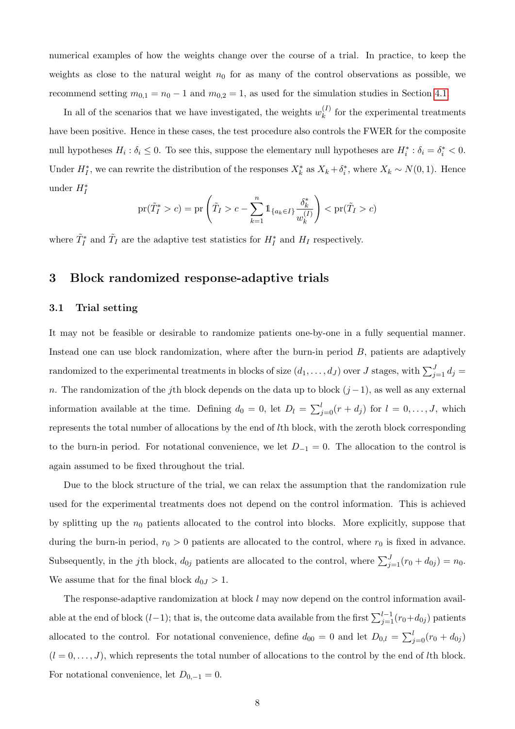numerical examples of how the weights change over the course of a trial. In practice, to keep the weights as close to the natural weight $n_0$ for as many of the control observations as possible, we recommend setting $m_{0,1} = n_0 - 1$ and $m_{0,2} = 1$, as used for the simulation studies in Section 4.1.

In all of the scenarios that we have investigated, the weights $w_k^{(I)}$ for the experimental treatments have been positive. Hence in these cases, the test procedure also controls the FWER for the composite null hypotheses $H_i : \delta_i \leq 0$. To see this, suppose the elementary null hypotheses are $H_i^* : \delta_i = \delta_i^* < 0$. Under $H_I^*$, we can rewrite the distribution of the responses $X_k^*$ as $X_k + \delta_i^*$, where $X_k \sim N(0,1)$. Hence under $H_I^*$

$$
\text{pr}(\tilde{T}_I^* > c) = \text{pr}\left(\tilde{T}_I > c - \sum_{k=1}^{n} \mathbb{1}_{\{a_k \in I\}} \frac{\delta_k^*}{w_k^{(I)}}\right) < \text{pr}(\tilde{T}_I > c)
$$

where $\tilde{T}_I^*$ and $\tilde{T}_I$ are the adaptive test statistics for $H_I^*$ and $H_I$ respectively.

## 3 Block randomized response-adaptive trials

### 3.1 Trial setting

It may not be feasible or desirable to randomize patients one-by-one in a fully sequential manner. Instead one can use block randomization, where after the burn-in period $B$, patients are adaptively randomized to the experimental treatments in blocks of size $(d_1, \ldots, d_J)$ over $J$ stages, with $\sum_{j=1}^{J} d_j = n$. The randomization of the $j$th block depends on the data up to block $(j-1)$, as well as any external information available at the time. Defining $d_0 = 0$, let $D_l = \sum_{j=0}^{l}(r + d_j)$ for $l = 0, \ldots, J$, which represents the total number of allocations by the end of $l$th block, with the zeroth block corresponding to the burn-in period. For notational convenience, we let $D_{-1} = 0$. The allocation to the control is again assumed to be fixed throughout the trial.

Due to the block structure of the trial, we can relax the assumption that the randomization rule used for the experimental treatments does not depend on the control information. This is achieved by splitting up the $n_0$ patients allocated to the control into blocks. More explicitly, suppose that during the burn-in period, $r_0 > 0$ patients are allocated to the control, where $r_0$ is fixed in advance. Subsequently, in the $j$th block, $d_{0j}$ patients are allocated to the control, where $\sum_{j=1}^{J}(r_0 + d_{0j}) = n_0$. We assume that for the final block $d_{0J} > 1$.

The response-adaptive randomization at block $l$ may now depend on the control information available at the end of block $(l-1)$; that is, the outcome data available from the first $\sum_{j=1}^{l-1}(r_0 + d_{0j})$ patients allocated to the control. For notational convenience, define $d_{00} = 0$ and let $D_{0,l} = \sum_{j=0}^{l}(r_0 + d_{0j})$ $(l = 0, \ldots, J)$, which represents the total number of allocations to the control by the end of $l$th block. For notational convenience, let $D_{0,-1} = 0$.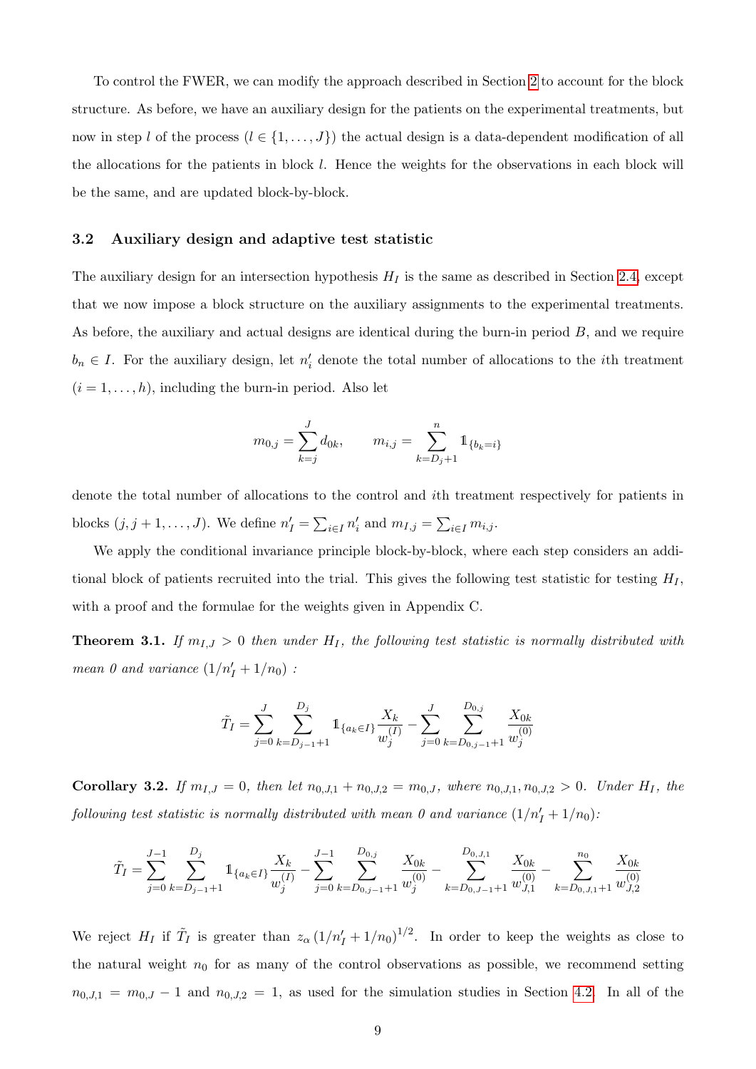To control the FWER, we can modify the approach described in Section 2 to account for the block structure. As before, we have an auxiliary design for the patients on the experimental treatments, but now in step $l$ of the process ($l \in \{1, \ldots, J\}$) the actual design is a data-dependent modification of all the allocations for the patients in block $l$. Hence the weights for the observations in each block will be the same, and are updated block-by-block.

### 3.2 Auxiliary design and adaptive test statistic

The auxiliary design for an intersection hypothesis $H_I$ is the same as described in Section 2.4, except that we now impose a block structure on the auxiliary assignments to the experimental treatments. As before, the auxiliary and actual designs are identical during the burn-in period $B$, and we require $b_n \in I$. For the auxiliary design, let $n'_i$ denote the total number of allocations to the $i$th treatment ($i = 1, \ldots, h$), including the burn-in period. Also let

$$m_{0,j} = \sum_{k=j}^{J} d_{0k}, \qquad m_{i,j} = \sum_{k=D_j+1}^{n} \mathbb{1}_{\{b_k = i\}}$$

denote the total number of allocations to the control and $i$th treatment respectively for patients in blocks $(j, j+1, \ldots, J)$. We define $n'_I = \sum_{i \in I} n'_i$ and $m_{I,j} = \sum_{i \in I} m_{i,j}$.

We apply the conditional invariance principle block-by-block, where each step considers an additional block of patients recruited into the trial. This gives the following test statistic for testing $H_I$, with a proof and the formulae for the weights given in Appendix C.

**Theorem 3.1.** *If $m_{I,J} > 0$ then under $H_I$, the following test statistic is normally distributed with mean 0 and variance $(1/n'_I + 1/n_0)$ :*

$$\tilde{T}_I = \sum_{j=0}^{J} \sum_{k=D_{j-1}+1}^{D_j} \mathbb{1}_{\{a_k \in I\}} \frac{X_k}{w_j^{(I)}} - \sum_{j=0}^{J} \sum_{k=D_{0,j-1}+1}^{D_{0,j}} \frac{X_{0k}}{w_j^{(0)}}$$

**Corollary 3.2.** *If $m_{I,J} = 0$, then let $n_{0,J,1} + n_{0,J,2} = m_{0,J}$, where $n_{0,J,1}, n_{0,J,2} > 0$. Under $H_I$, the following test statistic is normally distributed with mean 0 and variance $(1/n'_I + 1/n_0)$:*

$$\tilde{T}_I = \sum_{j=0}^{J-1} \sum_{k=D_{j-1}+1}^{D_j} \mathbb{1}_{\{a_k \in I\}} \frac{X_k}{w_j^{(I)}} - \sum_{j=0}^{J-1} \sum_{k=D_{0,j-1}+1}^{D_{0,j}} \frac{X_{0k}}{w_j^{(0)}} - \sum_{k=D_{0,J-1}+1}^{D_{0,J,1}} \frac{X_{0k}}{w_{J,1}^{(0)}} - \sum_{k=D_{0,J,1}+1}^{n_0} \frac{X_{0k}}{w_{J,2}^{(0)}}$$

We reject $H_I$ if $\tilde{T}_I$ is greater than $z_\alpha \left(1/n'_I + 1/n_0\right)^{1/2}$. In order to keep the weights as close to the natural weight $n_0$ for as many of the control observations as possible, we recommend setting $n_{0,J,1} = m_{0,J} - 1$ and $n_{0,J,2} = 1$, as used for the simulation studies in Section 4.2. In all of the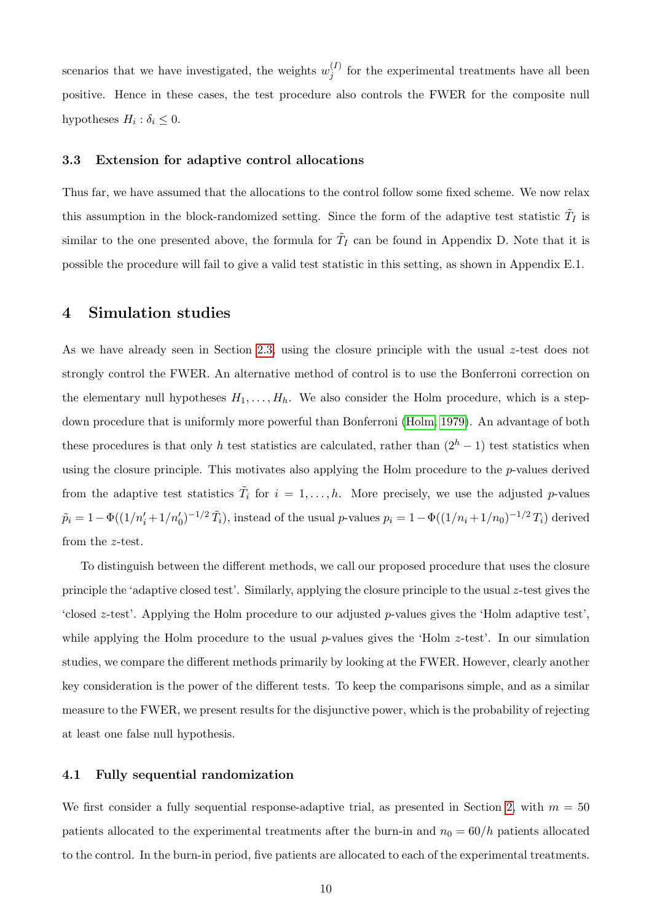scenarios that we have investigated, the weights $w_j^{(I)}$ for the experimental treatments have all been positive. Hence in these cases, the test procedure also controls the FWER for the composite null hypotheses $H_i : \delta_i \leq 0$.

### 3.3 Extension for adaptive control allocations

Thus far, we have assumed that the allocations to the control follow some fixed scheme. We now relax this assumption in the block-randomized setting. Since the form of the adaptive test statistic $\tilde{T}_I$ is similar to the one presented above, the formula for $\tilde{T}_I$ can be found in Appendix D. Note that it is possible the procedure will fail to give a valid test statistic in this setting, as shown in Appendix E.1.

## 4 Simulation studies

As we have already seen in Section 2.3, using the closure principle with the usual $z$-test does not strongly control the FWER. An alternative method of control is to use the Bonferroni correction on the elementary null hypotheses $H_1, \dots, H_h$. We also consider the Holm procedure, which is a step-down procedure that is uniformly more powerful than Bonferroni (Holm, 1979). An advantage of both these procedures is that only $h$ test statistics are calculated, rather than $(2^h - 1)$ test statistics when using the closure principle. This motivates also applying the Holm procedure to the $p$-values derived from the adaptive test statistics $\tilde{T}_i$ for $i = 1, \dots, h$. More precisely, we use the adjusted $p$-values $\tilde{p}_i = 1 - \Phi((1/n'_i + 1/n'_0)^{-1/2}\, \tilde{T}_i)$, instead of the usual $p$-values $p_i = 1 - \Phi((1/n_i + 1/n_0)^{-1/2}\, T_i)$ derived from the $z$-test.

To distinguish between the different methods, we call our proposed procedure that uses the closure principle the 'adaptive closed test'. Similarly, applying the closure principle to the usual $z$-test gives the 'closed $z$-test'. Applying the Holm procedure to our adjusted $p$-values gives the 'Holm adaptive test', while applying the Holm procedure to the usual $p$-values gives the 'Holm $z$-test'. In our simulation studies, we compare the different methods primarily by looking at the FWER. However, clearly another key consideration is the power of the different tests. To keep the comparisons simple, and as a similar measure to the FWER, we present results for the disjunctive power, which is the probability of rejecting at least one false null hypothesis.

### 4.1 Fully sequential randomization

We first consider a fully sequential response-adaptive trial, as presented in Section 2, with $m = 50$ patients allocated to the experimental treatments after the burn-in and $n_0 = 60/h$ patients allocated to the control. In the burn-in period, five patients are allocated to each of the experimental treatments.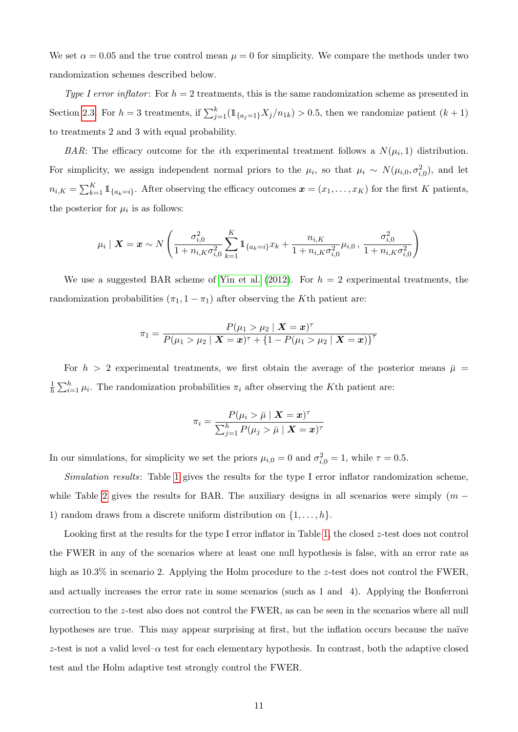We set $\alpha = 0.05$ and the true control mean $\mu = 0$ for simplicity. We compare the methods under two randomization schemes described below.

*Type I error inflator*: For $h = 2$ treatments, this is the same randomization scheme as presented in Section 2.3. For $h = 3$ treatments, if $\sum_{j=1}^{k}(\mathbb{1}_{\{a_j=1\}}X_j/n_{1k}) > 0.5$, then we randomize patient $(k+1)$ to treatments 2 and 3 with equal probability.

*BAR*: The efficacy outcome for the $i$th experimental treatment follows a $N(\mu_i, 1)$ distribution. For simplicity, we assign independent normal priors to the $\mu_i$, so that $\mu_i \sim N(\mu_{i,0}, \sigma_{i,0}^2)$, and let $n_{i,K} = \sum_{k=1}^{K} \mathbb{1}_{\{a_k=i\}}$. After observing the efficacy outcomes $\boldsymbol{x} = (x_1, \ldots, x_K)$ for the first $K$ patients, the posterior for $\mu_i$ is as follows:

$$\mu_i \mid \boldsymbol{X} = \boldsymbol{x} \sim N\left(\frac{\sigma_{i,0}^2}{1 + n_{i,K}\sigma_{i,0}^2}\sum_{k=1}^{K}\mathbb{1}_{\{a_k=i\}}x_k + \frac{n_{i,K}}{1 + n_{i,K}\sigma_{i,0}^2}\mu_{i,0}\,,\, \frac{\sigma_{i,0}^2}{1 + n_{i,K}\sigma_{i,0}^2}\right)$$

We use a suggested BAR scheme of Yin et al. (2012). For $h = 2$ experimental treatments, the randomization probabilities $(\pi_1, 1 - \pi_1)$ after observing the $K$th patient are:

$$\pi_1 = \frac{P(\mu_1 > \mu_2 \mid \boldsymbol{X} = \boldsymbol{x})^{\tau}}{P(\mu_1 > \mu_2 \mid \boldsymbol{X} = \boldsymbol{x})^{\tau} + \{1 - P(\mu_1 > \mu_2 \mid \boldsymbol{X} = \boldsymbol{x})\}^{\tau}}$$

For $h > 2$ experimental treatments, we first obtain the average of the posterior means $\bar{\mu} = \frac{1}{h}\sum_{i=1}^{h}\mu_i$. The randomization probabilities $\pi_i$ after observing the $K$th patient are:

$$\pi_i = \frac{P(\mu_i > \bar{\mu} \mid \boldsymbol{X} = \boldsymbol{x})^{\tau}}{\sum_{j=1}^{h} P(\mu_j > \bar{\mu} \mid \boldsymbol{X} = \boldsymbol{x})^{\tau}}$$

In our simulations, for simplicity we set the priors $\mu_{i,0} = 0$ and $\sigma_{i,0}^2 = 1$, while $\tau = 0.5$.

*Simulation results*: Table 1 gives the results for the type I error inflator randomization scheme, while Table 2 gives the results for BAR. The auxiliary designs in all scenarios were simply $(m - 1)$ random draws from a discrete uniform distribution on $\{1, \ldots, h\}$.

Looking first at the results for the type I error inflator in Table 1, the closed $z$-test does not control the FWER in any of the scenarios where at least one null hypothesis is false, with an error rate as high as 10.3% in scenario 2. Applying the Holm procedure to the $z$-test does not control the FWER, and actually increases the error rate in some scenarios (such as 1 and 4). Applying the Bonferroni correction to the $z$-test also does not control the FWER, as can be seen in the scenarios where all null hypotheses are true. This may appear surprising at first, but the inflation occurs because the naïve $z$-test is not a valid level–$\alpha$ test for each elementary hypothesis. In contrast, both the adaptive closed test and the Holm adaptive test strongly control the FWER.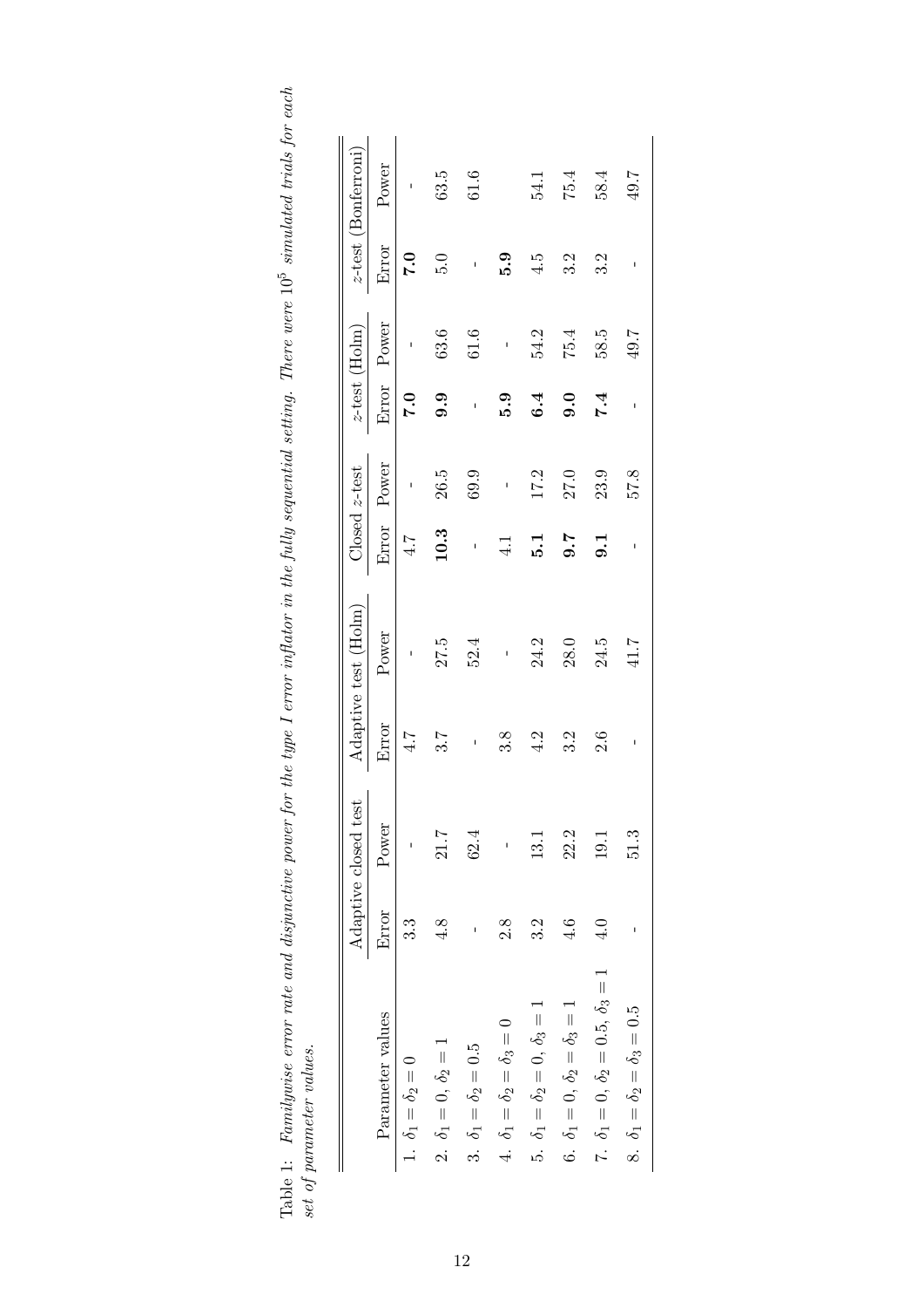Table 1: *Familywise error rate and disjunctive power for the type I error inflator in the fully sequential setting. There were $10^5$ simulated trials for each set of parameter values.*

| | Adaptive closed test | | Adaptive test (Holm) | | Closed $z$-test | | $z$-test (Holm) | | $z$-test (Bonferroni) | |
|---|---|---|---|---|---|---|---|---|---|---|
| Parameter values | Error | Power | Error | Power | Error | Power | Error | Power | Error | Power |
| 1. $\delta_1 = \delta_2 = 0$ | 3.3 | - | 4.7 | - | 4.7 | - | **7.0** | - | **7.0** | - |
| 2. $\delta_1 = 0$, $\delta_2 = 1$ | 4.8 | 21.7 | 3.7 | 27.5 | **10.3** | 26.5 | **9.9** | 63.6 | 5.0 | 63.5 |
| 3. $\delta_1 = \delta_2 = 0.5$ | - | 62.4 | - | 52.4 | - | 69.9 | - | 61.6 | - | 61.6 |
| 4. $\delta_1 = \delta_2 = \delta_3 = 0$ | 2.8 | - | 3.8 | - | 4.1 | - | **5.9** | - | **5.9** | |
| 5. $\delta_1 = \delta_2 = 0$, $\delta_3 = 1$ | 3.2 | 13.1 | 4.2 | 24.2 | **5.1** | 17.2 | **6.4** | 54.2 | 4.5 | 54.1 |
| 6. $\delta_1 = 0$, $\delta_2 = \delta_3 = 1$ | 4.6 | 22.2 | 3.2 | 28.0 | **9.7** | 27.0 | **9.0** | 75.4 | 3.2 | 75.4 |
| 7. $\delta_1 = 0$, $\delta_2 = 0.5$, $\delta_3 = 1$ | 4.0 | 19.1 | 2.6 | 24.5 | **9.1** | 23.9 | **7.4** | 58.5 | 3.2 | 58.4 |
| 8. $\delta_1 = \delta_2 = \delta_3 = 0.5$ | - | 51.3 | - | 41.7 | - | 57.8 | - | 49.7 | - | 49.7 |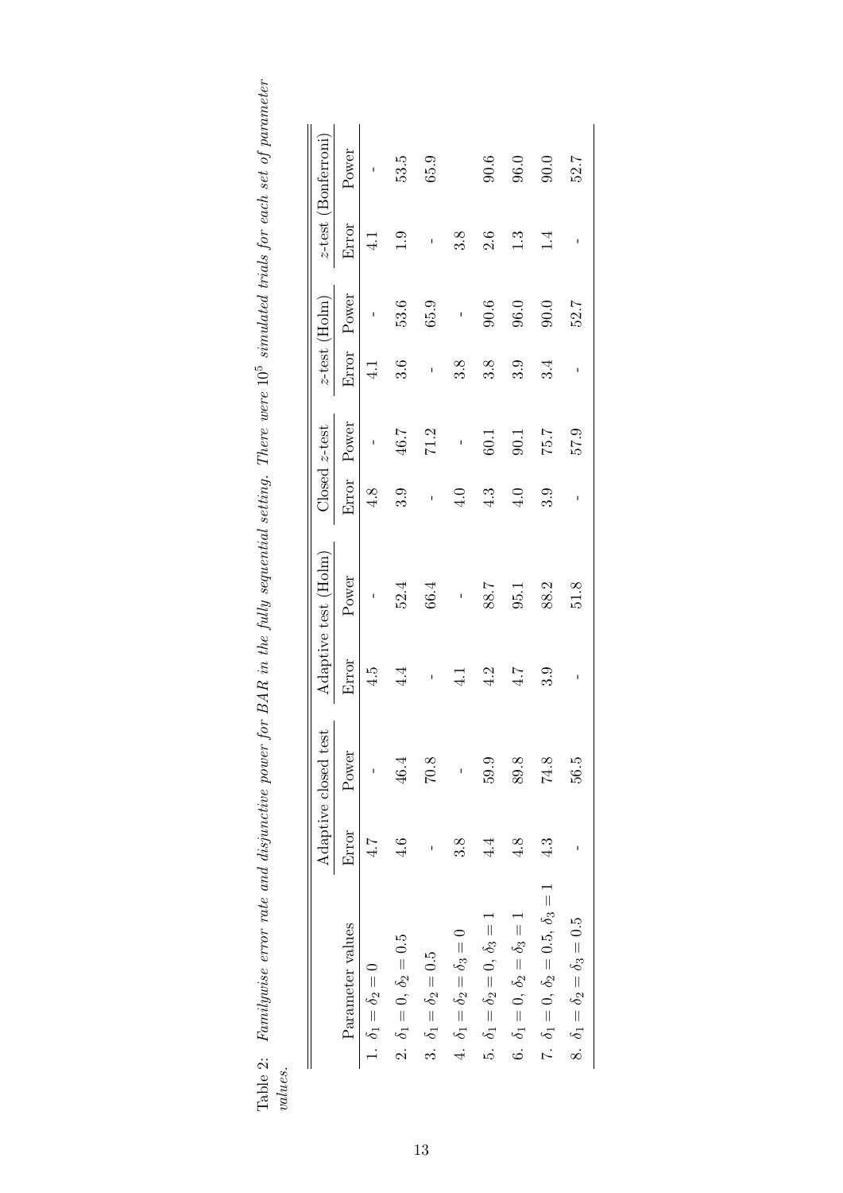Table 2: *Familywise error rate and disjunctive power for BAR in the fully sequential setting. There were $10^5$ simulated trials for each set of parameter values.*

| Parameter values | Adaptive closed test | | Adaptive test (Holm) | | Closed $z$-test | | $z$-test (Holm) | | $z$-test (Bonferroni) | |
|---|---|---|---|---|---|---|---|---|---|---|
| | Error | Power | Error | Power | Error | Power | Error | Power | Error | Power |
| 1. $\delta_1 = \delta_2 = 0$ | 4.7 | - | 4.5 | - | 4.8 | - | 4.1 | - | 4.1 | - |
| 2. $\delta_1 = 0, \delta_2 = 0.5$ | 4.6 | 46.4 | 4.4 | 52.4 | 3.9 | 46.7 | 3.6 | 53.6 | 1.9 | 53.5 |
| 3. $\delta_1 = \delta_2 = 0.5$ | - | 70.8 | - | 66.4 | - | 71.2 | - | 65.9 | - | 65.9 |
| 4. $\delta_1 = \delta_2 = \delta_3 = 0$ | 3.8 | - | 4.1 | - | 4.0 | - | 3.8 | - | 3.8 | |
| 5. $\delta_1 = \delta_2 = 0, \delta_3 = 1$ | 4.4 | 59.9 | 4.2 | 88.7 | 4.3 | 60.1 | 3.8 | 90.6 | 2.6 | 90.6 |
| 6. $\delta_1 = 0, \delta_2 = \delta_3 = 1$ | 4.8 | 89.8 | 4.7 | 95.1 | 4.0 | 90.1 | 3.9 | 96.0 | 1.3 | 96.0 |
| 7. $\delta_1 = 0, \delta_2 = 0.5, \delta_3 = 1$ | 4.3 | 74.8 | 3.9 | 88.2 | 3.9 | 75.7 | 3.4 | 90.0 | 1.4 | 90.0 |
| 8. $\delta_1 = \delta_2 = \delta_3 = 0.5$ | - | 56.5 | - | 51.8 | - | 57.9 | - | 52.7 | - | 52.7 |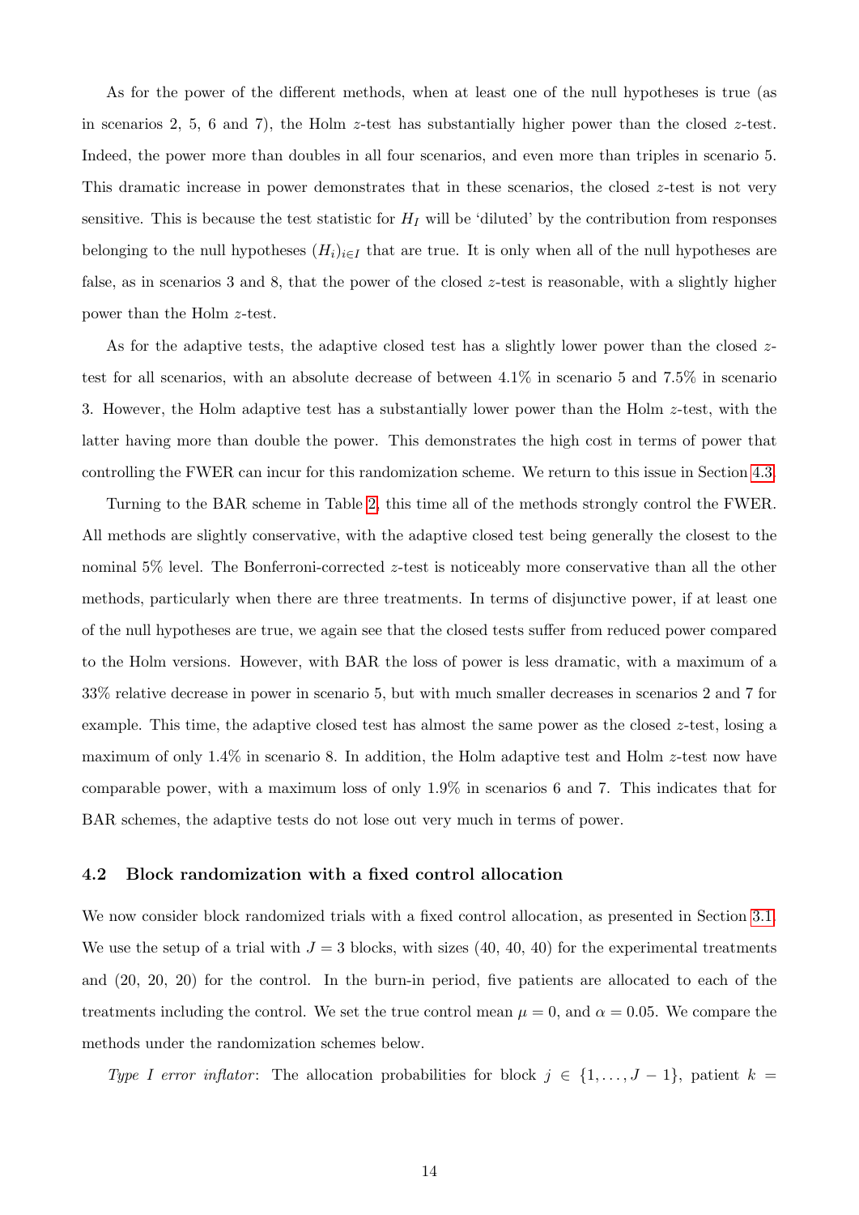As for the power of the different methods, when at least one of the null hypotheses is true (as in scenarios 2, 5, 6 and 7), the Holm $z$-test has substantially higher power than the closed $z$-test. Indeed, the power more than doubles in all four scenarios, and even more than triples in scenario 5. This dramatic increase in power demonstrates that in these scenarios, the closed $z$-test is not very sensitive. This is because the test statistic for $H_I$ will be 'diluted' by the contribution from responses belonging to the null hypotheses $(H_i)_{i \in I}$ that are true. It is only when all of the null hypotheses are false, as in scenarios 3 and 8, that the power of the closed $z$-test is reasonable, with a slightly higher power than the Holm $z$-test.

As for the adaptive tests, the adaptive closed test has a slightly lower power than the closed $z$-test for all scenarios, with an absolute decrease of between 4.1% in scenario 5 and 7.5% in scenario 3. However, the Holm adaptive test has a substantially lower power than the Holm $z$-test, with the latter having more than double the power. This demonstrates the high cost in terms of power that controlling the FWER can incur for this randomization scheme. We return to this issue in Section 4.3.

Turning to the BAR scheme in Table 2, this time all of the methods strongly control the FWER. All methods are slightly conservative, with the adaptive closed test being generally the closest to the nominal 5% level. The Bonferroni-corrected $z$-test is noticeably more conservative than all the other methods, particularly when there are three treatments. In terms of disjunctive power, if at least one of the null hypotheses are true, we again see that the closed tests suffer from reduced power compared to the Holm versions. However, with BAR the loss of power is less dramatic, with a maximum of a 33% relative decrease in power in scenario 5, but with much smaller decreases in scenarios 2 and 7 for example. This time, the adaptive closed test has almost the same power as the closed $z$-test, losing a maximum of only 1.4% in scenario 8. In addition, the Holm adaptive test and Holm $z$-test now have comparable power, with a maximum loss of only 1.9% in scenarios 6 and 7. This indicates that for BAR schemes, the adaptive tests do not lose out very much in terms of power.

### 4.2 Block randomization with a fixed control allocation

We now consider block randomized trials with a fixed control allocation, as presented in Section 3.1. We use the setup of a trial with $J = 3$ blocks, with sizes (40, 40, 40) for the experimental treatments and (20, 20, 20) for the control. In the burn-in period, five patients are allocated to each of the treatments including the control. We set the true control mean $\mu = 0$, and $\alpha = 0.05$. We compare the methods under the randomization schemes below.

*Type I error inflator*: The allocation probabilities for block $j \in \{1, \dots, J-1\}$, patient $k =$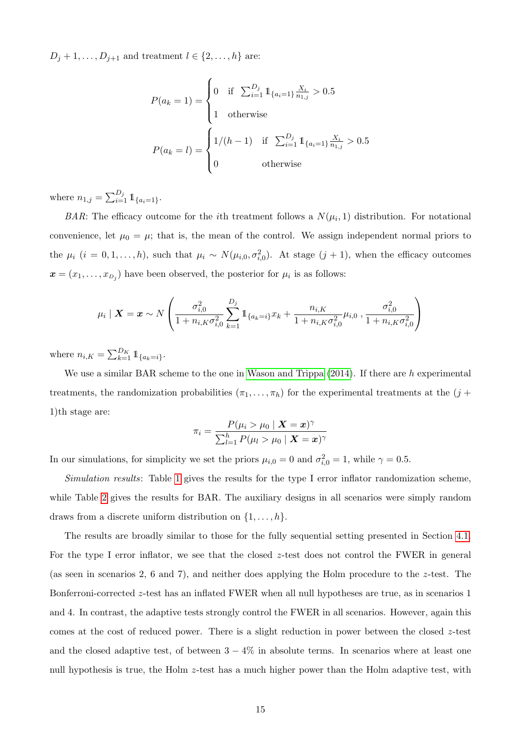$D_j + 1, \ldots, D_{j+1}$ and treatment $l \in \{2, \ldots, h\}$ are:

$$P(a_k = 1) = \begin{cases} 0 & \text{if } \sum_{i=1}^{D_j} \mathbb{1}_{\{a_i=1\}} \frac{X_i}{n_{1,j}} > 0.5 \\ 1 & \text{otherwise} \end{cases}$$

$$P(a_k = l) = \begin{cases} 1/(h-1) & \text{if } \sum_{i=1}^{D_j} \mathbb{1}_{\{a_i=1\}} \frac{X_i}{n_{1,j}} > 0.5 \\ 0 & \text{otherwise} \end{cases}$$

where $n_{1,j} = \sum_{i=1}^{D_j} \mathbb{1}_{\{a_i=1\}}$.

*BAR*: The efficacy outcome for the $i$th treatment follows a $N(\mu_i, 1)$ distribution. For notational convenience, let $\mu_0 = \mu$; that is, the mean of the control. We assign independent normal priors to the $\mu_i$ $(i = 0, 1, \ldots, h)$, such that $\mu_i \sim N(\mu_{i,0}, \sigma_{i,0}^2)$. At stage $(j+1)$, when the efficacy outcomes $\boldsymbol{x} = (x_1, \ldots, x_{D_j})$ have been observed, the posterior for $\mu_i$ is as follows:

$$\mu_i \mid \boldsymbol{X} = \boldsymbol{x} \sim N\left( \frac{\sigma_{i,0}^2}{1 + n_{i,K}\sigma_{i,0}^2} \sum_{k=1}^{D_j} \mathbb{1}_{\{a_k=i\}} x_k + \frac{n_{i,K}}{1 + n_{i,K}\sigma_{i,0}^2} \mu_{i,0} \, , \frac{\sigma_{i,0}^2}{1 + n_{i,K}\sigma_{i,0}^2} \right)$$

where $n_{i,K} = \sum_{k=1}^{D_K} \mathbb{1}_{\{a_k=i\}}$.

We use a similar BAR scheme to the one in Wason and Trippa (2014). If there are $h$ experimental treatments, the randomization probabilities $(\pi_1, \ldots, \pi_h)$ for the experimental treatments at the $(j+1)$th stage are:

$$\pi_i = \frac{P(\mu_i > \mu_0 \mid \boldsymbol{X} = \boldsymbol{x})^\gamma}{\sum_{l=1}^{h} P(\mu_l > \mu_0 \mid \boldsymbol{X} = \boldsymbol{x})^\gamma}$$

In our simulations, for simplicity we set the priors $\mu_{i,0} = 0$ and $\sigma_{i,0}^2 = 1$, while $\gamma = 0.5$.

*Simulation results*: Table 1 gives the results for the type I error inflator randomization scheme, while Table 2 gives the results for BAR. The auxiliary designs in all scenarios were simply random draws from a discrete uniform distribution on $\{1, \ldots, h\}$.

The results are broadly similar to those for the fully sequential setting presented in Section 4.1. For the type I error inflator, we see that the closed $z$-test does not control the FWER in general (as seen in scenarios 2, 6 and 7), and neither does applying the Holm procedure to the $z$-test. The Bonferroni-corrected $z$-test has an inflated FWER when all null hypotheses are true, as in scenarios 1 and 4. In contrast, the adaptive tests strongly control the FWER in all scenarios. However, again this comes at the cost of reduced power. There is a slight reduction in power between the closed $z$-test and the closed adaptive test, of between $3-4\%$ in absolute terms. In scenarios where at least one null hypothesis is true, the Holm $z$-test has a much higher power than the Holm adaptive test, with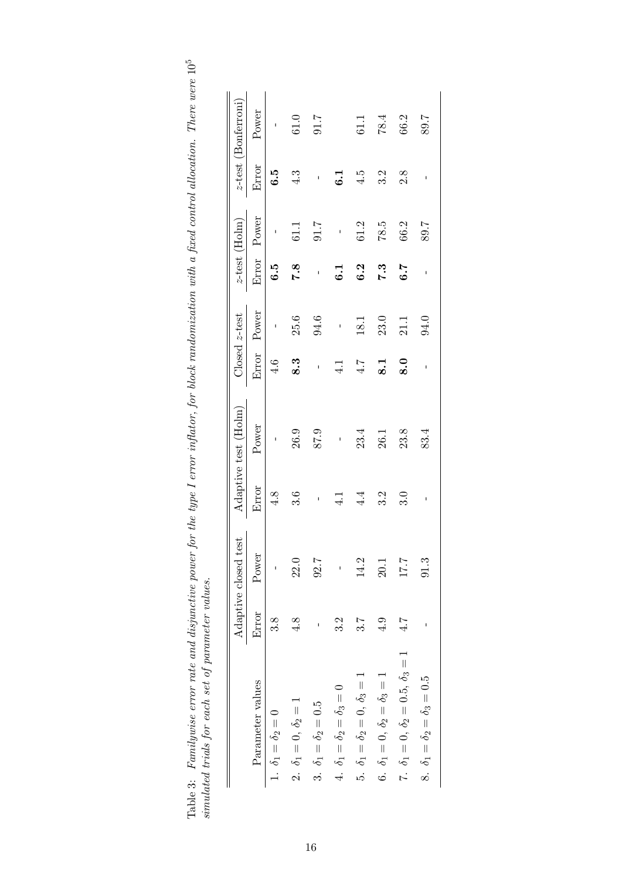Table 3: *Familywise error rate and disjunctive power for the type I error inflator, for block randomization with a fixed control allocation. There were* $10^5$ *simulated trials for each set of parameter values.*

| | Adaptive closed test | | Adaptive test (Holm) | | Closed $z$-test | | $z$-test (Holm) | | $z$-test (Bonferroni) | |
|---|---|---|---|---|---|---|---|---|---|---|
| Parameter values | Error | Power | Error | Power | Error | Power | Error | Power | Error | Power |
| 1. $\delta_1 = \delta_2 = 0$ | 3.8 | - | 4.8 | - | 4.6 | - | **6.5** | - | **6.5** | - |
| 2. $\delta_1 = 0, \delta_2 = 1$ | 4.8 | 22.0 | 3.6 | 26.9 | **8.3** | 25.6 | **7.8** | 61.1 | 4.3 | 61.0 |
| 3. $\delta_1 = \delta_2 = 0.5$ | - | 92.7 | - | 87.9 | - | 94.6 | - | 91.7 | - | 91.7 |
| 4. $\delta_1 = \delta_2 = \delta_3 = 0$ | 3.2 | - | 4.1 | - | 4.1 | - | **6.1** | - | **6.1** | |
| 5. $\delta_1 = \delta_2 = 0, \delta_3 = 1$ | 3.7 | 14.2 | 4.4 | 23.4 | 4.7 | 18.1 | **6.2** | 61.2 | 4.5 | 61.1 |
| 6. $\delta_1 = 0, \delta_2 = \delta_3 = 1$ | 4.9 | 20.1 | 3.2 | 26.1 | **8.1** | 23.0 | **7.3** | 78.5 | 3.2 | 78.4 |
| 7. $\delta_1 = 0, \delta_2 = 0.5, \delta_3 = 1$ | 4.7 | 17.7 | 3.0 | 23.8 | **8.0** | 21.1 | **6.7** | 66.2 | 2.8 | 66.2 |
| 8. $\delta_1 = \delta_2 = \delta_3 = 0.5$ | - | 91.3 | - | 83.4 | - | 94.0 | - | 89.7 | - | 89.7 |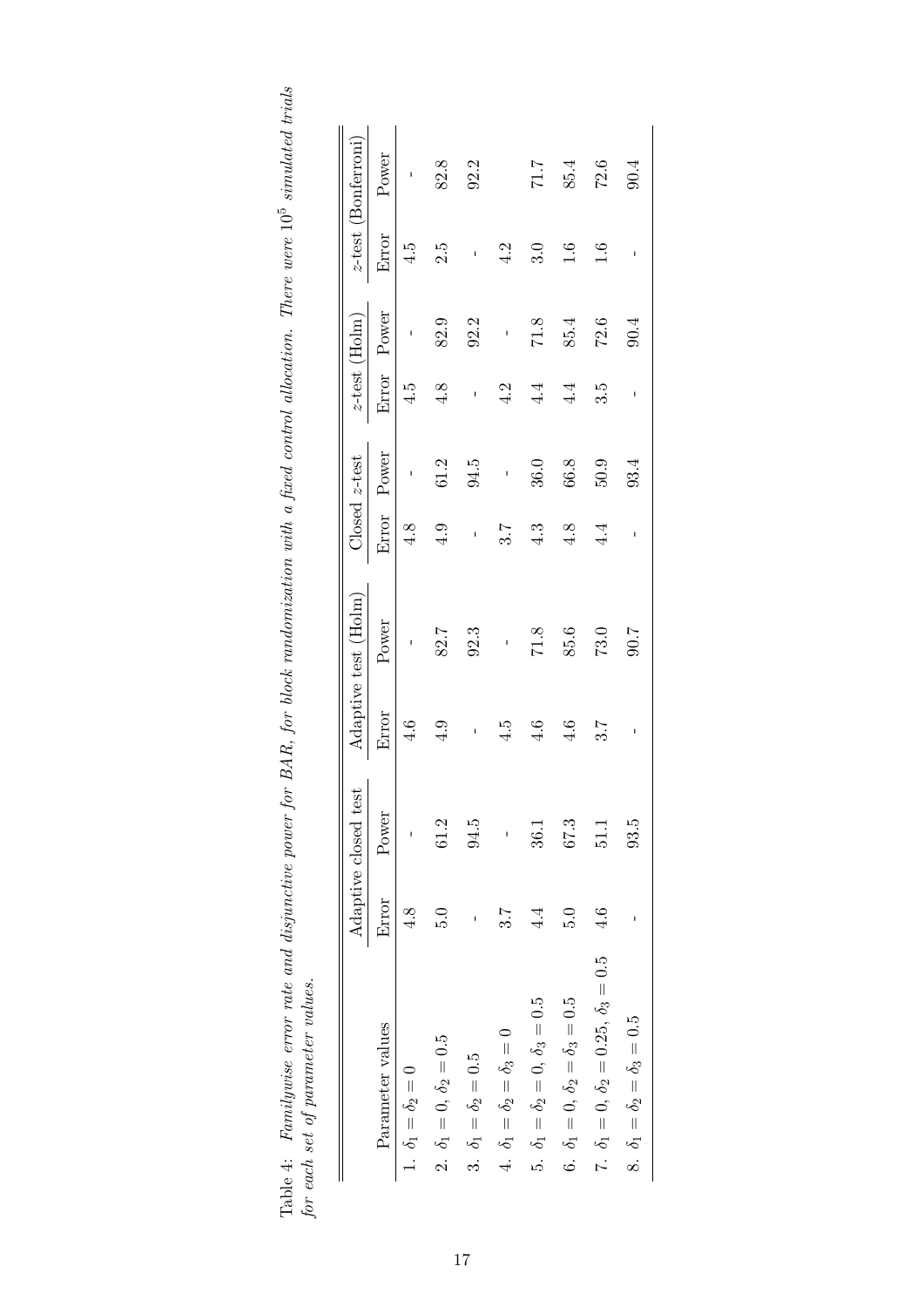Table 4: *Familywise error rate and disjunctive power for BAR, for block randomization with a fixed control allocation. There were $10^5$ simulated trials for each set of parameter values.*

| | Adaptive closed test | | Adaptive test (Holm) | | Closed $z$-test | | $z$-test (Holm) | | $z$-test (Bonferroni) | |
|---|---|---|---|---|---|---|---|---|---|---|
| Parameter values | Error | Power | Error | Power | Error | Power | Error | Power | Error | Power |
| 1. $\delta_1 = \delta_2 = 0$ | 4.8 | - | 4.6 | - | 4.8 | - | 4.5 | - | 4.5 | - |
| 2. $\delta_1 = 0, \delta_2 = 0.5$ | 5.0 | 61.2 | 4.9 | 82.7 | 4.9 | 61.2 | 4.8 | 82.9 | 2.5 | 82.8 |
| 3. $\delta_1 = \delta_2 = 0.5$ | - | 94.5 | - | 92.3 | - | 94.5 | - | 92.2 | - | 92.2 |
| 4. $\delta_1 = \delta_2 = \delta_3 = 0$ | 3.7 | - | 4.5 | - | 3.7 | - | 4.2 | - | 4.2 | |
| 5. $\delta_1 = \delta_2 = 0, \delta_3 = 0.5$ | 4.4 | 36.1 | 4.6 | 71.8 | 4.3 | 36.0 | 4.4 | 71.8 | 3.0 | 71.7 |
| 6. $\delta_1 = 0, \delta_2 = \delta_3 = 0.5$ | 5.0 | 67.3 | 4.6 | 85.6 | 4.8 | 66.8 | 4.4 | 85.4 | 1.6 | 85.4 |
| 7. $\delta_1 = 0, \delta_2 = 0.25, \delta_3 = 0.5$ | 4.6 | 51.1 | 3.7 | 73.0 | 4.4 | 50.9 | 3.5 | 72.6 | 1.6 | 72.6 |
| 8. $\delta_1 = \delta_2 = \delta_3 = 0.5$ | - | 93.5 | - | 90.7 | - | 93.4 | - | 90.4 | - | 90.4 |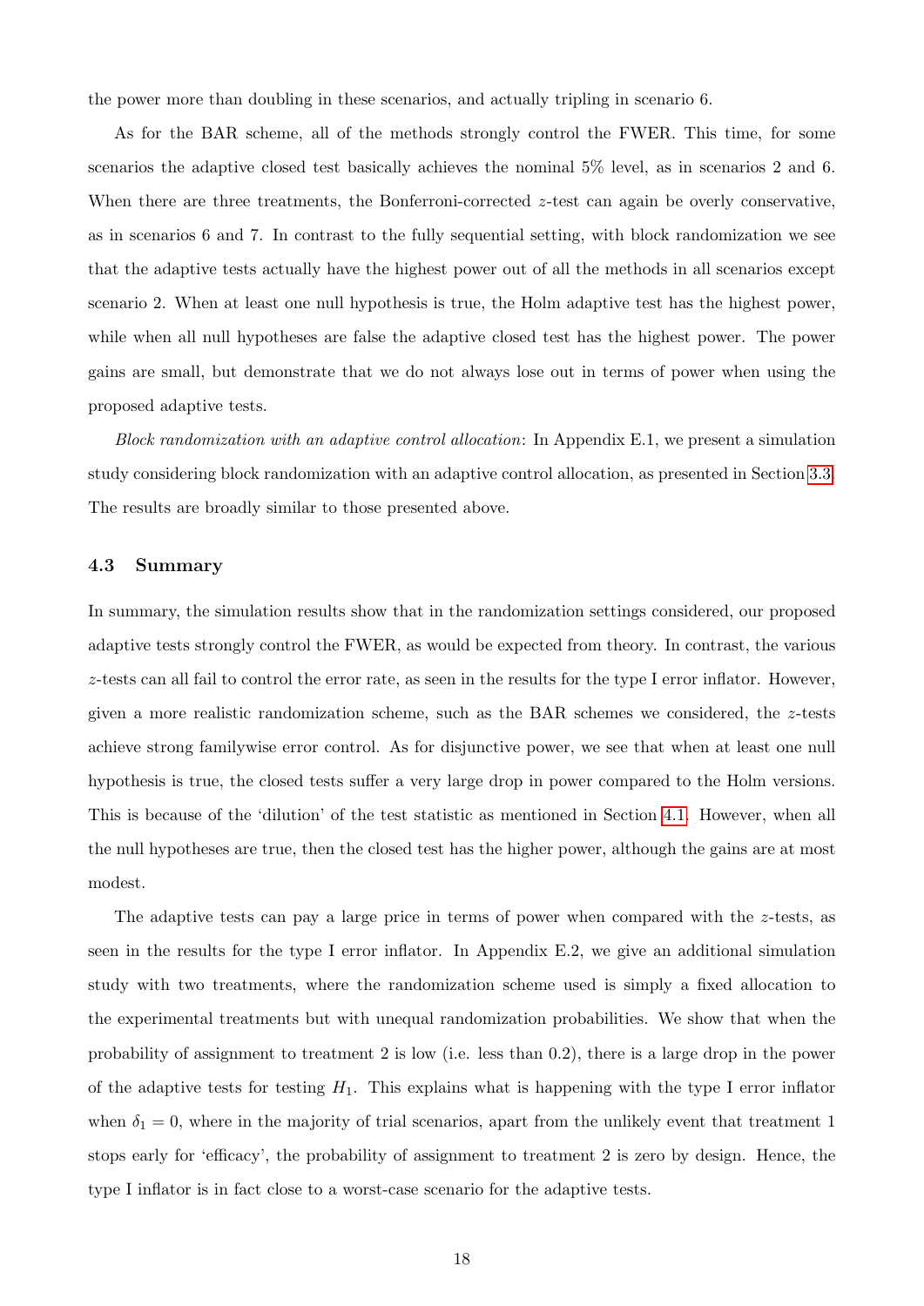the power more than doubling in these scenarios, and actually tripling in scenario 6.

As for the BAR scheme, all of the methods strongly control the FWER. This time, for some scenarios the adaptive closed test basically achieves the nominal 5% level, as in scenarios 2 and 6. When there are three treatments, the Bonferroni-corrected $z$-test can again be overly conservative, as in scenarios 6 and 7. In contrast to the fully sequential setting, with block randomization we see that the adaptive tests actually have the highest power out of all the methods in all scenarios except scenario 2. When at least one null hypothesis is true, the Holm adaptive test has the highest power, while when all null hypotheses are false the adaptive closed test has the highest power. The power gains are small, but demonstrate that we do not always lose out in terms of power when using the proposed adaptive tests.

*Block randomization with an adaptive control allocation*: In Appendix E.1, we present a simulation study considering block randomization with an adaptive control allocation, as presented in Section 3.3. The results are broadly similar to those presented above.

### 4.3 Summary

In summary, the simulation results show that in the randomization settings considered, our proposed adaptive tests strongly control the FWER, as would be expected from theory. In contrast, the various $z$-tests can all fail to control the error rate, as seen in the results for the type I error inflator. However, given a more realistic randomization scheme, such as the BAR schemes we considered, the $z$-tests achieve strong familywise error control. As for disjunctive power, we see that when at least one null hypothesis is true, the closed tests suffer a very large drop in power compared to the Holm versions. This is because of the 'dilution' of the test statistic as mentioned in Section 4.1. However, when all the null hypotheses are true, then the closed test has the higher power, although the gains are at most modest.

The adaptive tests can pay a large price in terms of power when compared with the $z$-tests, as seen in the results for the type I error inflator. In Appendix E.2, we give an additional simulation study with two treatments, where the randomization scheme used is simply a fixed allocation to the experimental treatments but with unequal randomization probabilities. We show that when the probability of assignment to treatment 2 is low (i.e. less than 0.2), there is a large drop in the power of the adaptive tests for testing $H_1$. This explains what is happening with the type I error inflator when $\delta_1 = 0$, where in the majority of trial scenarios, apart from the unlikely event that treatment 1 stops early for 'efficacy', the probability of assignment to treatment 2 is zero by design. Hence, the type I inflator is in fact close to a worst-case scenario for the adaptive tests.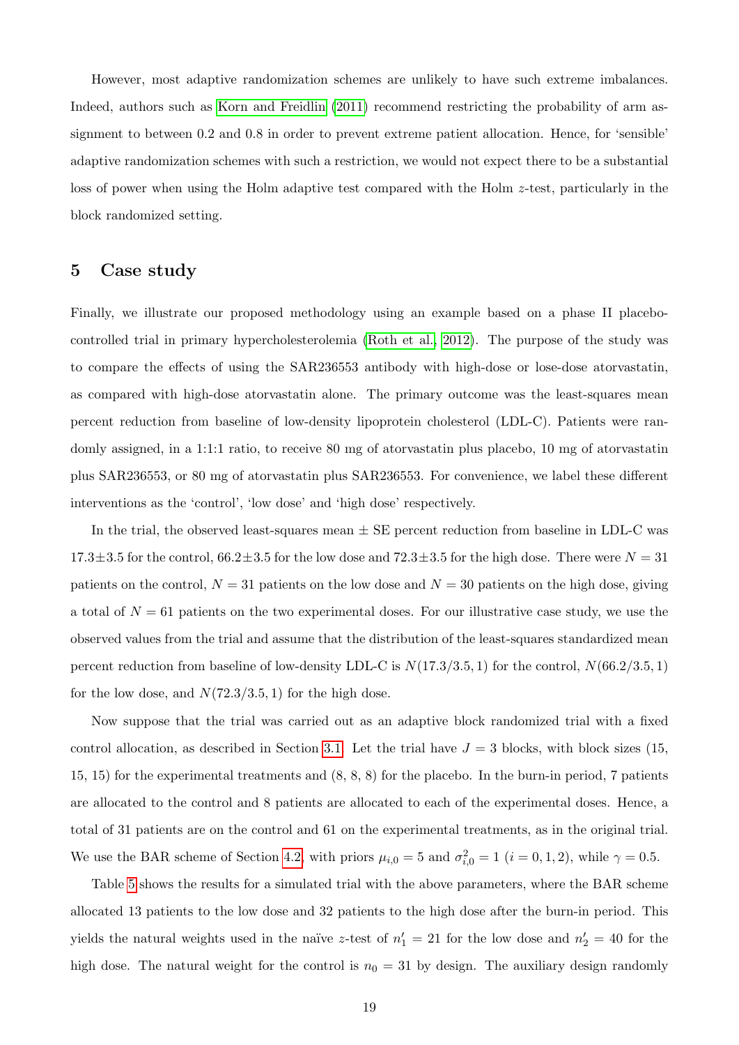However, most adaptive randomization schemes are unlikely to have such extreme imbalances. Indeed, authors such as Korn and Freidlin (2011) recommend restricting the probability of arm assignment to between 0.2 and 0.8 in order to prevent extreme patient allocation. Hence, for 'sensible' adaptive randomization schemes with such a restriction, we would not expect there to be a substantial loss of power when using the Holm adaptive test compared with the Holm $z$-test, particularly in the block randomized setting.

## 5 Case study

Finally, we illustrate our proposed methodology using an example based on a phase II placebo-controlled trial in primary hypercholesterolemia (Roth et al., 2012). The purpose of the study was to compare the effects of using the SAR236553 antibody with high-dose or lose-dose atorvastatin, as compared with high-dose atorvastatin alone. The primary outcome was the least-squares mean percent reduction from baseline of low-density lipoprotein cholesterol (LDL-C). Patients were randomly assigned, in a 1:1:1 ratio, to receive 80 mg of atorvastatin plus placebo, 10 mg of atorvastatin plus SAR236553, or 80 mg of atorvastatin plus SAR236553. For convenience, we label these different interventions as the 'control', 'low dose' and 'high dose' respectively.

In the trial, the observed least-squares mean $\pm$ SE percent reduction from baseline in LDL-C was $17.3 \pm 3.5$ for the control, $66.2 \pm 3.5$ for the low dose and $72.3 \pm 3.5$ for the high dose. There were $N = 31$ patients on the control, $N = 31$ patients on the low dose and $N = 30$ patients on the high dose, giving a total of $N = 61$ patients on the two experimental doses. For our illustrative case study, we use the observed values from the trial and assume that the distribution of the least-squares standardized mean percent reduction from baseline of low-density LDL-C is $N(17.3/3.5, 1)$ for the control, $N(66.2/3.5, 1)$ for the low dose, and $N(72.3/3.5, 1)$ for the high dose.

Now suppose that the trial was carried out as an adaptive block randomized trial with a fixed control allocation, as described in Section 3.1. Let the trial have $J = 3$ blocks, with block sizes (15, 15, 15) for the experimental treatments and (8, 8, 8) for the placebo. In the burn-in period, 7 patients are allocated to the control and 8 patients are allocated to each of the experimental doses. Hence, a total of 31 patients are on the control and 61 on the experimental treatments, as in the original trial. We use the BAR scheme of Section 4.2, with priors $\mu_{i,0} = 5$ and $\sigma^2_{i,0} = 1$ ($i = 0, 1, 2$), while $\gamma = 0.5$.

Table 5 shows the results for a simulated trial with the above parameters, where the BAR scheme allocated 13 patients to the low dose and 32 patients to the high dose after the burn-in period. This yields the natural weights used in the naïve $z$-test of $n'_1 = 21$ for the low dose and $n'_2 = 40$ for the high dose. The natural weight for the control is $n_0 = 31$ by design. The auxiliary design randomly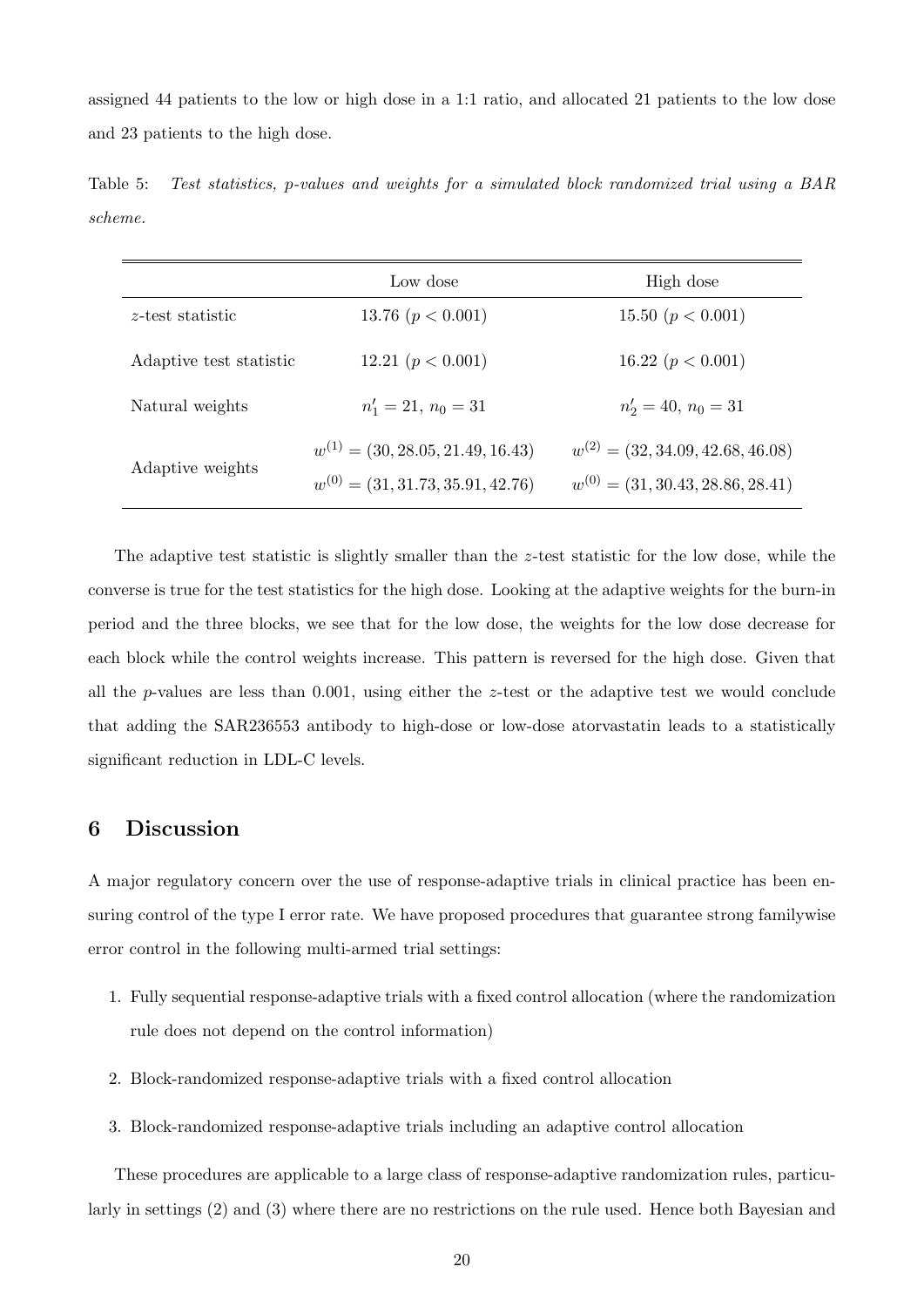assigned 44 patients to the low or high dose in a 1:1 ratio, and allocated 21 patients to the low dose and 23 patients to the high dose.

Table 5: *Test statistics, p-values and weights for a simulated block randomized trial using a BAR scheme.*

| | Low dose | High dose |
|---|---|---|
| $z$-test statistic | 13.76 ($p < 0.001$) | 15.50 ($p < 0.001$) |
| Adaptive test statistic | 12.21 ($p < 0.001$) | 16.22 ($p < 0.001$) |
| Natural weights | $n'_1 = 21$, $n_0 = 31$ | $n'_2 = 40$, $n_0 = 31$ |
| Adaptive weights | $w^{(1)} = (30, 28.05, 21.49, 16.43)$ $w^{(0)} = (31, 31.73, 35.91, 42.76)$ | $w^{(2)} = (32, 34.09, 42.68, 46.08)$ $w^{(0)} = (31, 30.43, 28.86, 28.41)$ |

The adaptive test statistic is slightly smaller than the $z$-test statistic for the low dose, while the converse is true for the test statistics for the high dose. Looking at the adaptive weights for the burn-in period and the three blocks, we see that for the low dose, the weights for the low dose decrease for each block while the control weights increase. This pattern is reversed for the high dose. Given that all the $p$-values are less than 0.001, using either the $z$-test or the adaptive test we would conclude that adding the SAR236553 antibody to high-dose or low-dose atorvastatin leads to a statistically significant reduction in LDL-C levels.

## 6 Discussion

A major regulatory concern over the use of response-adaptive trials in clinical practice has been ensuring control of the type I error rate. We have proposed procedures that guarantee strong familywise error control in the following multi-armed trial settings:

1. Fully sequential response-adaptive trials with a fixed control allocation (where the randomization rule does not depend on the control information)
2. Block-randomized response-adaptive trials with a fixed control allocation
3. Block-randomized response-adaptive trials including an adaptive control allocation

These procedures are applicable to a large class of response-adaptive randomization rules, particularly in settings (2) and (3) where there are no restrictions on the rule used. Hence both Bayesian and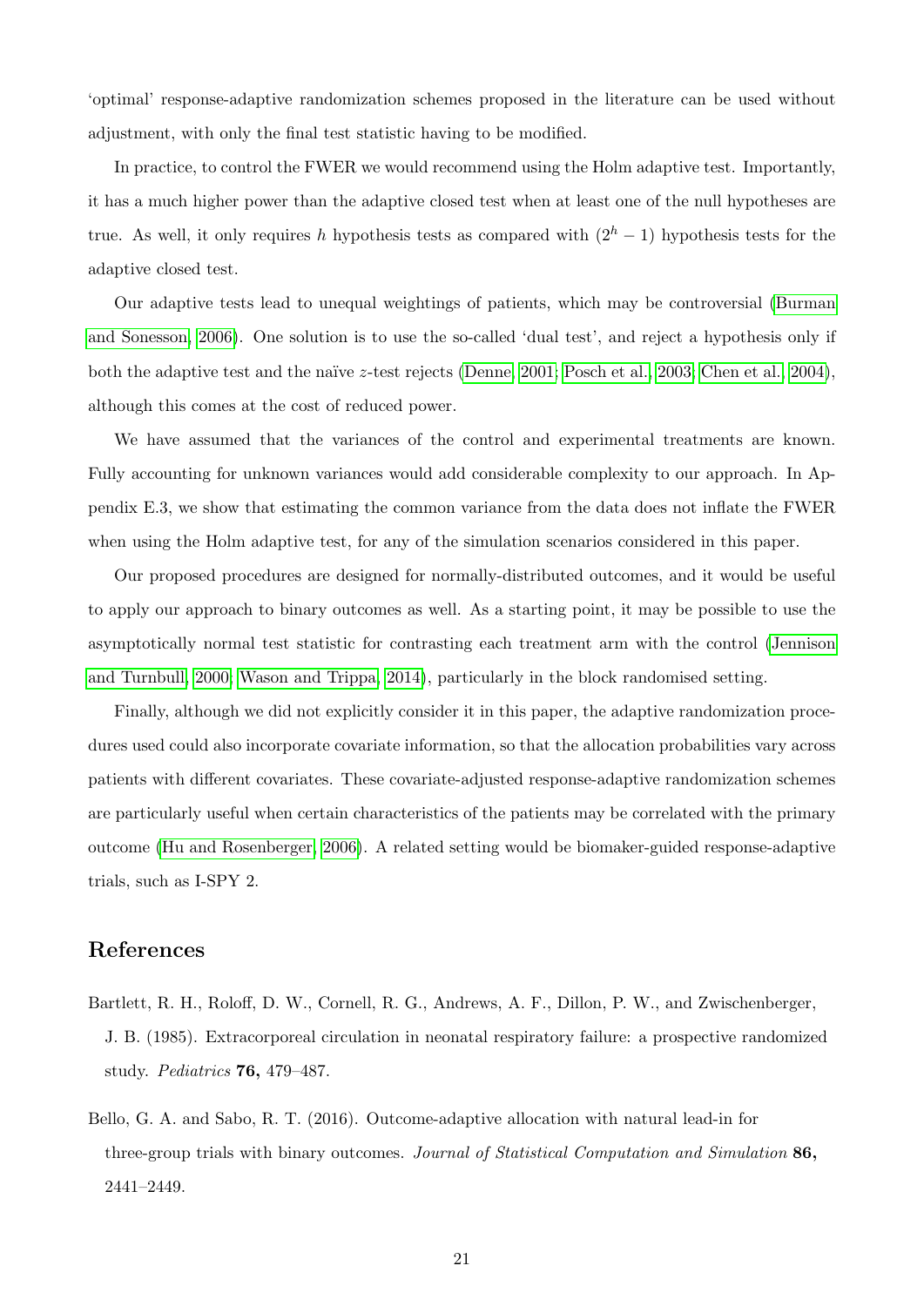'optimal' response-adaptive randomization schemes proposed in the literature can be used without adjustment, with only the final test statistic having to be modified.

In practice, to control the FWER we would recommend using the Holm adaptive test. Importantly, it has a much higher power than the adaptive closed test when at least one of the null hypotheses are true. As well, it only requires $h$ hypothesis tests as compared with $(2^h - 1)$ hypothesis tests for the adaptive closed test.

Our adaptive tests lead to unequal weightings of patients, which may be controversial (Burman and Sonesson, 2006). One solution is to use the so-called 'dual test', and reject a hypothesis only if both the adaptive test and the naïve $z$-test rejects (Denne, 2001; Posch et al., 2003; Chen et al., 2004), although this comes at the cost of reduced power.

We have assumed that the variances of the control and experimental treatments are known. Fully accounting for unknown variances would add considerable complexity to our approach. In Appendix E.3, we show that estimating the common variance from the data does not inflate the FWER when using the Holm adaptive test, for any of the simulation scenarios considered in this paper.

Our proposed procedures are designed for normally-distributed outcomes, and it would be useful to apply our approach to binary outcomes as well. As a starting point, it may be possible to use the asymptotically normal test statistic for contrasting each treatment arm with the control (Jennison and Turnbull, 2000; Wason and Trippa, 2014), particularly in the block randomised setting.

Finally, although we did not explicitly consider it in this paper, the adaptive randomization procedures used could also incorporate covariate information, so that the allocation probabilities vary across patients with different covariates. These covariate-adjusted response-adaptive randomization schemes are particularly useful when certain characteristics of the patients may be correlated with the primary outcome (Hu and Rosenberger, 2006). A related setting would be biomaker-guided response-adaptive trials, such as I-SPY 2.

## References

Bartlett, R. H., Roloff, D. W., Cornell, R. G., Andrews, A. F., Dillon, P. W., and Zwischenberger, J. B. (1985). Extracorporeal circulation in neonatal respiratory failure: a prospective randomized study. *Pediatrics* **76,** 479–487.

Bello, G. A. and Sabo, R. T. (2016). Outcome-adaptive allocation with natural lead-in for three-group trials with binary outcomes. *Journal of Statistical Computation and Simulation* **86,** 2441–2449.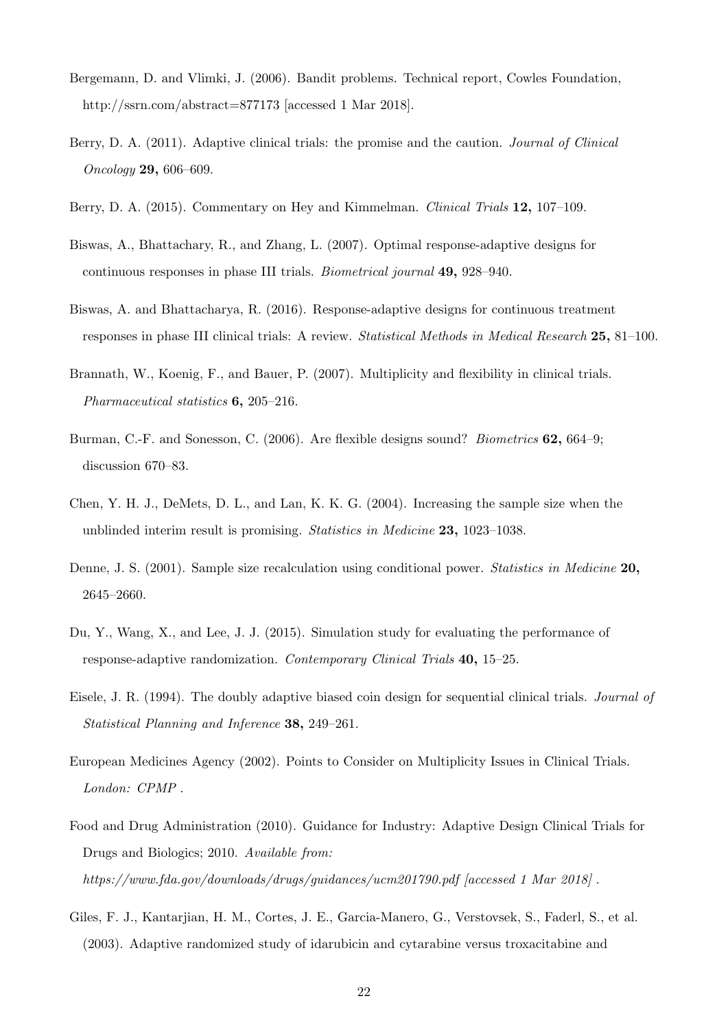Bergemann, D. and Vlmki, J. (2006). Bandit problems. Technical report, Cowles Foundation, http://ssrn.com/abstract=877173 [accessed 1 Mar 2018].

Berry, D. A. (2011). Adaptive clinical trials: the promise and the caution. *Journal of Clinical Oncology* **29,** 606–609.

Berry, D. A. (2015). Commentary on Hey and Kimmelman. *Clinical Trials* **12,** 107–109.

Biswas, A., Bhattachary, R., and Zhang, L. (2007). Optimal response-adaptive designs for continuous responses in phase III trials. *Biometrical journal* **49,** 928–940.

Biswas, A. and Bhattacharya, R. (2016). Response-adaptive designs for continuous treatment responses in phase III clinical trials: A review. *Statistical Methods in Medical Research* **25,** 81–100.

Brannath, W., Koenig, F., and Bauer, P. (2007). Multiplicity and flexibility in clinical trials. *Pharmaceutical statistics* **6,** 205–216.

Burman, C.-F. and Sonesson, C. (2006). Are flexible designs sound? *Biometrics* **62,** 664–9; discussion 670–83.

Chen, Y. H. J., DeMets, D. L., and Lan, K. K. G. (2004). Increasing the sample size when the unblinded interim result is promising. *Statistics in Medicine* **23,** 1023–1038.

Denne, J. S. (2001). Sample size recalculation using conditional power. *Statistics in Medicine* **20,** 2645–2660.

Du, Y., Wang, X., and Lee, J. J. (2015). Simulation study for evaluating the performance of response-adaptive randomization. *Contemporary Clinical Trials* **40,** 15–25.

Eisele, J. R. (1994). The doubly adaptive biased coin design for sequential clinical trials. *Journal of Statistical Planning and Inference* **38,** 249–261.

European Medicines Agency (2002). Points to Consider on Multiplicity Issues in Clinical Trials. *London: CPMP* .

Food and Drug Administration (2010). Guidance for Industry: Adaptive Design Clinical Trials for Drugs and Biologics; 2010. *Available from: https://www.fda.gov/downloads/drugs/guidances/ucm201790.pdf [accessed 1 Mar 2018]* .

Giles, F. J., Kantarjian, H. M., Cortes, J. E., Garcia-Manero, G., Verstovsek, S., Faderl, S., et al. (2003). Adaptive randomized study of idarubicin and cytarabine versus troxacitabine and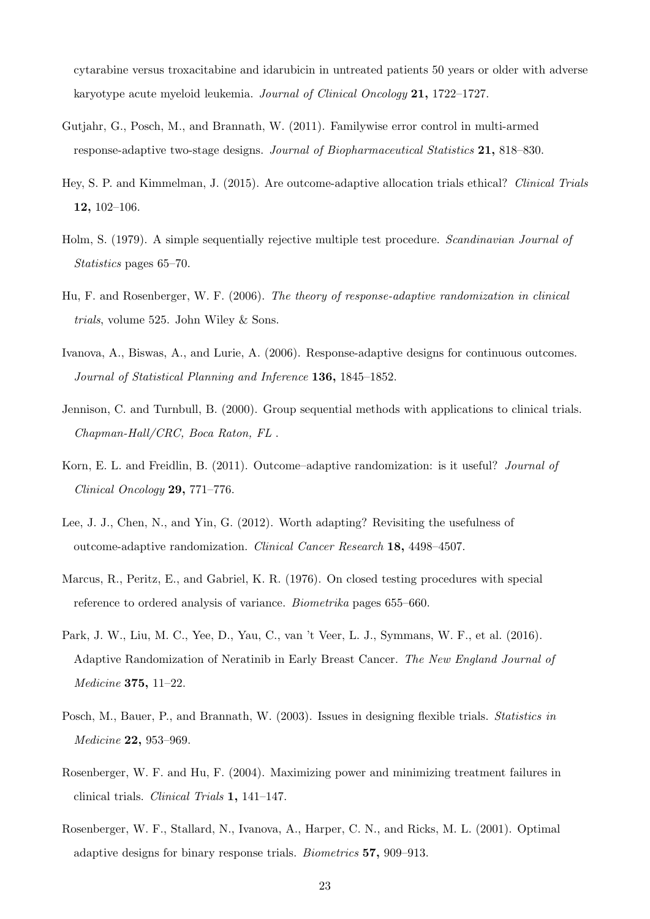cytarabine versus troxacitabine and idarubicin in untreated patients 50 years or older with adverse karyotype acute myeloid leukemia. *Journal of Clinical Oncology* **21,** 1722–1727.

Gutjahr, G., Posch, M., and Brannath, W. (2011). Familywise error control in multi-armed response-adaptive two-stage designs. *Journal of Biopharmaceutical Statistics* **21,** 818–830.

Hey, S. P. and Kimmelman, J. (2015). Are outcome-adaptive allocation trials ethical? *Clinical Trials* **12,** 102–106.

Holm, S. (1979). A simple sequentially rejective multiple test procedure. *Scandinavian Journal of Statistics* pages 65–70.

Hu, F. and Rosenberger, W. F. (2006). *The theory of response-adaptive randomization in clinical trials*, volume 525. John Wiley & Sons.

Ivanova, A., Biswas, A., and Lurie, A. (2006). Response-adaptive designs for continuous outcomes. *Journal of Statistical Planning and Inference* **136,** 1845–1852.

Jennison, C. and Turnbull, B. (2000). Group sequential methods with applications to clinical trials. *Chapman-Hall/CRC, Boca Raton, FL* .

Korn, E. L. and Freidlin, B. (2011). Outcome–adaptive randomization: is it useful? *Journal of Clinical Oncology* **29,** 771–776.

Lee, J. J., Chen, N., and Yin, G. (2012). Worth adapting? Revisiting the usefulness of outcome-adaptive randomization. *Clinical Cancer Research* **18,** 4498–4507.

Marcus, R., Peritz, E., and Gabriel, K. R. (1976). On closed testing procedures with special reference to ordered analysis of variance. *Biometrika* pages 655–660.

Park, J. W., Liu, M. C., Yee, D., Yau, C., van 't Veer, L. J., Symmans, W. F., et al. (2016). Adaptive Randomization of Neratinib in Early Breast Cancer. *The New England Journal of Medicine* **375,** 11–22.

Posch, M., Bauer, P., and Brannath, W. (2003). Issues in designing flexible trials. *Statistics in Medicine* **22,** 953–969.

Rosenberger, W. F. and Hu, F. (2004). Maximizing power and minimizing treatment failures in clinical trials. *Clinical Trials* **1,** 141–147.

Rosenberger, W. F., Stallard, N., Ivanova, A., Harper, C. N., and Ricks, M. L. (2001). Optimal adaptive designs for binary response trials. *Biometrics* **57,** 909–913.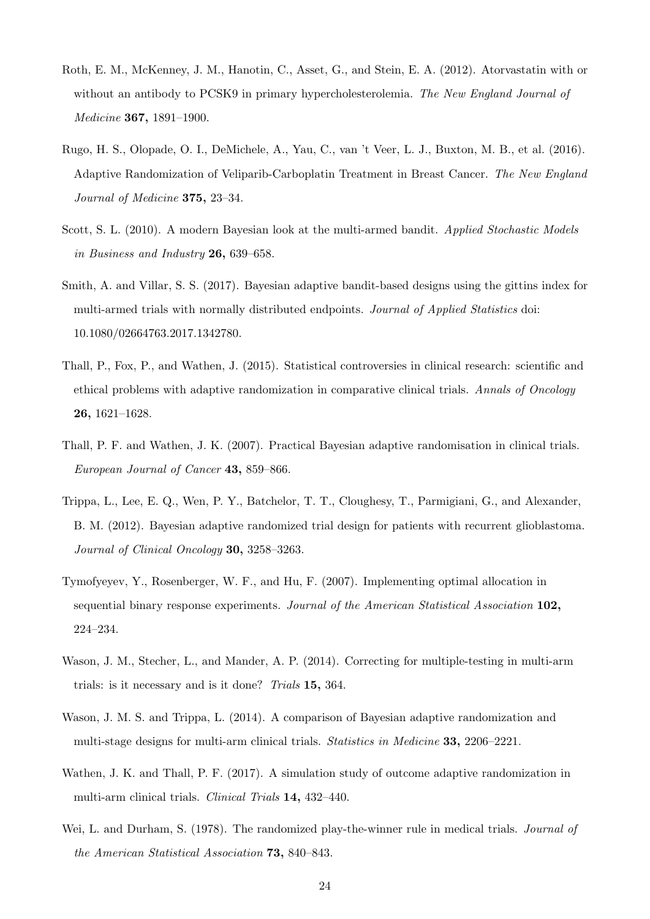Roth, E. M., McKenney, J. M., Hanotin, C., Asset, G., and Stein, E. A. (2012). Atorvastatin with or without an antibody to PCSK9 in primary hypercholesterolemia. *The New England Journal of Medicine* **367,** 1891–1900.

Rugo, H. S., Olopade, O. I., DeMichele, A., Yau, C., van 't Veer, L. J., Buxton, M. B., et al. (2016). Adaptive Randomization of Veliparib-Carboplatin Treatment in Breast Cancer. *The New England Journal of Medicine* **375,** 23–34.

Scott, S. L. (2010). A modern Bayesian look at the multi-armed bandit. *Applied Stochastic Models in Business and Industry* **26,** 639–658.

Smith, A. and Villar, S. S. (2017). Bayesian adaptive bandit-based designs using the gittins index for multi-armed trials with normally distributed endpoints. *Journal of Applied Statistics* doi: 10.1080/02664763.2017.1342780.

Thall, P., Fox, P., and Wathen, J. (2015). Statistical controversies in clinical research: scientific and ethical problems with adaptive randomization in comparative clinical trials. *Annals of Oncology* **26,** 1621–1628.

Thall, P. F. and Wathen, J. K. (2007). Practical Bayesian adaptive randomisation in clinical trials. *European Journal of Cancer* **43,** 859–866.

Trippa, L., Lee, E. Q., Wen, P. Y., Batchelor, T. T., Cloughesy, T., Parmigiani, G., and Alexander, B. M. (2012). Bayesian adaptive randomized trial design for patients with recurrent glioblastoma. *Journal of Clinical Oncology* **30,** 3258–3263.

Tymofyeyev, Y., Rosenberger, W. F., and Hu, F. (2007). Implementing optimal allocation in sequential binary response experiments. *Journal of the American Statistical Association* **102,** 224–234.

Wason, J. M., Stecher, L., and Mander, A. P. (2014). Correcting for multiple-testing in multi-arm trials: is it necessary and is it done? *Trials* **15,** 364.

Wason, J. M. S. and Trippa, L. (2014). A comparison of Bayesian adaptive randomization and multi-stage designs for multi-arm clinical trials. *Statistics in Medicine* **33,** 2206–2221.

Wathen, J. K. and Thall, P. F. (2017). A simulation study of outcome adaptive randomization in multi-arm clinical trials. *Clinical Trials* **14,** 432–440.

Wei, L. and Durham, S. (1978). The randomized play-the-winner rule in medical trials. *Journal of the American Statistical Association* **73,** 840–843.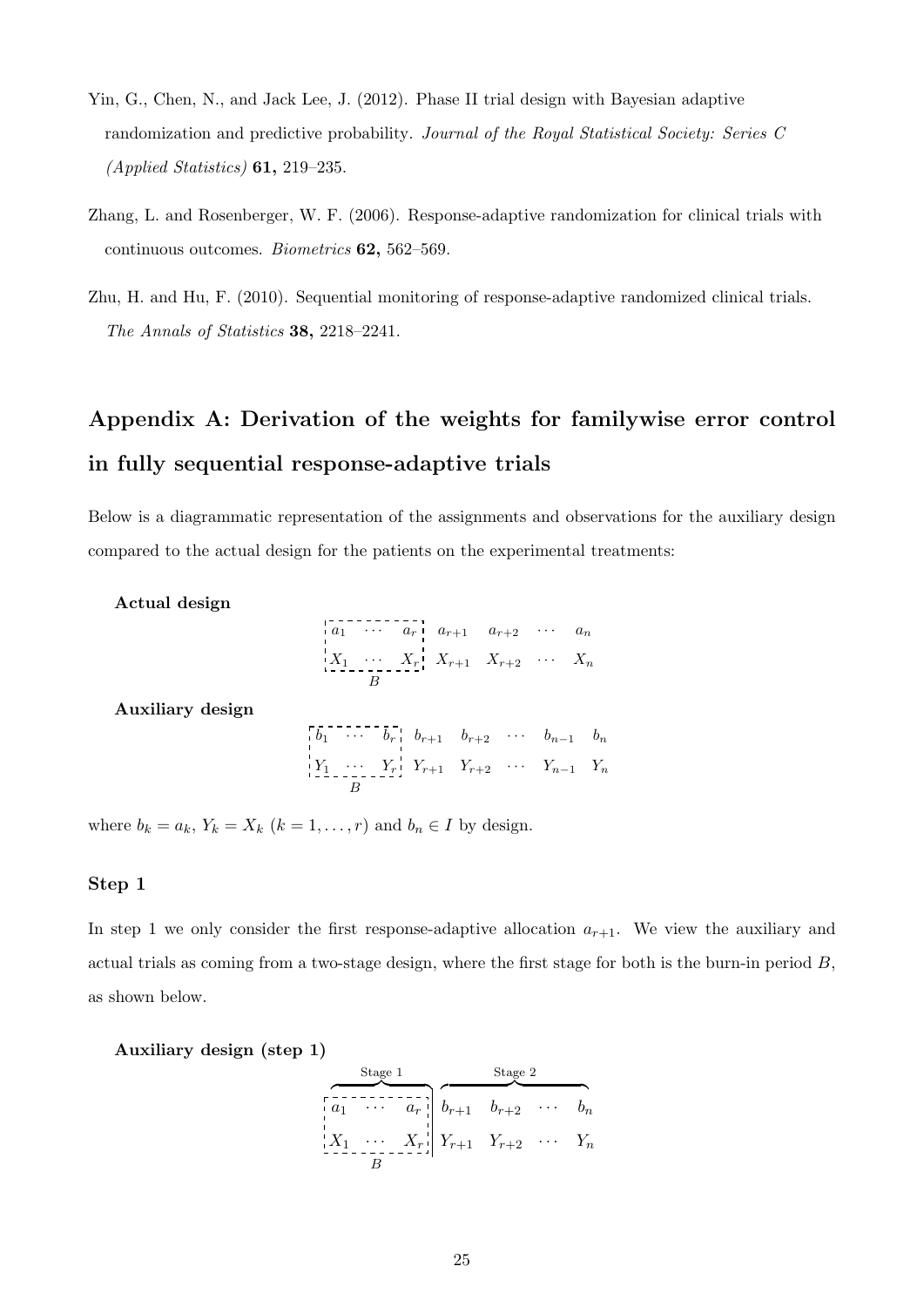Yin, G., Chen, N., and Jack Lee, J. (2012). Phase II trial design with Bayesian adaptive randomization and predictive probability. *Journal of the Royal Statistical Society: Series C (Applied Statistics)* **61,** 219–235.

Zhang, L. and Rosenberger, W. F. (2006). Response-adaptive randomization for clinical trials with continuous outcomes. *Biometrics* **62,** 562–569.

Zhu, H. and Hu, F. (2010). Sequential monitoring of response-adaptive randomized clinical trials. *The Annals of Statistics* **38,** 2218–2241.

## Appendix A: Derivation of the weights for familywise error control in fully sequential response-adaptive trials

Below is a diagrammatic representation of the assignments and observations for the auxiliary design compared to the actual design for the patients on the experimental treatments:

**Actual design**

$$\underbrace{\begin{array}{ccc} a_1 & \cdots & a_r \\ X_1 & \cdots & X_r \end{array}}_{B} \quad \begin{array}{cccc} a_{r+1} & a_{r+2} & \cdots & a_n \\ X_{r+1} & X_{r+2} & \cdots & X_n \end{array}$$

**Auxiliary design**

$$\underbrace{\begin{array}{ccc} b_1 & \cdots & b_r \\ Y_1 & \cdots & Y_r \end{array}}_{B} \quad \begin{array}{ccccc} b_{r+1} & b_{r+2} & \cdots & b_{n-1} & b_n \\ Y_{r+1} & Y_{r+2} & \cdots & Y_{n-1} & Y_n \end{array}$$

where $b_k = a_k$, $Y_k = X_k$ $(k = 1, \ldots, r)$ and $b_n \in I$ by design.

### Step 1

In step 1 we only consider the first response-adaptive allocation $a_{r+1}$. We view the auxiliary and actual trials as coming from a two-stage design, where the first stage for both is the burn-in period $B$, as shown below.

**Auxiliary design (step 1)**

$$\overbrace{\underbrace{\begin{array}{ccc} a_1 & \cdots & a_r \\ X_1 & \cdots & X_r \end{array}}_{B}}^{\text{Stage 1}} \Bigg| \overbrace{\begin{array}{cccc} b_{r+1} & b_{r+2} & \cdots & b_n \\ Y_{r+1} & Y_{r+2} & \cdots & Y_n \end{array}}^{\text{Stage 2}}$$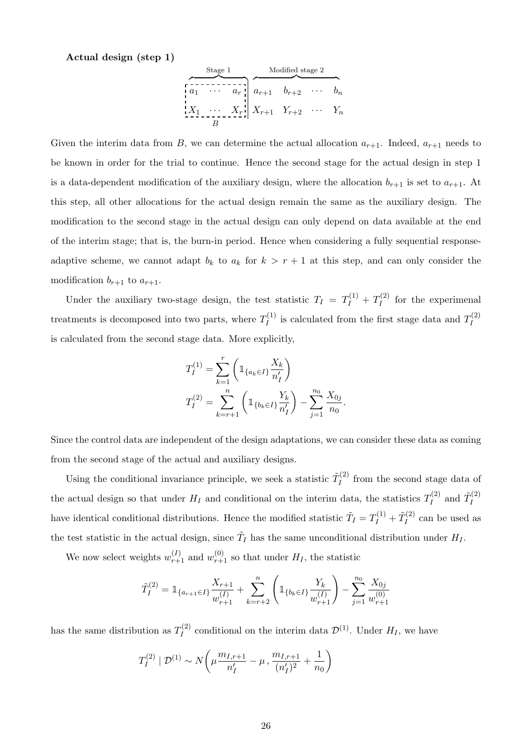**Actual design (step 1)**

$$
\begin{array}{ccc|cccc}
\multicolumn{3}{c|}{\overbrace{\hphantom{a_1 \quad \cdots \quad a_r}}^{\text{Stage 1}}} & \multicolumn{4}{c}{\overbrace{\hphantom{a_{r+1} \quad b_{r+2} \quad \cdots \quad b_n}}^{\text{Modified stage 2}}} \\
a_1 & \cdots & a_r & a_{r+1} & b_{r+2} & \cdots & b_n \\
X_1 & \cdots & X_r & X_{r+1} & Y_{r+2} & \cdots & Y_n \\
 & B & & & & &
\end{array}
$$

Given the interim data from $B$, we can determine the actual allocation $a_{r+1}$. Indeed, $a_{r+1}$ needs to be known in order for the trial to continue. Hence the second stage for the actual design in step 1 is a data-dependent modification of the auxiliary design, where the allocation $b_{r+1}$ is set to $a_{r+1}$. At this step, all other allocations for the actual design remain the same as the auxiliary design. The modification to the second stage in the actual design can only depend on data available at the end of the interim stage; that is, the burn-in period. Hence when considering a fully sequential response-adaptive scheme, we cannot adapt $b_k$ to $a_k$ for $k > r+1$ at this step, and can only consider the modification $b_{r+1}$ to $a_{r+1}$.

Under the auxiliary two-stage design, the test statistic $T_I = T_I^{(1)} + T_I^{(2)}$ for the experimenal treatments is decomposed into two parts, where $T_I^{(1)}$ is calculated from the first stage data and $T_I^{(2)}$ is calculated from the second stage data. More explicitly,

$$
\begin{aligned}
T_I^{(1)} &= \sum_{k=1}^{r} \left( \mathbb{1}_{\{a_k \in I\}} \frac{X_k}{n_I'} \right) \\
T_I^{(2)} &= \sum_{k=r+1}^{n} \left( \mathbb{1}_{\{b_k \in I\}} \frac{Y_k}{n_I'} \right) - \sum_{j=1}^{n_0} \frac{X_{0j}}{n_0}.
\end{aligned}
$$

Since the control data are independent of the design adaptations, we can consider these data as coming from the second stage of the actual and auxiliary designs.

Using the conditional invariance principle, we seek a statistic $\tilde{T}_I^{(2)}$ from the second stage data of the actual design so that under $H_I$ and conditional on the interim data, the statistics $T_I^{(2)}$ and $\tilde{T}_I^{(2)}$ have identical conditional distributions. Hence the modified statistic $\tilde{T}_I = T_I^{(1)} + \tilde{T}_I^{(2)}$ can be used as the test statistic in the actual design, since $\tilde{T}_I$ has the same unconditional distribution under $H_I$.

We now select weights $w_{r+1}^{(I)}$ and $w_{r+1}^{(0)}$ so that under $H_I$, the statistic

$$
\tilde{T}_I^{(2)} = \mathbb{1}_{\{a_{r+1} \in I\}} \frac{X_{r+1}}{w_{r+1}^{(I)}} + \sum_{k=r+2}^{n} \left( \mathbb{1}_{\{b_k \in I\}} \frac{Y_k}{w_{r+1}^{(I)}} \right) - \sum_{j=1}^{n_0} \frac{X_{0j}}{w_{r+1}^{(0)}}
$$

has the same distribution as $T_I^{(2)}$ conditional on the interim data $\mathcal{D}^{(1)}$. Under $H_I$, we have

$$
T_I^{(2)} \mid \mathcal{D}^{(1)} \sim N\left( \mu \frac{m_{I,r+1}}{n_I'} - \mu \, , \frac{m_{I,r+1}}{(n_I')^2} + \frac{1}{n_0} \right)
$$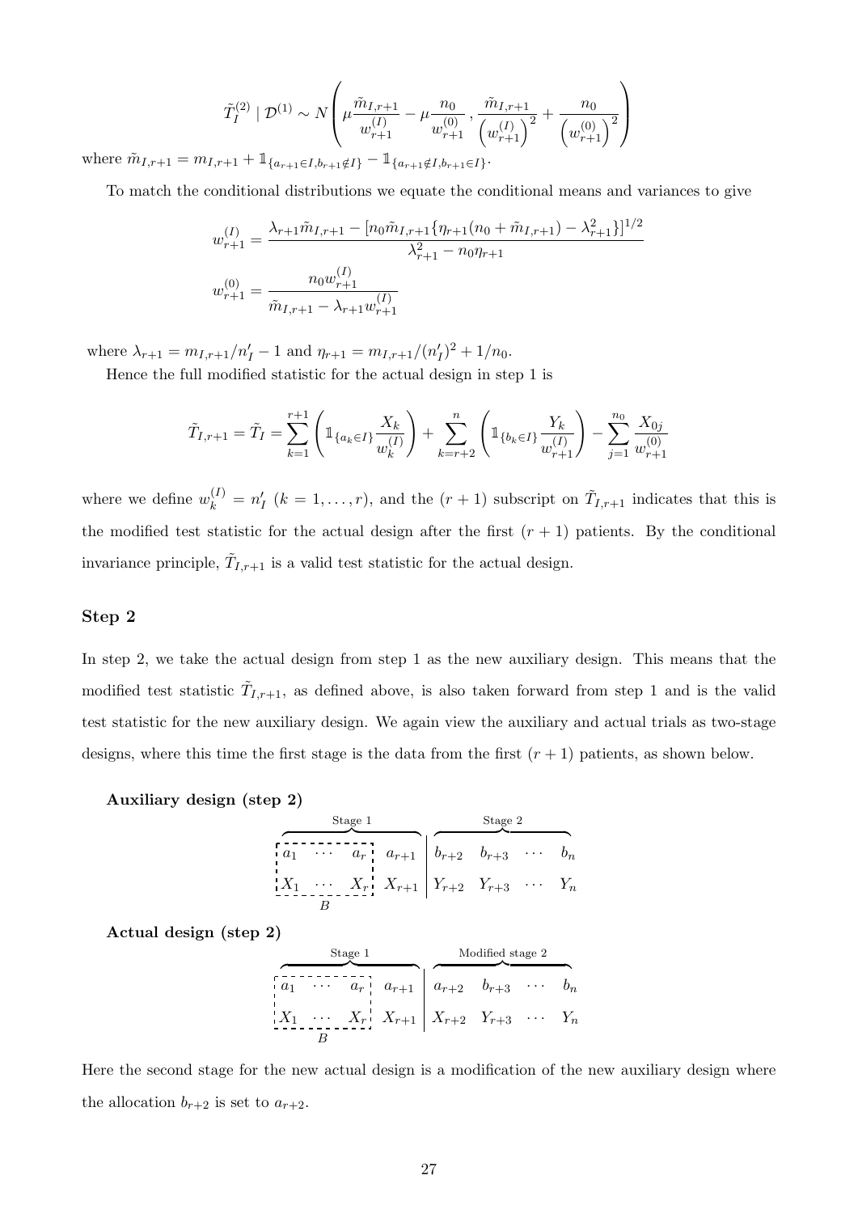$$\tilde{T}_I^{(2)} \mid \mathcal{D}^{(1)} \sim N\left(\mu\frac{\tilde{m}_{I,r+1}}{w_{r+1}^{(I)}} - \mu\frac{n_0}{w_{r+1}^{(0)}}, \frac{\tilde{m}_{I,r+1}}{\left(w_{r+1}^{(I)}\right)^2} + \frac{n_0}{\left(w_{r+1}^{(0)}\right)^2}\right)$$

where $\tilde{m}_{I,r+1} = m_{I,r+1} + \mathbb{1}_{\{a_{r+1}\in I, b_{r+1}\notin I\}} - \mathbb{1}_{\{a_{r+1}\notin I, b_{r+1}\in I\}}$.

To match the conditional distributions we equate the conditional means and variances to give

$$w_{r+1}^{(I)} = \frac{\lambda_{r+1}\tilde{m}_{I,r+1} - [n_0\tilde{m}_{I,r+1}\{\eta_{r+1}(n_0 + \tilde{m}_{I,r+1}) - \lambda_{r+1}^2\}]^{1/2}}{\lambda_{r+1}^2 - n_0\eta_{r+1}}$$

$$w_{r+1}^{(0)} = \frac{n_0 w_{r+1}^{(I)}}{\tilde{m}_{I,r+1} - \lambda_{r+1}w_{r+1}^{(I)}}$$

where $\lambda_{r+1} = m_{I,r+1}/n'_I - 1$ and $\eta_{r+1} = m_{I,r+1}/(n'_I)^2 + 1/n_0$.

Hence the full modified statistic for the actual design in step 1 is

$$\tilde{T}_{I,r+1} = \tilde{T}_I = \sum_{k=1}^{r+1}\left(\mathbb{1}_{\{a_k\in I\}}\frac{X_k}{w_k^{(I)}}\right) + \sum_{k=r+2}^{n}\left(\mathbb{1}_{\{b_k\in I\}}\frac{Y_k}{w_{r+1}^{(I)}}\right) - \sum_{j=1}^{n_0}\frac{X_{0j}}{w_{r+1}^{(0)}}$$

where we define $w_k^{(I)} = n'_I$ $(k = 1,\ldots,r)$, and the $(r+1)$ subscript on $\tilde{T}_{I,r+1}$ indicates that this is the modified test statistic for the actual design after the first $(r+1)$ patients. By the conditional invariance principle, $\tilde{T}_{I,r+1}$ is a valid test statistic for the actual design.

## Step 2

In step 2, we take the actual design from step 1 as the new auxiliary design. This means that the modified test statistic $\tilde{T}_{I,r+1}$, as defined above, is also taken forward from step 1 and is the valid test statistic for the new auxiliary design. We again view the auxiliary and actual trials as two-stage designs, where this time the first stage is the data from the first $(r+1)$ patients, as shown below.

**Auxiliary design (step 2)**

| Stage 1 | | | | Stage 2 | | | |
|---|---|---|---|---|---|---|---|
| $a_1$ | $\cdots$ | $a_r$ | $a_{r+1}$ | $b_{r+2}$ | $b_{r+3}$ | $\cdots$ | $b_n$ |
| $X_1$ | $\cdots$ | $X_r$ | $X_{r+1}$ | $Y_{r+2}$ | $Y_{r+3}$ | $\cdots$ | $Y_n$ |

($B$ denotes the boxed block $a_1,\ldots,a_r$; $X_1,\ldots,X_r$.)

**Actual design (step 2)**

| Stage 1 | | | | Modified stage 2 | | | |
|---|---|---|---|---|---|---|---|
| $a_1$ | $\cdots$ | $a_r$ | $a_{r+1}$ | $a_{r+2}$ | $b_{r+3}$ | $\cdots$ | $b_n$ |
| $X_1$ | $\cdots$ | $X_r$ | $X_{r+1}$ | $X_{r+2}$ | $Y_{r+3}$ | $\cdots$ | $Y_n$ |

($B$ denotes the boxed block $a_1,\ldots,a_r$; $X_1,\ldots,X_r$.)

Here the second stage for the new actual design is a modification of the new auxiliary design where the allocation $b_{r+2}$ is set to $a_{r+2}$.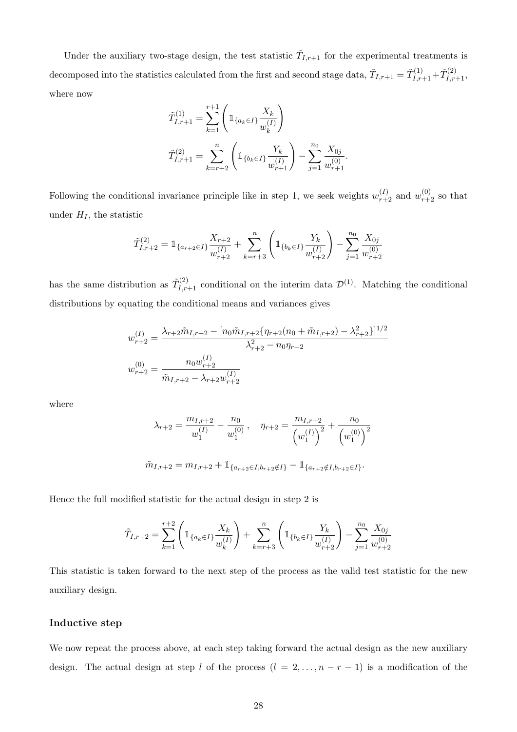Under the auxiliary two-stage design, the test statistic $\tilde{T}_{I,r+1}$ for the experimental treatments is decomposed into the statistics calculated from the first and second stage data, $\tilde{T}_{I,r+1} = \tilde{T}^{(1)}_{I,r+1} + \tilde{T}^{(2)}_{I,r+1}$, where now

$$\tilde{T}^{(1)}_{I,r+1} = \sum_{k=1}^{r+1} \left( \mathbb{1}_{\{a_k \in I\}} \frac{X_k}{w_k^{(I)}} \right)$$

$$\tilde{T}^{(2)}_{I,r+1} = \sum_{k=r+2}^{n} \left( \mathbb{1}_{\{b_k \in I\}} \frac{Y_k}{w_{r+1}^{(I)}} \right) - \sum_{j=1}^{n_0} \frac{X_{0j}}{w_{r+1}^{(0)}}.$$

Following the conditional invariance principle like in step 1, we seek weights $w_{r+2}^{(I)}$ and $w_{r+2}^{(0)}$ so that under $H_I$, the statistic

$$\tilde{T}^{(2)}_{I,r+2} = \mathbb{1}_{\{a_{r+2} \in I\}} \frac{X_{r+2}}{w_{r+2}^{(I)}} + \sum_{k=r+3}^{n} \left( \mathbb{1}_{\{b_k \in I\}} \frac{Y_k}{w_{r+2}^{(I)}} \right) - \sum_{j=1}^{n_0} \frac{X_{0j}}{w_{r+2}^{(0)}}$$

has the same distribution as $\tilde{T}^{(2)}_{I,r+1}$ conditional on the interim data $\mathcal{D}^{(1)}$. Matching the conditional distributions by equating the conditional means and variances gives

$$w_{r+2}^{(I)} = \frac{\lambda_{r+2}\tilde{m}_{I,r+2} - [n_0 \tilde{m}_{I,r+2}\{\eta_{r+2}(n_0 + \tilde{m}_{I,r+2}) - \lambda_{r+2}^2\}]^{1/2}}{\lambda_{r+2}^2 - n_0 \eta_{r+2}}$$

$$w_{r+2}^{(0)} = \frac{n_0 w_{r+2}^{(I)}}{\tilde{m}_{I,r+2} - \lambda_{r+2} w_{r+2}^{(I)}}$$

where

$$\lambda_{r+2} = \frac{m_{I,r+2}}{w_1^{(I)}} - \frac{n_0}{w_1^{(0)}}, \quad \eta_{r+2} = \frac{m_{I,r+2}}{\left(w_1^{(I)}\right)^2} + \frac{n_0}{\left(w_1^{(0)}\right)^2}$$

$$\tilde{m}_{I,r+2} = m_{I,r+2} + \mathbb{1}_{\{a_{r+2} \in I, b_{r+2} \notin I\}} - \mathbb{1}_{\{a_{r+2} \notin I, b_{r+2} \in I\}}.$$

Hence the full modified statistic for the actual design in step 2 is

$$\tilde{T}_{I,r+2} = \sum_{k=1}^{r+2} \left( \mathbb{1}_{\{a_k \in I\}} \frac{X_k}{w_k^{(I)}} \right) + \sum_{k=r+3}^{n} \left( \mathbb{1}_{\{b_k \in I\}} \frac{Y_k}{w_{r+2}^{(I)}} \right) - \sum_{j=1}^{n_0} \frac{X_{0j}}{w_{r+2}^{(0)}}$$

This statistic is taken forward to the next step of the process as the valid test statistic for the new auxiliary design.

### Inductive step

We now repeat the process above, at each step taking forward the actual design as the new auxiliary design. The actual design at step $l$ of the process ($l = 2, \ldots, n - r - 1$) is a modification of the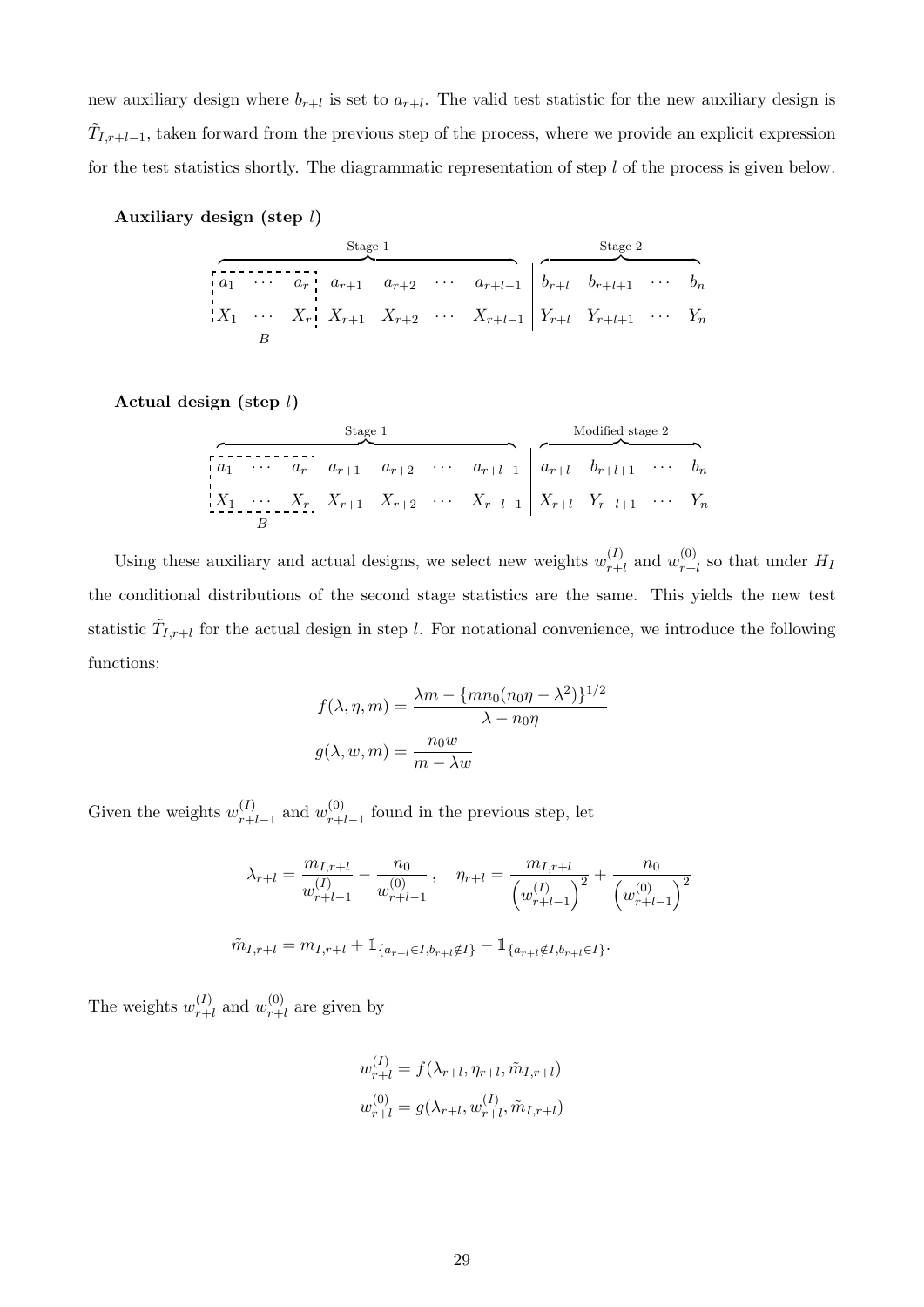new auxiliary design where $b_{r+l}$ is set to $a_{r+l}$. The valid test statistic for the new auxiliary design is $\tilde{T}_{I,r+l-1}$, taken forward from the previous step of the process, where we provide an explicit expression for the test statistics shortly. The diagrammatic representation of step $l$ of the process is given below.

**Auxiliary design (step $l$)**

$$
\overbrace{\underbrace{\begin{array}{ccc} a_1 & \cdots & a_r \\ X_1 & \cdots & X_r \end{array}}_{B} \begin{array}{cccc} a_{r+1} & a_{r+2} & \cdots & a_{r+l-1} \\ X_{r+1} & X_{r+2} & \cdots & X_{r+l-1} \end{array}}^{\text{Stage 1}} \left| \overbrace{\begin{array}{cccc} b_{r+l} & b_{r+l+1} & \cdots & b_n \\ Y_{r+l} & Y_{r+l+1} & \cdots & Y_n \end{array}}^{\text{Stage 2}} \right.
$$

**Actual design (step $l$)**

$$
\overbrace{\underbrace{\begin{array}{ccc} a_1 & \cdots & a_r \\ X_1 & \cdots & X_r \end{array}}_{B} \begin{array}{cccc} a_{r+1} & a_{r+2} & \cdots & a_{r+l-1} \\ X_{r+1} & X_{r+2} & \cdots & X_{r+l-1} \end{array}}^{\text{Stage 1}} \left| \overbrace{\begin{array}{cccc} a_{r+l} & b_{r+l+1} & \cdots & b_n \\ X_{r+l} & Y_{r+l+1} & \cdots & Y_n \end{array}}^{\text{Modified stage 2}} \right.
$$

Using these auxiliary and actual designs, we select new weights $w_{r+l}^{(I)}$ and $w_{r+l}^{(0)}$ so that under $H_I$ the conditional distributions of the second stage statistics are the same. This yields the new test statistic $\tilde{T}_{I,r+l}$ for the actual design in step $l$. For notational convenience, we introduce the following functions:

$$
f(\lambda, \eta, m) = \frac{\lambda m - \{m n_0 (n_0 \eta - \lambda^2)\}^{1/2}}{\lambda - n_0 \eta}
$$

$$
g(\lambda, w, m) = \frac{n_0 w}{m - \lambda w}
$$

Given the weights $w_{r+l-1}^{(I)}$ and $w_{r+l-1}^{(0)}$ found in the previous step, let

$$
\lambda_{r+l} = \frac{m_{I,r+l}}{w_{r+l-1}^{(I)}} - \frac{n_0}{w_{r+l-1}^{(0)}}, \quad \eta_{r+l} = \frac{m_{I,r+l}}{\left(w_{r+l-1}^{(I)}\right)^2} + \frac{n_0}{\left(w_{r+l-1}^{(0)}\right)^2}
$$

$$
\tilde{m}_{I,r+l} = m_{I,r+l} + \mathbb{1}_{\{a_{r+l} \in I, b_{r+l} \notin I\}} - \mathbb{1}_{\{a_{r+l} \notin I, b_{r+l} \in I\}}.
$$

The weights $w_{r+l}^{(I)}$ and $w_{r+l}^{(0)}$ are given by

$$
w_{r+l}^{(I)} = f(\lambda_{r+l}, \eta_{r+l}, \tilde{m}_{I,r+l})
$$

$$
w_{r+l}^{(0)} = g(\lambda_{r+l}, w_{r+l}^{(I)}, \tilde{m}_{I,r+l})
$$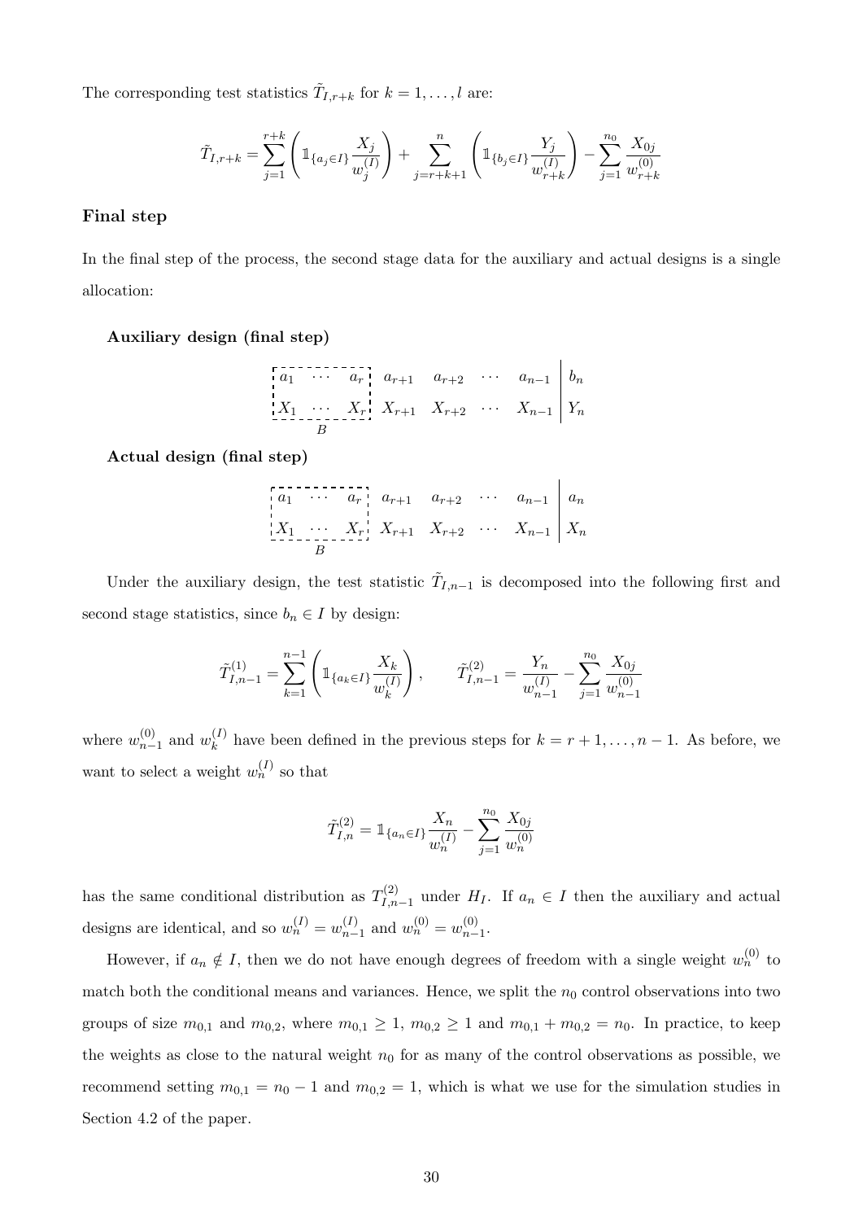The corresponding test statistics $\tilde{T}_{I,r+k}$ for $k = 1, \ldots, l$ are:

$$\tilde{T}_{I,r+k} = \sum_{j=1}^{r+k} \left( \mathbb{1}_{\{a_j \in I\}} \frac{X_j}{w_j^{(I)}} \right) + \sum_{j=r+k+1}^{n} \left( \mathbb{1}_{\{b_j \in I\}} \frac{Y_j}{w_{r+k}^{(I)}} \right) - \sum_{j=1}^{n_0} \frac{X_{0j}}{w_{r+k}^{(0)}}$$

### Final step

In the final step of the process, the second stage data for the auxiliary and actual designs is a single allocation:

**Auxiliary design (final step)**

$$\begin{array}{cccccccc|c} a_1 & \cdots & a_r & a_{r+1} & a_{r+2} & \cdots & a_{n-1} & & b_n \\ X_1 & \cdots & X_r & X_{r+1} & X_{r+2} & \cdots & X_{n-1} & & Y_n \\ & B & & & & & & & \end{array}$$

**Actual design (final step)**

$$\begin{array}{cccccccc|c} a_1 & \cdots & a_r & a_{r+1} & a_{r+2} & \cdots & a_{n-1} & & a_n \\ X_1 & \cdots & X_r & X_{r+1} & X_{r+2} & \cdots & X_{n-1} & & X_n \\ & B & & & & & & & \end{array}$$

Under the auxiliary design, the test statistic $\tilde{T}_{I,n-1}$ is decomposed into the following first and second stage statistics, since $b_n \in I$ by design:

$$\tilde{T}_{I,n-1}^{(1)} = \sum_{k=1}^{n-1} \left( \mathbb{1}_{\{a_k \in I\}} \frac{X_k}{w_k^{(I)}} \right), \qquad \tilde{T}_{I,n-1}^{(2)} = \frac{Y_n}{w_{n-1}^{(I)}} - \sum_{j=1}^{n_0} \frac{X_{0j}}{w_{n-1}^{(0)}}$$

where $w_{n-1}^{(0)}$ and $w_k^{(I)}$ have been defined in the previous steps for $k = r+1, \ldots, n-1$. As before, we want to select a weight $w_n^{(I)}$ so that

$$\tilde{T}_{I,n}^{(2)} = \mathbb{1}_{\{a_n \in I\}} \frac{X_n}{w_n^{(I)}} - \sum_{j=1}^{n_0} \frac{X_{0j}}{w_n^{(0)}}$$

has the same conditional distribution as $T_{I,n-1}^{(2)}$ under $H_I$. If $a_n \in I$ then the auxiliary and actual designs are identical, and so $w_n^{(I)} = w_{n-1}^{(I)}$ and $w_n^{(0)} = w_{n-1}^{(0)}$.

However, if $a_n \notin I$, then we do not have enough degrees of freedom with a single weight $w_n^{(0)}$ to match both the conditional means and variances. Hence, we split the $n_0$ control observations into two groups of size $m_{0,1}$ and $m_{0,2}$, where $m_{0,1} \geq 1$, $m_{0,2} \geq 1$ and $m_{0,1} + m_{0,2} = n_0$. In practice, to keep the weights as close to the natural weight $n_0$ for as many of the control observations as possible, we recommend setting $m_{0,1} = n_0 - 1$ and $m_{0,2} = 1$, which is what we use for the simulation studies in Section 4.2 of the paper.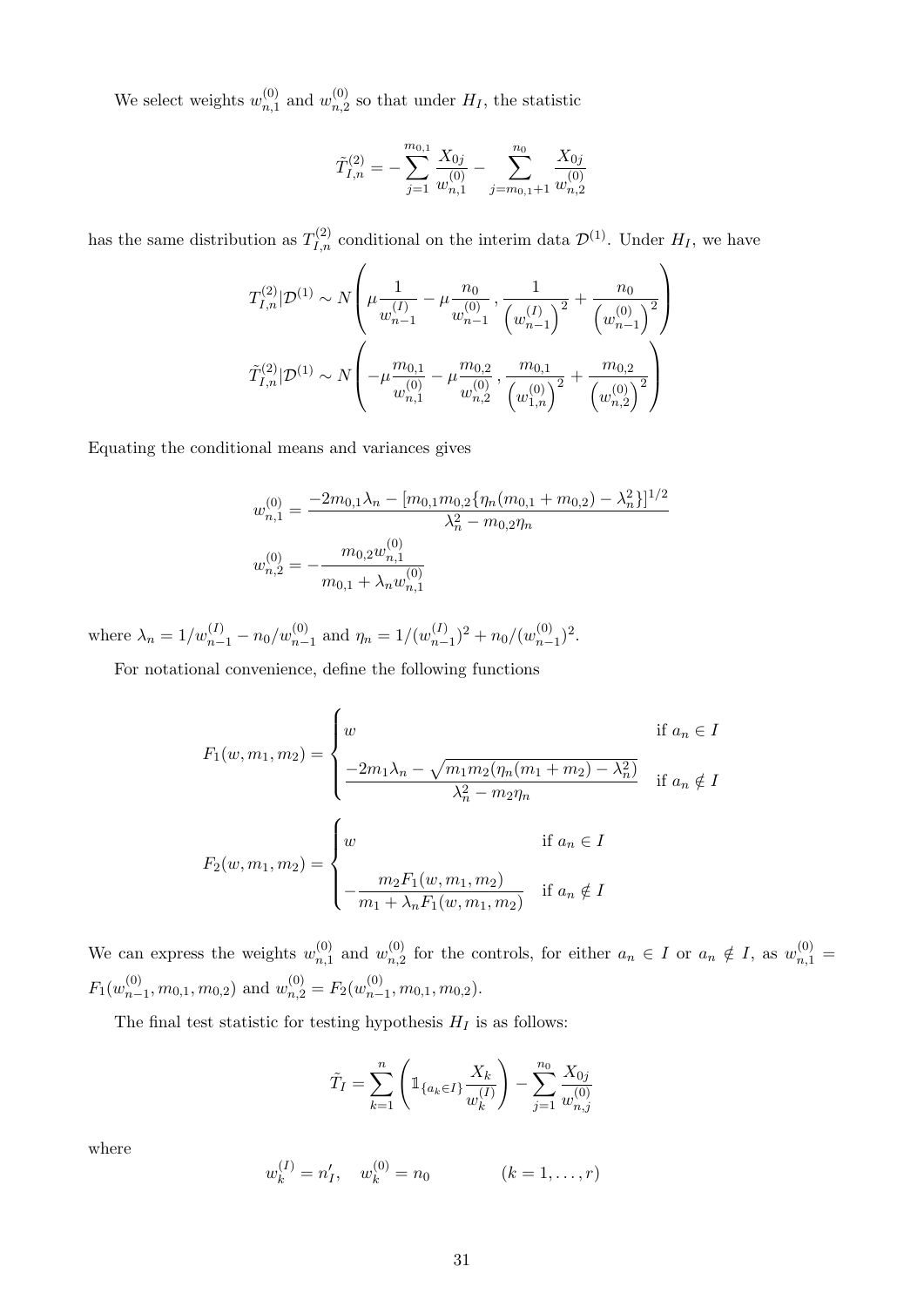We select weights $w_{n,1}^{(0)}$ and $w_{n,2}^{(0)}$ so that under $H_I$, the statistic

$$\tilde{T}_{I,n}^{(2)} = -\sum_{j=1}^{m_{0,1}} \frac{X_{0j}}{w_{n,1}^{(0)}} - \sum_{j=m_{0,1}+1}^{n_0} \frac{X_{0j}}{w_{n,2}^{(0)}}$$

has the same distribution as $T_{I,n}^{(2)}$ conditional on the interim data $\mathcal{D}^{(1)}$. Under $H_I$, we have

$$T_{I,n}^{(2)}|\mathcal{D}^{(1)} \sim N\left(\mu\frac{1}{w_{n-1}^{(I)}} - \mu\frac{n_0}{w_{n-1}^{(0)}}, \frac{1}{\left(w_{n-1}^{(I)}\right)^2} + \frac{n_0}{\left(w_{n-1}^{(0)}\right)^2}\right)$$

$$\tilde{T}_{I,n}^{(2)}|\mathcal{D}^{(1)} \sim N\left(-\mu\frac{m_{0,1}}{w_{n,1}^{(0)}} - \mu\frac{m_{0,2}}{w_{n,2}^{(0)}}, \frac{m_{0,1}}{\left(w_{1,n}^{(0)}\right)^2} + \frac{m_{0,2}}{\left(w_{n,2}^{(0)}\right)^2}\right)$$

Equating the conditional means and variances gives

$$w_{n,1}^{(0)} = \frac{-2m_{0,1}\lambda_n - [m_{0,1}m_{0,2}\{\eta_n(m_{0,1}+m_{0,2}) - \lambda_n^2\}]^{1/2}}{\lambda_n^2 - m_{0,2}\eta_n}$$

$$w_{n,2}^{(0)} = -\frac{m_{0,2}w_{n,1}^{(0)}}{m_{0,1} + \lambda_n w_{n,1}^{(0)}}$$

where $\lambda_n = 1/w_{n-1}^{(I)} - n_0/w_{n-1}^{(0)}$ and $\eta_n = 1/(w_{n-1}^{(I)})^2 + n_0/(w_{n-1}^{(0)})^2$.

For notational convenience, define the following functions

$$F_1(w, m_1, m_2) = \begin{cases} w & \text{if } a_n \in I \\ \dfrac{-2m_1\lambda_n - \sqrt{m_1 m_2(\eta_n(m_1+m_2) - \lambda_n^2)}}{\lambda_n^2 - m_2\eta_n} & \text{if } a_n \notin I \end{cases}$$

$$F_2(w, m_1, m_2) = \begin{cases} w & \text{if } a_n \in I \\ -\dfrac{m_2 F_1(w, m_1, m_2)}{m_1 + \lambda_n F_1(w, m_1, m_2)} & \text{if } a_n \notin I \end{cases}$$

We can express the weights $w_{n,1}^{(0)}$ and $w_{n,2}^{(0)}$ for the controls, for either $a_n \in I$ or $a_n \notin I$, as $w_{n,1}^{(0)} = F_1(w_{n-1}^{(0)}, m_{0,1}, m_{0,2})$ and $w_{n,2}^{(0)} = F_2(w_{n-1}^{(0)}, m_{0,1}, m_{0,2})$.

The final test statistic for testing hypothesis $H_I$ is as follows:

$$\tilde{T}_I = \sum_{k=1}^{n}\left(\mathbb{1}_{\{a_k \in I\}}\frac{X_k}{w_k^{(I)}}\right) - \sum_{j=1}^{n_0}\frac{X_{0j}}{w_{n,j}^{(0)}}$$

where

$$w_k^{(I)} = n_I', \quad w_k^{(0)} = n_0 \qquad\qquad (k = 1, \ldots, r)$$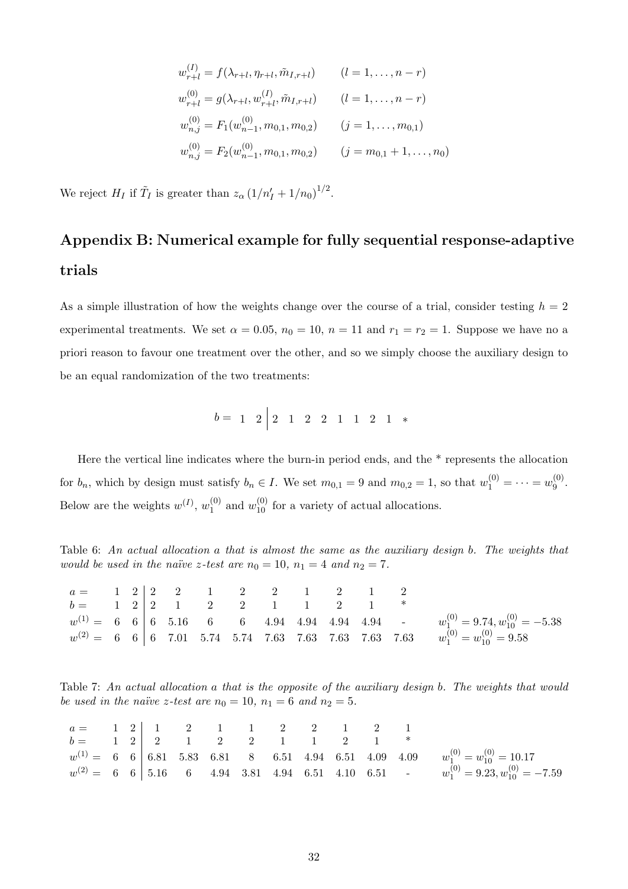$$w_{r+l}^{(I)} = f(\lambda_{r+l}, \eta_{r+l}, \tilde{m}_{I,r+l}) \qquad (l = 1, \ldots, n-r)$$

$$w_{r+l}^{(0)} = g(\lambda_{r+l}, w_{r+l}^{(I)}, \tilde{m}_{I,r+l}) \qquad (l = 1, \ldots, n-r)$$

$$w_{n,j}^{(0)} = F_1(w_{n-1}^{(0)}, m_{0,1}, m_{0,2}) \qquad (j = 1, \ldots, m_{0,1})$$

$$w_{n,j}^{(0)} = F_2(w_{n-1}^{(0)}, m_{0,1}, m_{0,2}) \qquad (j = m_{0,1}+1, \ldots, n_0)$$

We reject $H_I$ if $\tilde{T}_I$ is greater than $z_\alpha \left(1/n_I' + 1/n_0\right)^{1/2}$.

# Appendix B: Numerical example for fully sequential response-adaptive trials

As a simple illustration of how the weights change over the course of a trial, consider testing $h = 2$ experimental treatments. We set $\alpha = 0.05$, $n_0 = 10$, $n = 11$ and $r_1 = r_2 = 1$. Suppose we have no a priori reason to favour one treatment over the other, and so we simply choose the auxiliary design to be an equal randomization of the two treatments:

$$b = \; 1 \;\; 2 \,\Big|\, 2 \;\; 1 \;\; 2 \;\; 2 \;\; 1 \;\; 1 \;\; 2 \;\; 1 \;\; *$$

Here the vertical line indicates where the burn-in period ends, and the * represents the allocation for $b_n$, which by design must satisfy $b_n \in I$. We set $m_{0,1} = 9$ and $m_{0,2} = 1$, so that $w_1^{(0)} = \cdots = w_9^{(0)}$. Below are the weights $w^{(I)}$, $w_1^{(0)}$ and $w_{10}^{(0)}$ for a variety of actual allocations.

Table 6: *An actual allocation a that is almost the same as the auxiliary design b. The weights that would be used in the naïve z-test are $n_0 = 10$, $n_1 = 4$ and $n_2 = 7$.*

| | | | | | | | | | | | | |
|---|---|---|---|---|---|---|---|---|---|---|---|---|
| $a =$ | 1 | 2 | 2 | 2 | 1 | 2 | 2 | 1 | 2 | 1 | 2 | |
| $b =$ | 1 | 2 | 2 | 1 | 2 | 2 | 1 | 1 | 2 | 1 | * | |
| $w^{(1)} =$ | 6 | 6 | 6 | 5.16 | 6 | 6 | 4.94 | 4.94 | 4.94 | 4.94 | - | $w_1^{(0)} = 9.74, w_{10}^{(0)} = -5.38$ |
| $w^{(2)} =$ | 6 | 6 | 6 | 7.01 | 5.74 | 5.74 | 7.63 | 7.63 | 7.63 | 7.63 | 7.63 | $w_1^{(0)} = w_{10}^{(0)} = 9.58$ |

Table 7: *An actual allocation a that is the opposite of the auxiliary design b. The weights that would be used in the naïve z-test are $n_0 = 10$, $n_1 = 6$ and $n_2 = 5$.*

| | | | | | | | | | | | | |
|---|---|---|---|---|---|---|---|---|---|---|---|---|
| $a =$ | 1 | 2 | 1 | 2 | 1 | 1 | 2 | 2 | 1 | 2 | 1 | |
| $b =$ | 1 | 2 | 2 | 1 | 2 | 2 | 1 | 1 | 2 | 1 | * | |
| $w^{(1)} =$ | 6 | 6 | 6.81 | 5.83 | 6.81 | 8 | 6.51 | 4.94 | 6.51 | 4.09 | 4.09 | $w_1^{(0)} = w_{10}^{(0)} = 10.17$ |
| $w^{(2)} =$ | 6 | 6 | 5.16 | 6 | 4.94 | 3.81 | 4.94 | 6.51 | 4.10 | 6.51 | - | $w_1^{(0)} = 9.23, w_{10}^{(0)} = -7.59$ |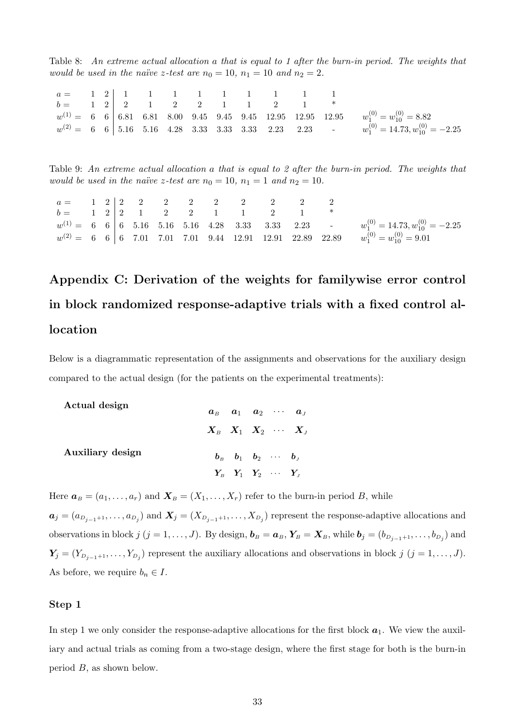Table 8: *An extreme actual allocation a that is equal to 1 after the burn-in period. The weights that would be used in the naïve z-test are $n_0 = 10$, $n_1 = 10$ and $n_2 = 2$.*

| | | | | | | | | | | | | |
|---|---|---|---|---|---|---|---|---|---|---|---|---|
| $a =$ | 1 | 2 | 1 | 1 | 1 | 1 | 1 | 1 | 1 | 1 | 1 | |
| $b =$ | 1 | 2 | 2 | 1 | 2 | 2 | 1 | 1 | 2 | 1 | * | |
| $w^{(1)} =$ | 6 | 6 | 6.81 | 6.81 | 8.00 | 9.45 | 9.45 | 9.45 | 12.95 | 12.95 | 12.95 | $w_1^{(0)} = w_{10}^{(0)} = 8.82$ |
| $w^{(2)} =$ | 6 | 6 | 5.16 | 5.16 | 4.28 | 3.33 | 3.33 | 3.33 | 2.23 | 2.23 | - | $w_1^{(0)} = 14.73, w_{10}^{(0)} = -2.25$ |

Table 9: *An extreme actual allocation a that is equal to 2 after the burn-in period. The weights that would be used in the naïve z-test are $n_0 = 10$, $n_1 = 1$ and $n_2 = 10$.*

| | | | | | | | | | | | | |
|---|---|---|---|---|---|---|---|---|---|---|---|---|
| $a =$ | 1 | 2 | 2 | 2 | 2 | 2 | 2 | 2 | 2 | 2 | 2 | |
| $b =$ | 1 | 2 | 2 | 1 | 2 | 2 | 1 | 1 | 2 | 1 | * | |
| $w^{(1)} =$ | 6 | 6 | 6 | 5.16 | 5.16 | 5.16 | 4.28 | 3.33 | 3.33 | 2.23 | - | $w_1^{(0)} = 14.73, w_{10}^{(0)} = -2.25$ |
| $w^{(2)} =$ | 6 | 6 | 6 | 7.01 | 7.01 | 7.01 | 9.44 | 12.91 | 12.91 | 22.89 | 22.89 | $w_1^{(0)} = w_{10}^{(0)} = 9.01$ |

## Appendix C: Derivation of the weights for familywise error control in block randomized response-adaptive trials with a fixed control allocation

Below is a diagrammatic representation of the assignments and observations for the auxiliary design compared to the actual design (for the patients on the experimental treatments):

**Actual design**

$$\boldsymbol{a}_B \quad \boldsymbol{a}_1 \quad \boldsymbol{a}_2 \quad \cdots \quad \boldsymbol{a}_J$$

$$\boldsymbol{X}_B \quad \boldsymbol{X}_1 \quad \boldsymbol{X}_2 \quad \cdots \quad \boldsymbol{X}_J$$

**Auxiliary design**

$$\boldsymbol{b}_B \quad \boldsymbol{b}_1 \quad \boldsymbol{b}_2 \quad \cdots \quad \boldsymbol{b}_J$$

$$\boldsymbol{Y}_B \quad \boldsymbol{Y}_1 \quad \boldsymbol{Y}_2 \quad \cdots \quad \boldsymbol{Y}_J$$

Here $\boldsymbol{a}_B = (a_1, \dots, a_r)$ and $\boldsymbol{X}_B = (X_1, \dots, X_r)$ refer to the burn-in period $B$, while $\boldsymbol{a}_j = (a_{D_{j-1}+1}, \dots, a_{D_j})$ and $\boldsymbol{X}_j = (X_{D_{j-1}+1}, \dots, X_{D_j})$ represent the response-adaptive allocations and observations in block $j$ ($j = 1, \dots, J$). By design, $\boldsymbol{b}_B = \boldsymbol{a}_B$, $\boldsymbol{Y}_B = \boldsymbol{X}_B$, while $\boldsymbol{b}_j = (b_{D_{j-1}+1}, \dots, b_{D_j})$ and $\boldsymbol{Y}_j = (Y_{D_{j-1}+1}, \dots, Y_{D_j})$ represent the auxiliary allocations and observations in block $j$ ($j = 1, \dots, J$). As before, we require $b_n \in I$.

### Step 1

In step 1 we only consider the response-adaptive allocations for the first block $\boldsymbol{a}_1$. We view the auxiliary and actual trials as coming from a two-stage design, where the first stage for both is the burn-in period $B$, as shown below.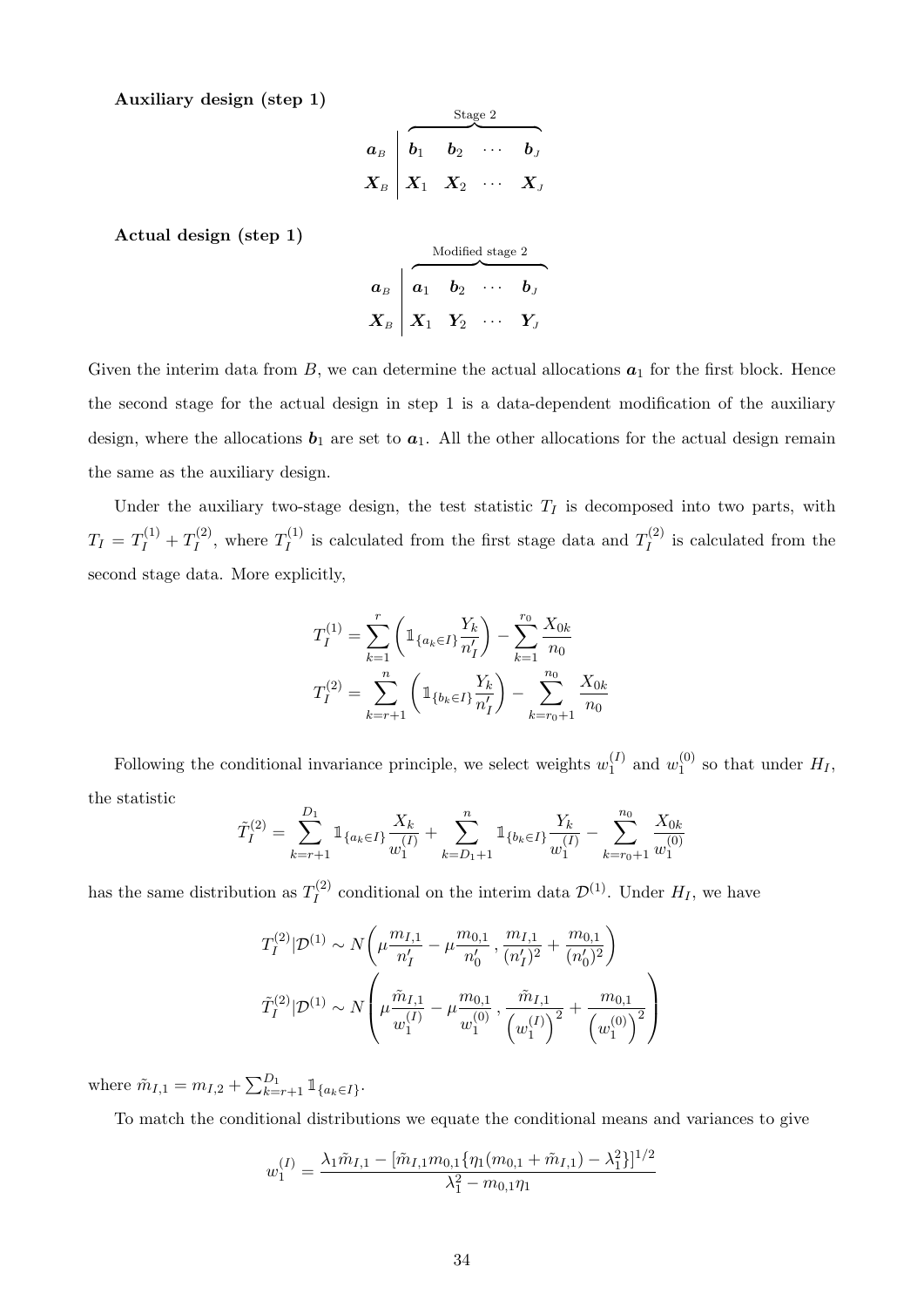**Auxiliary design (step 1)**

$$
\begin{array}{c|cccc}
 & \multicolumn{4}{c}{\overbrace{\hspace{6em}}^{\text{Stage 2}}} \\
\boldsymbol{a}_B & \boldsymbol{b}_1 & \boldsymbol{b}_2 & \cdots & \boldsymbol{b}_J \\
\boldsymbol{X}_B & \boldsymbol{X}_1 & \boldsymbol{X}_2 & \cdots & \boldsymbol{X}_J
\end{array}
$$

**Actual design (step 1)**

$$
\begin{array}{c|cccc}
 & \multicolumn{4}{c}{\overbrace{\hspace{6em}}^{\text{Modified stage 2}}} \\
\boldsymbol{a}_B & \boldsymbol{a}_1 & \boldsymbol{b}_2 & \cdots & \boldsymbol{b}_J \\
\boldsymbol{X}_B & \boldsymbol{X}_1 & \boldsymbol{Y}_2 & \cdots & \boldsymbol{Y}_J
\end{array}
$$

Given the interim data from $B$, we can determine the actual allocations $\boldsymbol{a}_1$ for the first block. Hence the second stage for the actual design in step 1 is a data-dependent modification of the auxiliary design, where the allocations $\boldsymbol{b}_1$ are set to $\boldsymbol{a}_1$. All the other allocations for the actual design remain the same as the auxiliary design.

Under the auxiliary two-stage design, the test statistic $T_I$ is decomposed into two parts, with $T_I = T_I^{(1)} + T_I^{(2)}$, where $T_I^{(1)}$ is calculated from the first stage data and $T_I^{(2)}$ is calculated from the second stage data. More explicitly,

$$
\begin{aligned}
T_I^{(1)} &= \sum_{k=1}^{r} \left( \mathbb{1}_{\{a_k \in I\}} \frac{Y_k}{n'_I} \right) - \sum_{k=1}^{r_0} \frac{X_{0k}}{n_0} \\
T_I^{(2)} &= \sum_{k=r+1}^{n} \left( \mathbb{1}_{\{b_k \in I\}} \frac{Y_k}{n'_I} \right) - \sum_{k=r_0+1}^{n_0} \frac{X_{0k}}{n_0}
\end{aligned}
$$

Following the conditional invariance principle, we select weights $w_1^{(I)}$ and $w_1^{(0)}$ so that under $H_I$, the statistic

$$
\tilde{T}_I^{(2)} = \sum_{k=r+1}^{D_1} \mathbb{1}_{\{a_k \in I\}} \frac{X_k}{w_1^{(I)}} + \sum_{k=D_1+1}^{n} \mathbb{1}_{\{b_k \in I\}} \frac{Y_k}{w_1^{(I)}} - \sum_{k=r_0+1}^{n_0} \frac{X_{0k}}{w_1^{(0)}}
$$

has the same distribution as $T_I^{(2)}$ conditional on the interim data $\mathcal{D}^{(1)}$. Under $H_I$, we have

$$
\begin{aligned}
T_I^{(2)} | \mathcal{D}^{(1)} &\sim N\left( \mu \frac{m_{I,1}}{n'_I} - \mu \frac{m_{0,1}}{n'_0} \, , \, \frac{m_{I,1}}{(n'_I)^2} + \frac{m_{0,1}}{(n'_0)^2} \right) \\
\tilde{T}_I^{(2)} | \mathcal{D}^{(1)} &\sim N\left( \mu \frac{\tilde{m}_{I,1}}{w_1^{(I)}} - \mu \frac{m_{0,1}}{w_1^{(0)}} \, , \, \frac{\tilde{m}_{I,1}}{\left(w_1^{(I)}\right)^2} + \frac{m_{0,1}}{\left(w_1^{(0)}\right)^2} \right)
\end{aligned}
$$

where $\tilde{m}_{I,1} = m_{I,2} + \sum_{k=r+1}^{D_1} \mathbb{1}_{\{a_k \in I\}}$.

To match the conditional distributions we equate the conditional means and variances to give

$$
w_1^{(I)} = \frac{\lambda_1 \tilde{m}_{I,1} - [\tilde{m}_{I,1} m_{0,1} \{ \eta_1 (m_{0,1} + \tilde{m}_{I,1}) - \lambda_1^2 \}]^{1/2}}{\lambda_1^2 - m_{0,1} \eta_1}
$$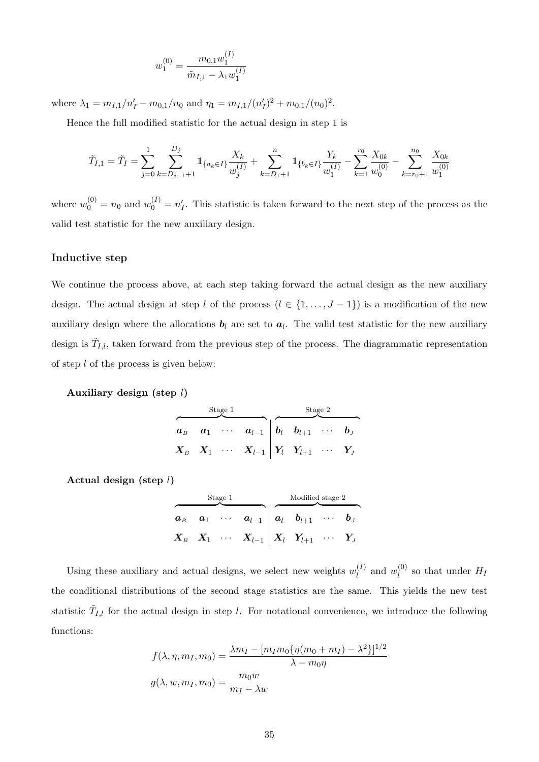$$w_1^{(0)} = \frac{m_{0,1} w_1^{(I)}}{\tilde{m}_{I,1} - \lambda_1 w_1^{(I)}}$$

where $\lambda_1 = m_{I,1}/n'_I - m_{0,1}/n_0$ and $\eta_1 = m_{I,1}/(n'_I)^2 + m_{0,1}/(n_0)^2$.

Hence the full modified statistic for the actual design in step 1 is

$$\tilde{T}_{I,1} = \tilde{T}_I = \sum_{j=0}^{1} \sum_{k=D_{j-1}+1}^{D_j} \mathbb{1}_{\{a_k \in I\}} \frac{X_k}{w_j^{(I)}} + \sum_{k=D_1+1}^{n} \mathbb{1}_{\{b_k \in I\}} \frac{Y_k}{w_1^{(I)}} - \sum_{k=1}^{r_0} \frac{X_{0k}}{w_0^{(0)}} - \sum_{k=r_0+1}^{n_0} \frac{X_{0k}}{w_1^{(0)}}$$

where $w_0^{(0)} = n_0$ and $w_0^{(I)} = n'_I$. This statistic is taken forward to the next step of the process as the valid test statistic for the new auxiliary design.

### Inductive step

We continue the process above, at each step taking forward the actual design as the new auxiliary design. The actual design at step $l$ of the process ($l \in \{1, \ldots, J-1\}$) is a modification of the new auxiliary design where the allocations $\boldsymbol{b}_l$ are set to $\boldsymbol{a}_l$. The valid test statistic for the new auxiliary design is $\tilde{T}_{I,l}$, taken forward from the previous step of the process. The diagrammatic representation of step $l$ of the process is given below:

**Auxiliary design (step $l$)**

$$\begin{array}{cccc|cccc} \multicolumn{4}{c|}{\overbrace{\hspace{8em}}^{\text{Stage 1}}} & \multicolumn{4}{c}{\overbrace{\hspace{8em}}^{\text{Stage 2}}} \\ \boldsymbol{a}_B & \boldsymbol{a}_1 & \cdots & \boldsymbol{a}_{l-1} & \boldsymbol{b}_l & \boldsymbol{b}_{l+1} & \cdots & \boldsymbol{b}_J \\ \boldsymbol{X}_B & \boldsymbol{X}_1 & \cdots & \boldsymbol{X}_{l-1} & \boldsymbol{Y}_l & \boldsymbol{Y}_{l+1} & \cdots & \boldsymbol{Y}_J \end{array}$$

**Actual design (step $l$)**

$$\begin{array}{cccc|cccc} \multicolumn{4}{c|}{\overbrace{\hspace{8em}}^{\text{Stage 1}}} & \multicolumn{4}{c}{\overbrace{\hspace{8em}}^{\text{Modified stage 2}}} \\ \boldsymbol{a}_B & \boldsymbol{a}_1 & \cdots & \boldsymbol{a}_{l-1} & \boldsymbol{a}_l & \boldsymbol{b}_{l+1} & \cdots & \boldsymbol{b}_J \\ \boldsymbol{X}_B & \boldsymbol{X}_1 & \cdots & \boldsymbol{X}_{l-1} & \boldsymbol{X}_l & \boldsymbol{Y}_{l+1} & \cdots & \boldsymbol{Y}_J \end{array}$$

Using these auxiliary and actual designs, we select new weights $w_l^{(I)}$ and $w_l^{(0)}$ so that under $H_I$ the conditional distributions of the second stage statistics are the same. This yields the new test statistic $\tilde{T}_{I,l}$ for the actual design in step $l$. For notational convenience, we introduce the following functions:

$$f(\lambda, \eta, m_I, m_0) = \frac{\lambda m_I - [m_I m_0 \{\eta(m_0 + m_I) - \lambda^2\}]^{1/2}}{\lambda - m_0 \eta}$$

$$g(\lambda, w, m_I, m_0) = \frac{m_0 w}{m_I - \lambda w}$$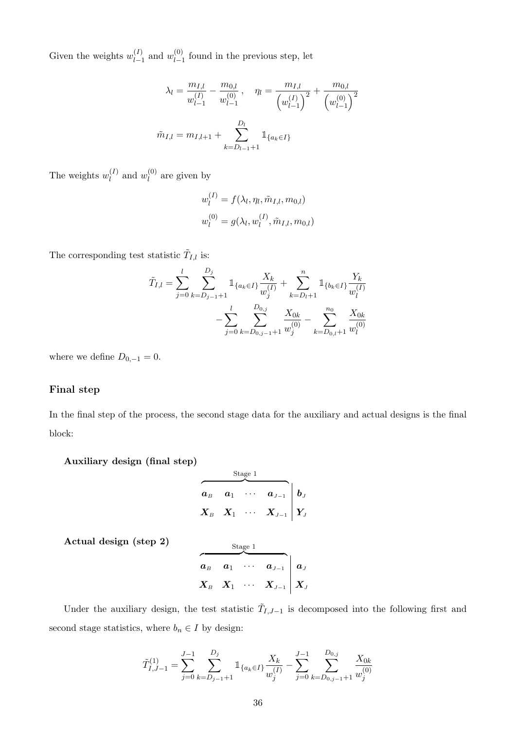Given the weights $w_{l-1}^{(I)}$ and $w_{l-1}^{(0)}$ found in the previous step, let

$$\lambda_l = \frac{m_{I,l}}{w_{l-1}^{(I)}} - \frac{m_{0,l}}{w_{l-1}^{(0)}}, \quad \eta_l = \frac{m_{I,l}}{\left(w_{l-1}^{(I)}\right)^2} + \frac{m_{0,l}}{\left(w_{l-1}^{(0)}\right)^2}$$

$$\tilde{m}_{I,l} = m_{I,l+1} + \sum_{k=D_{l-1}+1}^{D_l} \mathbb{1}_{\{a_k \in I\}}$$

The weights $w_l^{(I)}$ and $w_l^{(0)}$ are given by

$$w_l^{(I)} = f(\lambda_l, \eta_l, \tilde{m}_{I,l}, m_{0,l})$$
$$w_l^{(0)} = g(\lambda_l, w_l^{(I)}, \tilde{m}_{I,l}, m_{0,l})$$

The corresponding test statistic $\tilde{T}_{I,l}$ is:

$$\tilde{T}_{I,l} = \sum_{j=0}^{l} \sum_{k=D_{j-1}+1}^{D_j} \mathbb{1}_{\{a_k \in I\}} \frac{X_k}{w_j^{(I)}} + \sum_{k=D_l+1}^{n} \mathbb{1}_{\{b_k \in I\}} \frac{Y_k}{w_l^{(I)}} - \sum_{j=0}^{l} \sum_{k=D_{0,j-1}+1}^{D_{0,j}} \frac{X_{0k}}{w_j^{(0)}} - \sum_{k=D_{0,l}+1}^{n_0} \frac{X_{0k}}{w_l^{(0)}}$$

where we define $D_{0,-1} = 0$.

### Final step

In the final step of the process, the second stage data for the auxiliary and actual designs is the final block:

**Auxiliary design (final step)**

$$\overbrace{\begin{matrix} \boldsymbol{a}_B & \boldsymbol{a}_1 & \cdots & \boldsymbol{a}_{J-1} \\ \boldsymbol{X}_B & \boldsymbol{X}_1 & \cdots & \boldsymbol{X}_{J-1} \end{matrix}}^{\text{Stage 1}} \left| \begin{matrix} \boldsymbol{b}_J \\ \boldsymbol{Y}_J \end{matrix} \right.$$

**Actual design (step 2)**

$$\overbrace{\begin{matrix} \boldsymbol{a}_B & \boldsymbol{a}_1 & \cdots & \boldsymbol{a}_{J-1} \\ \boldsymbol{X}_B & \boldsymbol{X}_1 & \cdots & \boldsymbol{X}_{J-1} \end{matrix}}^{\text{Stage 1}} \left| \begin{matrix} \boldsymbol{a}_J \\ \boldsymbol{X}_J \end{matrix} \right.$$

Under the auxiliary design, the test statistic $\tilde{T}_{I,J-1}$ is decomposed into the following first and second stage statistics, where $b_n \in I$ by design:

$$\tilde{T}_{I,J-1}^{(1)} = \sum_{j=0}^{J-1} \sum_{k=D_{j-1}+1}^{D_j} \mathbb{1}_{\{a_k \in I\}} \frac{X_k}{w_j^{(I)}} - \sum_{j=0}^{J-1} \sum_{k=D_{0,j-1}+1}^{D_{0,j}} \frac{X_{0k}}{w_j^{(0)}}$$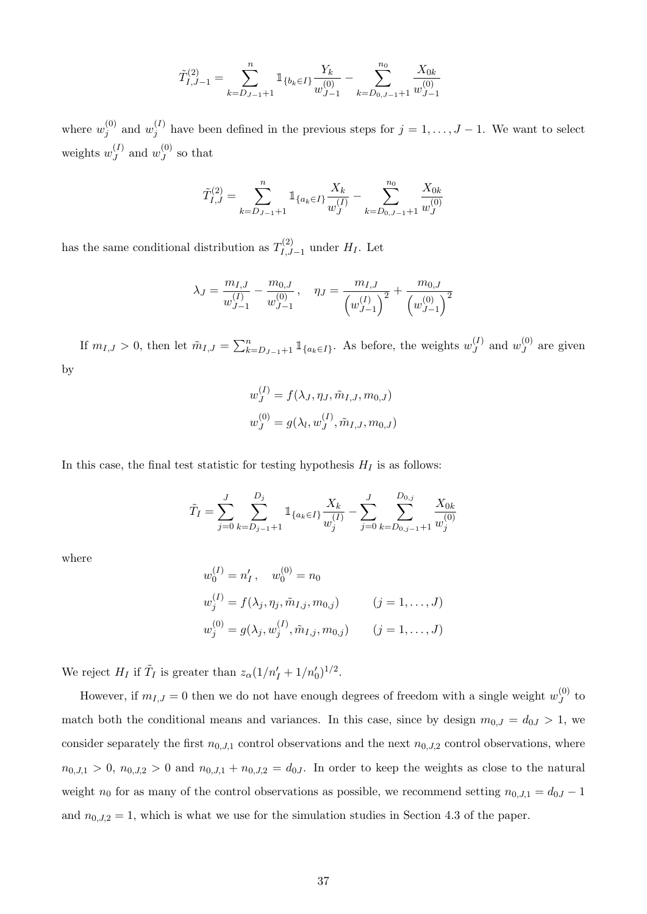$$\tilde{T}^{(2)}_{I,J-1} = \sum_{k=D_{J-1}+1}^{n} \mathbb{1}_{\{b_k \in I\}} \frac{Y_k}{w^{(0)}_{J-1}} - \sum_{k=D_{0,J-1}+1}^{n_0} \frac{X_{0k}}{w^{(0)}_{J-1}}$$

where $w^{(0)}_j$ and $w^{(I)}_j$ have been defined in the previous steps for $j = 1, \ldots, J-1$. We want to select weights $w^{(I)}_J$ and $w^{(0)}_J$ so that

$$\tilde{T}^{(2)}_{I,J} = \sum_{k=D_{J-1}+1}^{n} \mathbb{1}_{\{a_k \in I\}} \frac{X_k}{w^{(I)}_J} - \sum_{k=D_{0,J-1}+1}^{n_0} \frac{X_{0k}}{w^{(0)}_J}$$

has the same conditional distribution as $T^{(2)}_{I,J-1}$ under $H_I$. Let

$$\lambda_J = \frac{m_{I,J}}{w^{(I)}_{J-1}} - \frac{m_{0,J}}{w^{(0)}_{J-1}}, \quad \eta_J = \frac{m_{I,J}}{\left(w^{(I)}_{J-1}\right)^2} + \frac{m_{0,J}}{\left(w^{(0)}_{J-1}\right)^2}$$

If $m_{I,J} > 0$, then let $\tilde{m}_{I,J} = \sum_{k=D_{J-1}+1}^{n} \mathbb{1}_{\{a_k \in I\}}$. As before, the weights $w^{(I)}_J$ and $w^{(0)}_J$ are given by

$$w^{(I)}_J = f(\lambda_J, \eta_J, \tilde{m}_{I,J}, m_{0,J})$$
$$w^{(0)}_J = g(\lambda_l, w^{(I)}_J, \tilde{m}_{I,J}, m_{0,J})$$

In this case, the final test statistic for testing hypothesis $H_I$ is as follows:

$$\tilde{T}_I = \sum_{j=0}^{J} \sum_{k=D_{j-1}+1}^{D_j} \mathbb{1}_{\{a_k \in I\}} \frac{X_k}{w^{(I)}_j} - \sum_{j=0}^{J} \sum_{k=D_{0,j-1}+1}^{D_{0,j}} \frac{X_{0k}}{w^{(0)}_j}$$

where

$$w^{(I)}_0 = n'_I, \quad w^{(0)}_0 = n_0$$
$$w^{(I)}_j = f(\lambda_j, \eta_j, \tilde{m}_{I,j}, m_{0,j}) \qquad (j = 1, \ldots, J)$$
$$w^{(0)}_j = g(\lambda_j, w^{(I)}_j, \tilde{m}_{I,j}, m_{0,j}) \qquad (j = 1, \ldots, J)$$

We reject $H_I$ if $\tilde{T}_I$ is greater than $z_\alpha(1/n'_I + 1/n'_0)^{1/2}$.

However, if $m_{I,J} = 0$ then we do not have enough degrees of freedom with a single weight $w^{(0)}_J$ to match both the conditional means and variances. In this case, since by design $m_{0,J} = d_{0J} > 1$, we consider separately the first $n_{0,J,1}$ control observations and the next $n_{0,J,2}$ control observations, where $n_{0,J,1} > 0$, $n_{0,J,2} > 0$ and $n_{0,J,1} + n_{0,J,2} = d_{0J}$. In order to keep the weights as close to the natural weight $n_0$ for as many of the control observations as possible, we recommend setting $n_{0,J,1} = d_{0J} - 1$ and $n_{0,J,2} = 1$, which is what we use for the simulation studies in Section 4.3 of the paper.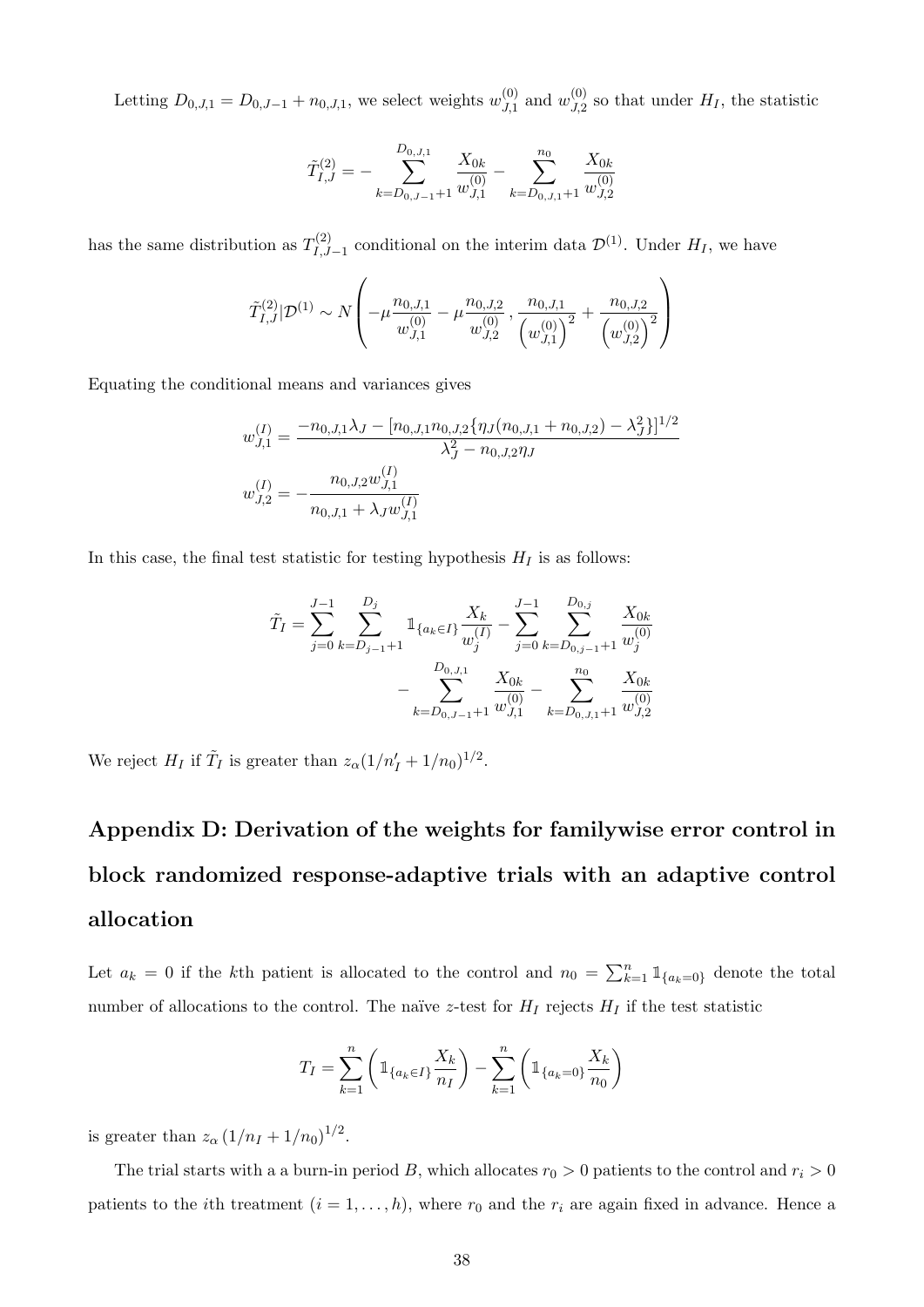Letting $D_{0,J,1} = D_{0,J-1} + n_{0,J,1}$, we select weights $w_{J,1}^{(0)}$ and $w_{J,2}^{(0)}$ so that under $H_I$, the statistic

$$\tilde{T}_{I,J}^{(2)} = -\sum_{k=D_{0,J-1}+1}^{D_{0,J,1}} \frac{X_{0k}}{w_{J,1}^{(0)}} - \sum_{k=D_{0,J,1}+1}^{n_0} \frac{X_{0k}}{w_{J,2}^{(0)}}$$

has the same distribution as $T_{I,J-1}^{(2)}$ conditional on the interim data $\mathcal{D}^{(1)}$. Under $H_I$, we have

$$\tilde{T}_{I,J}^{(2)} | \mathcal{D}^{(1)} \sim N\left( -\mu \frac{n_{0,J,1}}{w_{J,1}^{(0)}} - \mu \frac{n_{0,J,2}}{w_{J,2}^{(0)}}, \frac{n_{0,J,1}}{\left(w_{J,1}^{(0)}\right)^2} + \frac{n_{0,J,2}}{\left(w_{J,2}^{(0)}\right)^2} \right)$$

Equating the conditional means and variances gives

$$w_{J,1}^{(I)} = \frac{-n_{0,J,1}\lambda_J - [n_{0,J,1}n_{0,J,2}\{\eta_J(n_{0,J,1}+n_{0,J,2}) - \lambda_J^2\}]^{1/2}}{\lambda_J^2 - n_{0,J,2}\eta_J}$$

$$w_{J,2}^{(I)} = -\frac{n_{0,J,2}w_{J,1}^{(I)}}{n_{0,J,1} + \lambda_J w_{J,1}^{(I)}}$$

In this case, the final test statistic for testing hypothesis $H_I$ is as follows:

$$\tilde{T}_I = \sum_{j=0}^{J-1} \sum_{k=D_{j-1}+1}^{D_j} \mathbb{1}_{\{a_k \in I\}} \frac{X_k}{w_j^{(I)}} - \sum_{j=0}^{J-1} \sum_{k=D_{0,j-1}+1}^{D_{0,j}} \frac{X_{0k}}{w_j^{(0)}} - \sum_{k=D_{0,J-1}+1}^{D_{0,J,1}} \frac{X_{0k}}{w_{J,1}^{(0)}} - \sum_{k=D_{0,J,1}+1}^{n_0} \frac{X_{0k}}{w_{J,2}^{(0)}}$$

We reject $H_I$ if $\tilde{T}_I$ is greater than $z_\alpha(1/n'_I + 1/n_0)^{1/2}$.

# Appendix D: Derivation of the weights for familywise error control in block randomized response-adaptive trials with an adaptive control allocation

Let $a_k = 0$ if the $k$th patient is allocated to the control and $n_0 = \sum_{k=1}^{n} \mathbb{1}_{\{a_k=0\}}$ denote the total number of allocations to the control. The naïve $z$-test for $H_I$ rejects $H_I$ if the test statistic

$$T_I = \sum_{k=1}^{n} \left( \mathbb{1}_{\{a_k \in I\}} \frac{X_k}{n_I} \right) - \sum_{k=1}^{n} \left( \mathbb{1}_{\{a_k=0\}} \frac{X_k}{n_0} \right)$$

is greater than $z_\alpha \left(1/n_I + 1/n_0\right)^{1/2}$.

The trial starts with a a burn-in period $B$, which allocates $r_0 > 0$ patients to the control and $r_i > 0$ patients to the $i$th treatment ($i = 1, \ldots, h$), where $r_0$ and the $r_i$ are again fixed in advance. Hence a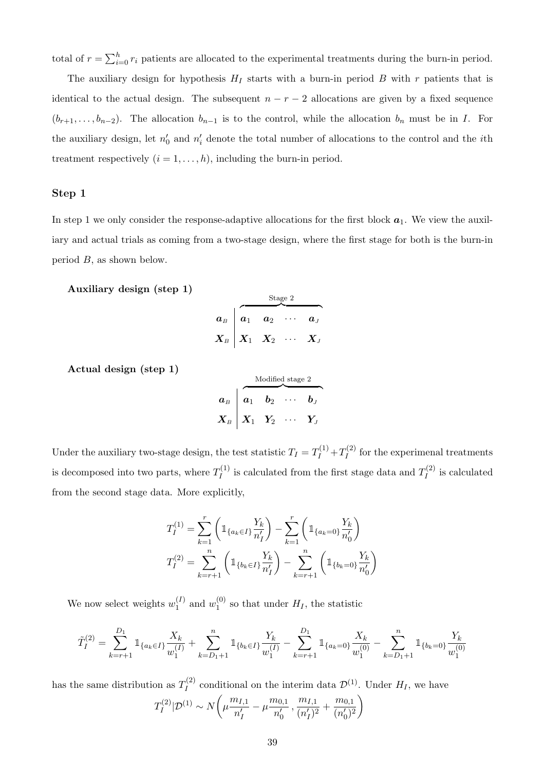total of $r = \sum_{i=0}^{h} r_i$ patients are allocated to the experimental treatments during the burn-in period.

The auxiliary design for hypothesis $H_I$ starts with a burn-in period $B$ with $r$ patients that is identical to the actual design. The subsequent $n - r - 2$ allocations are given by a fixed sequence $(b_{r+1}, \ldots, b_{n-2})$. The allocation $b_{n-1}$ is to the control, while the allocation $b_n$ must be in $I$. For the auxiliary design, let $n'_0$ and $n'_i$ denote the total number of allocations to the control and the $i$th treatment respectively $(i = 1, \ldots, h)$, including the burn-in period.

### Step 1

In step 1 we only consider the response-adaptive allocations for the first block $\boldsymbol{a}_1$. We view the auxiliary and actual trials as coming from a two-stage design, where the first stage for both is the burn-in period $B$, as shown below.

**Auxiliary design (step 1)**

$$
\begin{array}{c|cccc}
 & \multicolumn{4}{c}{\overbrace{\hspace{3cm}}^{\text{Stage 2}}} \\
\boldsymbol{a}_B & \boldsymbol{a}_1 & \boldsymbol{a}_2 & \cdots & \boldsymbol{a}_J \\
\boldsymbol{X}_B & \boldsymbol{X}_1 & \boldsymbol{X}_2 & \cdots & \boldsymbol{X}_J
\end{array}
$$

**Actual design (step 1)**

$$
\begin{array}{c|cccc}
 & \multicolumn{4}{c}{\overbrace{\hspace{3cm}}^{\text{Modified stage 2}}} \\
\boldsymbol{a}_B & \boldsymbol{a}_1 & \boldsymbol{b}_2 & \cdots & \boldsymbol{b}_J \\
\boldsymbol{X}_B & \boldsymbol{X}_1 & \boldsymbol{Y}_2 & \cdots & \boldsymbol{Y}_J
\end{array}
$$

Under the auxiliary two-stage design, the test statistic $T_I = T_I^{(1)} + T_I^{(2)}$ for the experimenal treatments is decomposed into two parts, where $T_I^{(1)}$ is calculated from the first stage data and $T_I^{(2)}$ is calculated from the second stage data. More explicitly,

$$
T_I^{(1)} = \sum_{k=1}^{r} \left( \mathbb{1}_{\{a_k \in I\}} \frac{Y_k}{n'_I} \right) - \sum_{k=1}^{r} \left( \mathbb{1}_{\{a_k = 0\}} \frac{Y_k}{n'_0} \right)
$$

$$
T_I^{(2)} = \sum_{k=r+1}^{n} \left( \mathbb{1}_{\{b_k \in I\}} \frac{Y_k}{n'_I} \right) - \sum_{k=r+1}^{n} \left( \mathbb{1}_{\{b_k = 0\}} \frac{Y_k}{n'_0} \right)
$$

We now select weights $w_1^{(I)}$ and $w_1^{(0)}$ so that under $H_I$, the statistic

$$
\tilde{T}_I^{(2)} = \sum_{k=r+1}^{D_1} \mathbb{1}_{\{a_k \in I\}} \frac{X_k}{w_1^{(I)}} + \sum_{k=D_1+1}^{n} \mathbb{1}_{\{b_k \in I\}} \frac{Y_k}{w_1^{(I)}} - \sum_{k=r+1}^{D_1} \mathbb{1}_{\{a_k = 0\}} \frac{X_k}{w_1^{(0)}} - \sum_{k=D_1+1}^{n} \mathbb{1}_{\{b_k = 0\}} \frac{Y_k}{w_1^{(0)}}
$$

has the same distribution as $T_I^{(2)}$ conditional on the interim data $\mathcal{D}^{(1)}$. Under $H_I$, we have

$$
T_I^{(2)} | \mathcal{D}^{(1)} \sim N\left( \mu \frac{m_{I,1}}{n'_I} - \mu \frac{m_{0,1}}{n'_0}, \frac{m_{I,1}}{(n'_I)^2} + \frac{m_{0,1}}{(n'_0)^2} \right)
$$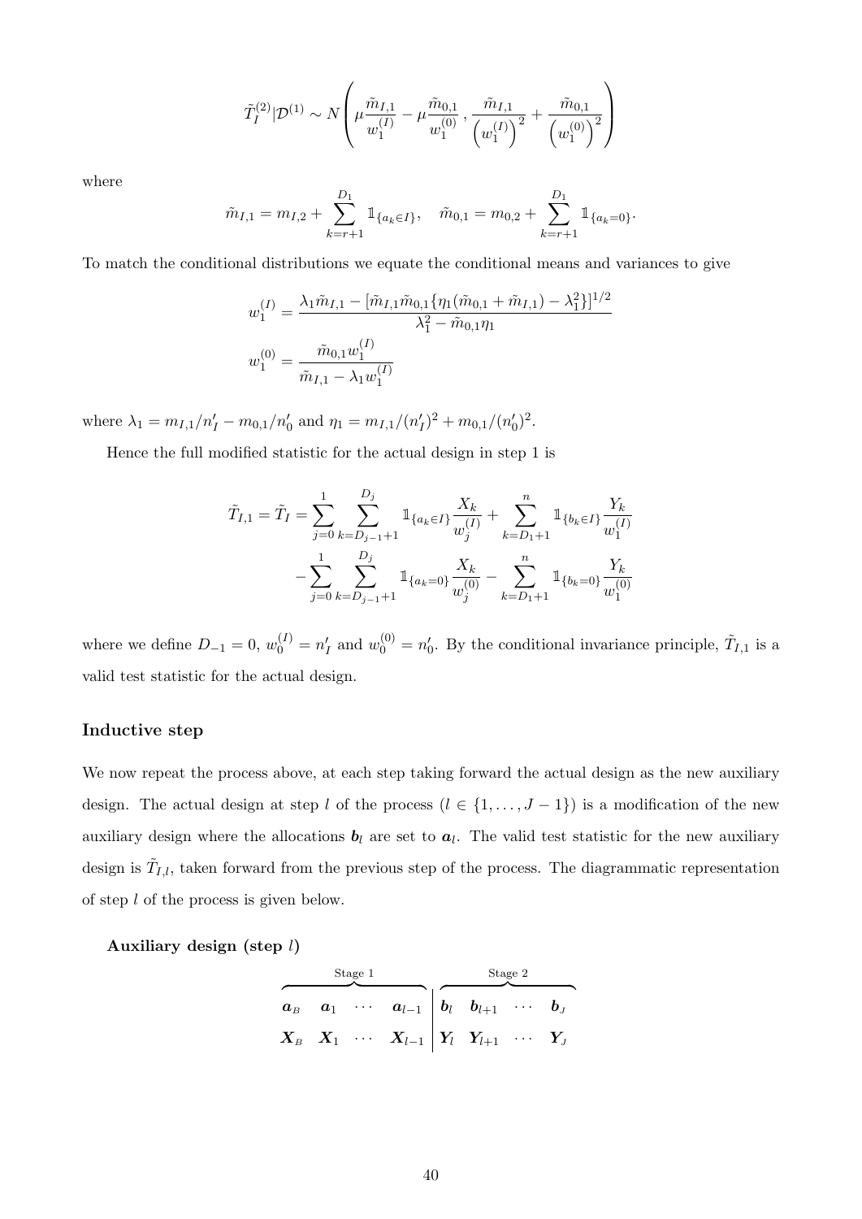$$\tilde{T}_I^{(2)}|\mathcal{D}^{(1)} \sim N\left(\mu\frac{\tilde{m}_{I,1}}{w_1^{(I)}} - \mu\frac{\tilde{m}_{0,1}}{w_1^{(0)}}, \frac{\tilde{m}_{I,1}}{\left(w_1^{(I)}\right)^2} + \frac{\tilde{m}_{0,1}}{\left(w_1^{(0)}\right)^2}\right)$$

where

$$\tilde{m}_{I,1} = m_{I,2} + \sum_{k=r+1}^{D_1} \mathbb{1}_{\{a_k \in I\}}, \quad \tilde{m}_{0,1} = m_{0,2} + \sum_{k=r+1}^{D_1} \mathbb{1}_{\{a_k = 0\}}.$$

To match the conditional distributions we equate the conditional means and variances to give

$$w_1^{(I)} = \frac{\lambda_1\tilde{m}_{I,1} - [\tilde{m}_{I,1}\tilde{m}_{0,1}\{\eta_1(\tilde{m}_{0,1} + \tilde{m}_{I,1}) - \lambda_1^2\}]^{1/2}}{\lambda_1^2 - \tilde{m}_{0,1}\eta_1}$$

$$w_1^{(0)} = \frac{\tilde{m}_{0,1}w_1^{(I)}}{\tilde{m}_{I,1} - \lambda_1 w_1^{(I)}}$$

where $\lambda_1 = m_{I,1}/n'_I - m_{0,1}/n'_0$ and $\eta_1 = m_{I,1}/(n'_I)^2 + m_{0,1}/(n'_0)^2$.

Hence the full modified statistic for the actual design in step 1 is

$$\tilde{T}_{I,1} = \tilde{T}_I = \sum_{j=0}^{1}\sum_{k=D_{j-1}+1}^{D_j} \mathbb{1}_{\{a_k \in I\}}\frac{X_k}{w_j^{(I)}} + \sum_{k=D_1+1}^{n} \mathbb{1}_{\{b_k \in I\}}\frac{Y_k}{w_1^{(I)}}$$
$$- \sum_{j=0}^{1}\sum_{k=D_{j-1}+1}^{D_j} \mathbb{1}_{\{a_k = 0\}}\frac{X_k}{w_j^{(0)}} - \sum_{k=D_1+1}^{n} \mathbb{1}_{\{b_k = 0\}}\frac{Y_k}{w_1^{(0)}}$$

where we define $D_{-1} = 0$, $w_0^{(I)} = n'_I$ and $w_0^{(0)} = n'_0$. By the conditional invariance principle, $\tilde{T}_{I,1}$ is a valid test statistic for the actual design.

### Inductive step

We now repeat the process above, at each step taking forward the actual design as the new auxiliary design. The actual design at step $l$ of the process ($l \in \{1, \ldots, J-1\}$) is a modification of the new auxiliary design where the allocations $\boldsymbol{b}_l$ are set to $\boldsymbol{a}_l$. The valid test statistic for the new auxiliary design is $\tilde{T}_{I,l}$, taken forward from the previous step of the process. The diagrammatic representation of step $l$ of the process is given below.

**Auxiliary design (step $l$)**

| Stage 1 | | | | Stage 2 | | | |
|---|---|---|---|---|---|---|---|
| $\boldsymbol{a}_B$ | $\boldsymbol{a}_1$ | $\cdots$ | $\boldsymbol{a}_{l-1}$ | $\boldsymbol{b}_l$ | $\boldsymbol{b}_{l+1}$ | $\cdots$ | $\boldsymbol{b}_J$ |
| $\boldsymbol{X}_B$ | $\boldsymbol{X}_1$ | $\cdots$ | $\boldsymbol{X}_{l-1}$ | $\boldsymbol{Y}_l$ | $\boldsymbol{Y}_{l+1}$ | $\cdots$ | $\boldsymbol{Y}_J$ |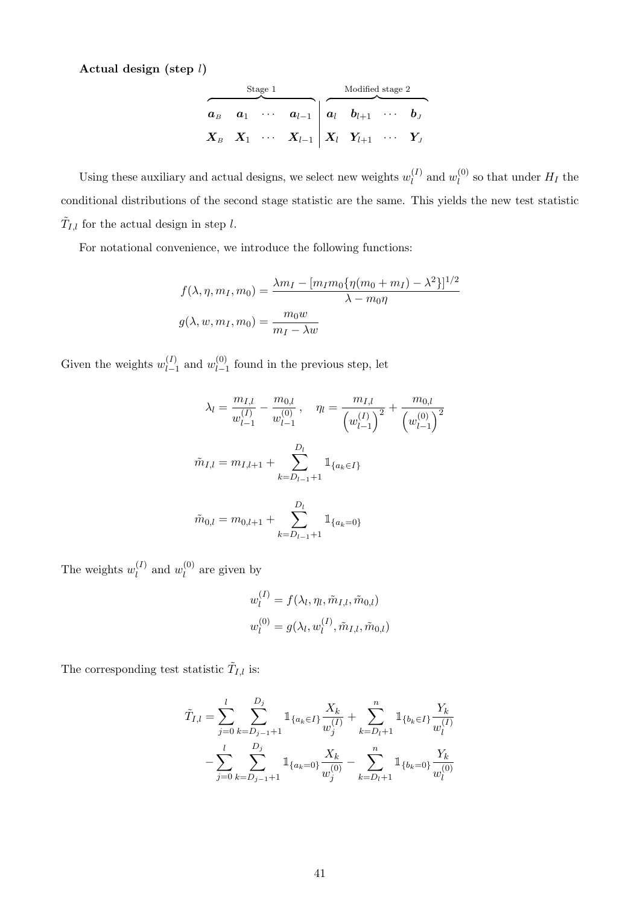**Actual design (step $l$)**

$$
\overbrace{\begin{matrix} \boldsymbol{a}_B & \boldsymbol{a}_1 & \cdots & \boldsymbol{a}_{l-1} \\ \boldsymbol{X}_B & \boldsymbol{X}_1 & \cdots & \boldsymbol{X}_{l-1} \end{matrix}}^{\text{Stage 1}} \left| \overbrace{\begin{matrix} \boldsymbol{a}_l & \boldsymbol{b}_{l+1} & \cdots & \boldsymbol{b}_J \\ \boldsymbol{X}_l & \boldsymbol{Y}_{l+1} & \cdots & \boldsymbol{Y}_J \end{matrix}}^{\text{Modified stage 2}} \right.
$$

Using these auxiliary and actual designs, we select new weights $w_l^{(I)}$ and $w_l^{(0)}$ so that under $H_I$ the conditional distributions of the second stage statistic are the same. This yields the new test statistic $\tilde{T}_{I,l}$ for the actual design in step $l$.

For notational convenience, we introduce the following functions:

$$
f(\lambda, \eta, m_I, m_0) = \frac{\lambda m_I - [m_I m_0 \{\eta(m_0 + m_I) - \lambda^2\}]^{1/2}}{\lambda - m_0 \eta}
$$

$$
g(\lambda, w, m_I, m_0) = \frac{m_0 w}{m_I - \lambda w}
$$

Given the weights $w_{l-1}^{(I)}$ and $w_{l-1}^{(0)}$ found in the previous step, let

$$
\lambda_l = \frac{m_{I,l}}{w_{l-1}^{(I)}} - \frac{m_{0,l}}{w_{l-1}^{(0)}}, \quad \eta_l = \frac{m_{I,l}}{\left(w_{l-1}^{(I)}\right)^2} + \frac{m_{0,l}}{\left(w_{l-1}^{(0)}\right)^2}
$$

$$
\tilde{m}_{I,l} = m_{I,l+1} + \sum_{k=D_{l-1}+1}^{D_l} \mathbb{1}_{\{a_k \in I\}}
$$

$$
\tilde{m}_{0,l} = m_{0,l+1} + \sum_{k=D_{l-1}+1}^{D_l} \mathbb{1}_{\{a_k = 0\}}
$$

The weights $w_l^{(I)}$ and $w_l^{(0)}$ are given by

$$
w_l^{(I)} = f(\lambda_l, \eta_l, \tilde{m}_{I,l}, \tilde{m}_{0,l})
$$

$$
w_l^{(0)} = g(\lambda_l, w_l^{(I)}, \tilde{m}_{I,l}, \tilde{m}_{0,l})
$$

The corresponding test statistic $\tilde{T}_{I,l}$ is:

$$
\begin{aligned}
\tilde{T}_{I,l} = & \sum_{j=0}^{l} \sum_{k=D_{j-1}+1}^{D_j} \mathbb{1}_{\{a_k \in I\}} \frac{X_k}{w_j^{(I)}} + \sum_{k=D_l+1}^{n} \mathbb{1}_{\{b_k \in I\}} \frac{Y_k}{w_l^{(I)}} \\
& - \sum_{j=0}^{l} \sum_{k=D_{j-1}+1}^{D_j} \mathbb{1}_{\{a_k = 0\}} \frac{X_k}{w_j^{(0)}} - \sum_{k=D_l+1}^{n} \mathbb{1}_{\{b_k = 0\}} \frac{Y_k}{w_l^{(0)}}
\end{aligned}
$$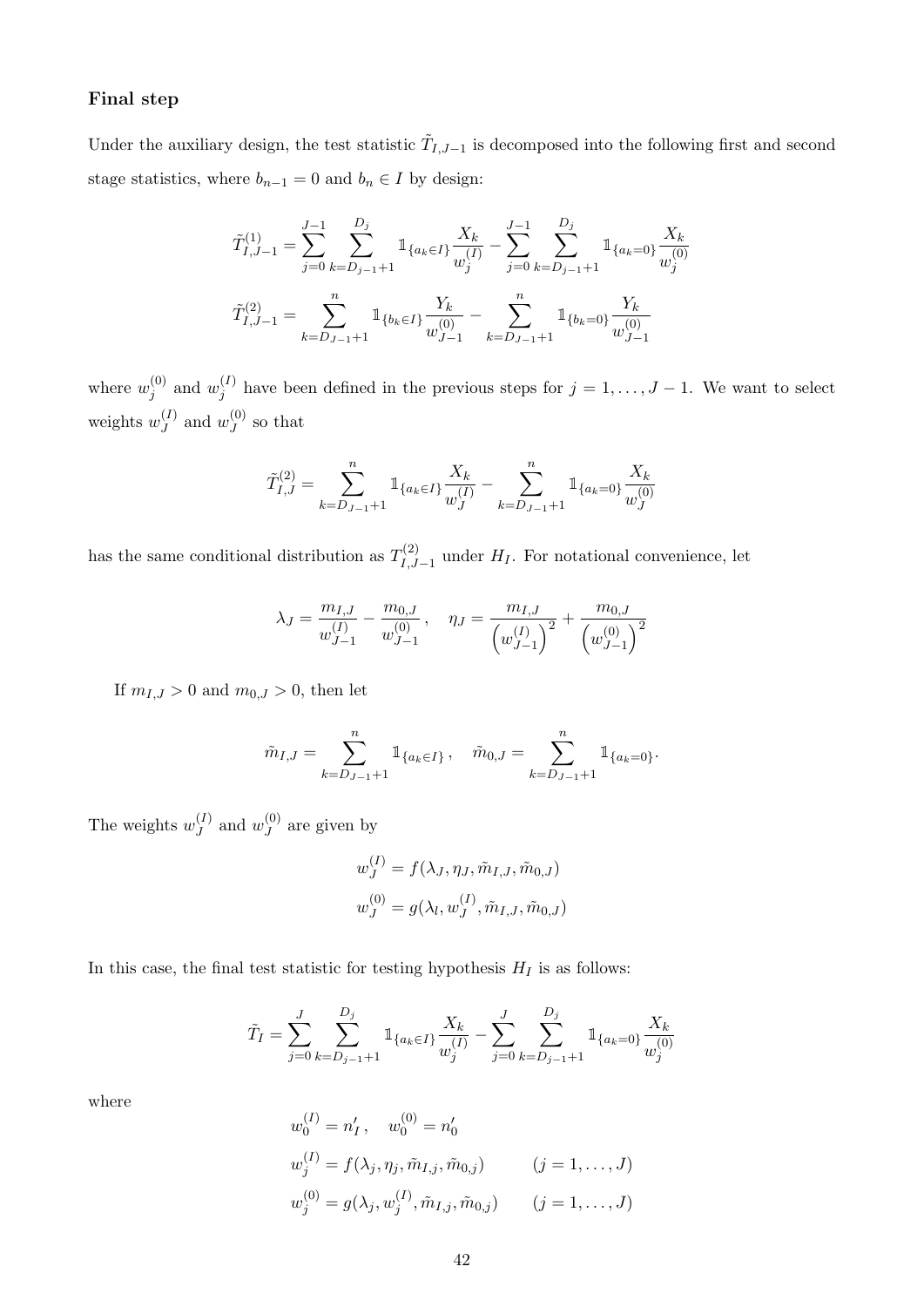### Final step

Under the auxiliary design, the test statistic $\tilde{T}_{I,J-1}$ is decomposed into the following first and second stage statistics, where $b_{n-1} = 0$ and $b_n \in I$ by design:

$$\tilde{T}^{(1)}_{I,J-1} = \sum_{j=0}^{J-1} \sum_{k=D_{j-1}+1}^{D_j} \mathbb{1}_{\{a_k \in I\}} \frac{X_k}{w_j^{(I)}} - \sum_{j=0}^{J-1} \sum_{k=D_{j-1}+1}^{D_j} \mathbb{1}_{\{a_k = 0\}} \frac{X_k}{w_j^{(0)}}$$

$$\tilde{T}^{(2)}_{I,J-1} = \sum_{k=D_{J-1}+1}^{n} \mathbb{1}_{\{b_k \in I\}} \frac{Y_k}{w_{J-1}^{(0)}} - \sum_{k=D_{J-1}+1}^{n} \mathbb{1}_{\{b_k = 0\}} \frac{Y_k}{w_{J-1}^{(0)}}$$

where $w_j^{(0)}$ and $w_j^{(I)}$ have been defined in the previous steps for $j = 1, \ldots, J-1$. We want to select weights $w_J^{(I)}$ and $w_J^{(0)}$ so that

$$\tilde{T}^{(2)}_{I,J} = \sum_{k=D_{J-1}+1}^{n} \mathbb{1}_{\{a_k \in I\}} \frac{X_k}{w_J^{(I)}} - \sum_{k=D_{J-1}+1}^{n} \mathbb{1}_{\{a_k = 0\}} \frac{X_k}{w_J^{(0)}}$$

has the same conditional distribution as $T^{(2)}_{I,J-1}$ under $H_I$. For notational convenience, let

$$\lambda_J = \frac{m_{I,J}}{w_{J-1}^{(I)}} - \frac{m_{0,J}}{w_{J-1}^{(0)}}, \quad \eta_J = \frac{m_{I,J}}{\left(w_{J-1}^{(I)}\right)^2} + \frac{m_{0,J}}{\left(w_{J-1}^{(0)}\right)^2}$$

If $m_{I,J} > 0$ and $m_{0,J} > 0$, then let

$$\tilde{m}_{I,J} = \sum_{k=D_{J-1}+1}^{n} \mathbb{1}_{\{a_k \in I\}}, \quad \tilde{m}_{0,J} = \sum_{k=D_{J-1}+1}^{n} \mathbb{1}_{\{a_k = 0\}}.$$

The weights $w_J^{(I)}$ and $w_J^{(0)}$ are given by

$$w_J^{(I)} = f(\lambda_J, \eta_J, \tilde{m}_{I,J}, \tilde{m}_{0,J})$$
$$w_J^{(0)} = g(\lambda_l, w_J^{(I)}, \tilde{m}_{I,J}, \tilde{m}_{0,J})$$

In this case, the final test statistic for testing hypothesis $H_I$ is as follows:

$$\tilde{T}_I = \sum_{j=0}^{J} \sum_{k=D_{j-1}+1}^{D_j} \mathbb{1}_{\{a_k \in I\}} \frac{X_k}{w_j^{(I)}} - \sum_{j=0}^{J} \sum_{k=D_{j-1}+1}^{D_j} \mathbb{1}_{\{a_k = 0\}} \frac{X_k}{w_j^{(0)}}$$

where

$$w_0^{(I)} = n'_I, \quad w_0^{(0)} = n'_0$$
$$w_j^{(I)} = f(\lambda_j, \eta_j, \tilde{m}_{I,j}, \tilde{m}_{0,j}) \qquad (j = 1, \ldots, J)$$
$$w_j^{(0)} = g(\lambda_j, w_j^{(I)}, \tilde{m}_{I,j}, \tilde{m}_{0,j}) \qquad (j = 1, \ldots, J)$$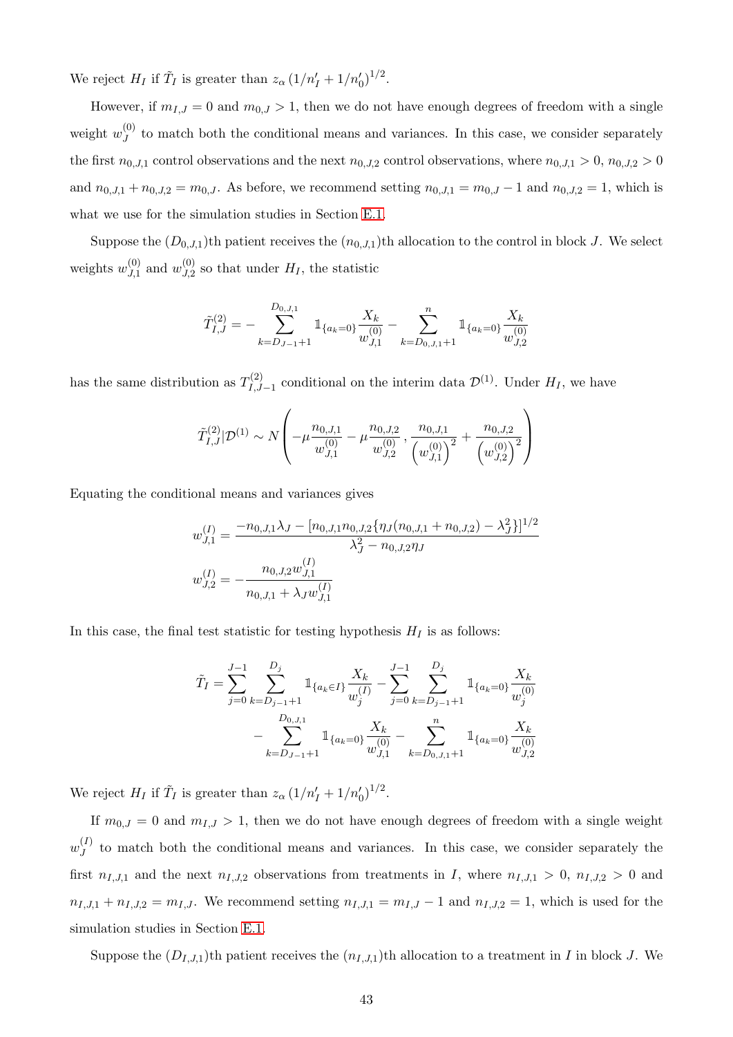We reject $H_I$ if $\tilde{T}_I$ is greater than $z_\alpha \left(1/n_I' + 1/n_0'\right)^{1/2}$.

However, if $m_{I,J} = 0$ and $m_{0,J} > 1$, then we do not have enough degrees of freedom with a single weight $w_J^{(0)}$ to match both the conditional means and variances. In this case, we consider separately the first $n_{0,J,1}$ control observations and the next $n_{0,J,2}$ control observations, where $n_{0,J,1} > 0$, $n_{0,J,2} > 0$ and $n_{0,J,1} + n_{0,J,2} = m_{0,J}$. As before, we recommend setting $n_{0,J,1} = m_{0,J} - 1$ and $n_{0,J,2} = 1$, which is what we use for the simulation studies in Section E.1.

Suppose the $(D_{0,J,1})$th patient receives the $(n_{0,J,1})$th allocation to the control in block $J$. We select weights $w_{J,1}^{(0)}$ and $w_{J,2}^{(0)}$ so that under $H_I$, the statistic

$$\tilde{T}_{I,J}^{(2)} = -\sum_{k=D_{J-1}+1}^{D_{0,J,1}} \mathbb{1}_{\{a_k=0\}} \frac{X_k}{w_{J,1}^{(0)}} - \sum_{k=D_{0,J,1}+1}^{n} \mathbb{1}_{\{a_k=0\}} \frac{X_k}{w_{J,2}^{(0)}}$$

has the same distribution as $T_{I,J-1}^{(2)}$ conditional on the interim data $\mathcal{D}^{(1)}$. Under $H_I$, we have

$$\tilde{T}_{I,J}^{(2)} | \mathcal{D}^{(1)} \sim N\left( -\mu \frac{n_{0,J,1}}{w_{J,1}^{(0)}} - \mu \frac{n_{0,J,2}}{w_{J,2}^{(0)}}, \frac{n_{0,J,1}}{\left(w_{J,1}^{(0)}\right)^2} + \frac{n_{0,J,2}}{\left(w_{J,2}^{(0)}\right)^2} \right)$$

Equating the conditional means and variances gives

$$w_{J,1}^{(I)} = \frac{-n_{0,J,1}\lambda_J - [n_{0,J,1} n_{0,J,2}\{\eta_J(n_{0,J,1} + n_{0,J,2}) - \lambda_J^2\}]^{1/2}}{\lambda_J^2 - n_{0,J,2}\eta_J}$$

$$w_{J,2}^{(I)} = -\frac{n_{0,J,2} w_{J,1}^{(I)}}{n_{0,J,1} + \lambda_J w_{J,1}^{(I)}}$$

In this case, the final test statistic for testing hypothesis $H_I$ is as follows:

$$\begin{aligned}
\tilde{T}_I = \sum_{j=0}^{J-1} \sum_{k=D_{j-1}+1}^{D_j} \mathbb{1}_{\{a_k \in I\}} \frac{X_k}{w_j^{(I)}} - \sum_{j=0}^{J-1} \sum_{k=D_{j-1}+1}^{D_j} \mathbb{1}_{\{a_k=0\}} \frac{X_k}{w_j^{(0)}} \\
- \sum_{k=D_{J-1}+1}^{D_{0,J,1}} \mathbb{1}_{\{a_k=0\}} \frac{X_k}{w_{J,1}^{(0)}} - \sum_{k=D_{0,J,1}+1}^{n} \mathbb{1}_{\{a_k=0\}} \frac{X_k}{w_{J,2}^{(0)}}
\end{aligned}$$

We reject $H_I$ if $\tilde{T}_I$ is greater than $z_\alpha \left(1/n_I' + 1/n_0'\right)^{1/2}$.

If $m_{0,J} = 0$ and $m_{I,J} > 1$, then we do not have enough degrees of freedom with a single weight $w_J^{(I)}$ to match both the conditional means and variances. In this case, we consider separately the first $n_{I,J,1}$ and the next $n_{I,J,2}$ observations from treatments in $I$, where $n_{I,J,1} > 0$, $n_{I,J,2} > 0$ and $n_{I,J,1} + n_{I,J,2} = m_{I,J}$. We recommend setting $n_{I,J,1} = m_{I,J} - 1$ and $n_{I,J,2} = 1$, which is used for the simulation studies in Section E.1.

Suppose the $(D_{I,J,1})$th patient receives the $(n_{I,J,1})$th allocation to a treatment in $I$ in block $J$. We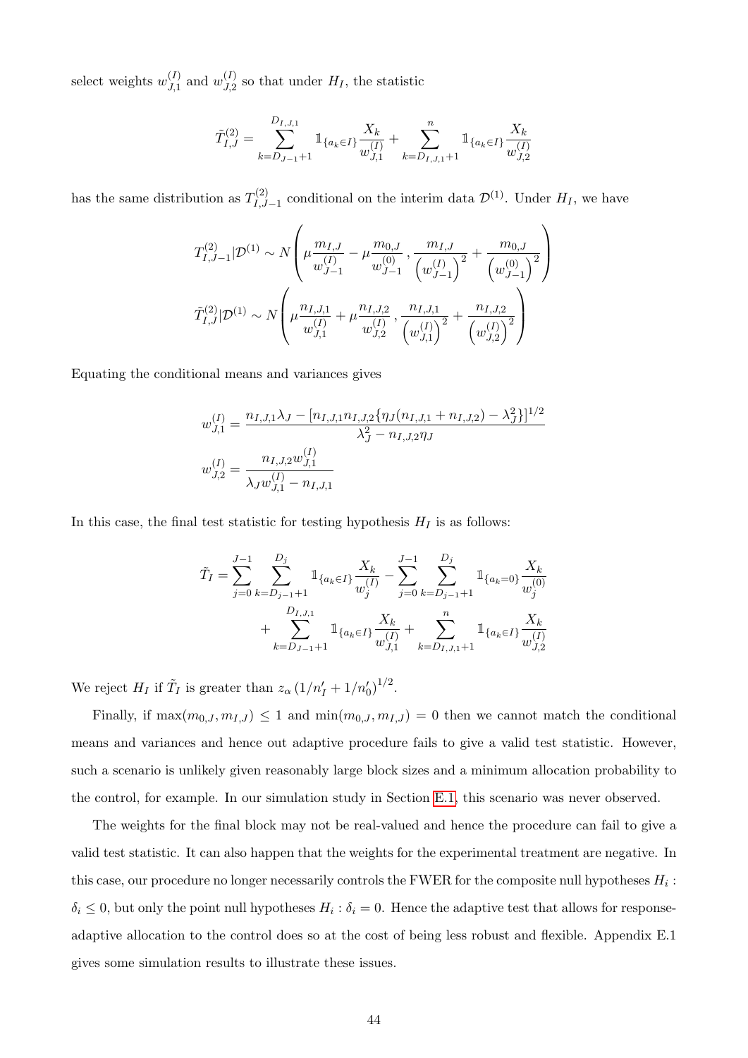select weights $w_{J,1}^{(I)}$ and $w_{J,2}^{(I)}$ so that under $H_I$, the statistic

$$\tilde{T}_{I,J}^{(2)} = \sum_{k=D_{J-1}+1}^{D_{I,J,1}} \mathbb{1}_{\{a_k \in I\}} \frac{X_k}{w_{J,1}^{(I)}} + \sum_{k=D_{I,J,1}+1}^{n} \mathbb{1}_{\{a_k \in I\}} \frac{X_k}{w_{J,2}^{(I)}}$$

has the same distribution as $T_{I,J-1}^{(2)}$ conditional on the interim data $\mathcal{D}^{(1)}$. Under $H_I$, we have

$$T_{I,J-1}^{(2)} | \mathcal{D}^{(1)} \sim N\left( \mu \frac{m_{I,J}}{w_{J-1}^{(I)}} - \mu \frac{m_{0,J}}{w_{J-1}^{(0)}}, \frac{m_{I,J}}{\left(w_{J-1}^{(I)}\right)^2} + \frac{m_{0,J}}{\left(w_{J-1}^{(0)}\right)^2} \right)$$

$$\tilde{T}_{I,J}^{(2)} | \mathcal{D}^{(1)} \sim N\left( \mu \frac{n_{I,J,1}}{w_{J,1}^{(I)}} + \mu \frac{n_{I,J,2}}{w_{J,2}^{(I)}}, \frac{n_{I,J,1}}{\left(w_{J,1}^{(I)}\right)^2} + \frac{n_{I,J,2}}{\left(w_{J,2}^{(I)}\right)^2} \right)$$

Equating the conditional means and variances gives

$$w_{J,1}^{(I)} = \frac{n_{I,J,1}\lambda_J - [n_{I,J,1}n_{I,J,2}\{\eta_J(n_{I,J,1}+n_{I,J,2}) - \lambda_J^2\}]^{1/2}}{\lambda_J^2 - n_{I,J,2}\eta_J}$$

$$w_{J,2}^{(I)} = \frac{n_{I,J,2} w_{J,1}^{(I)}}{\lambda_J w_{J,1}^{(I)} - n_{I,J,1}}$$

In this case, the final test statistic for testing hypothesis $H_I$ is as follows:

$$\tilde{T}_I = \sum_{j=0}^{J-1} \sum_{k=D_{j-1}+1}^{D_j} \mathbb{1}_{\{a_k \in I\}} \frac{X_k}{w_j^{(I)}} - \sum_{j=0}^{J-1} \sum_{k=D_{j-1}+1}^{D_j} \mathbb{1}_{\{a_k = 0\}} \frac{X_k}{w_j^{(0)}} + \sum_{k=D_{J-1}+1}^{D_{I,J,1}} \mathbb{1}_{\{a_k \in I\}} \frac{X_k}{w_{J,1}^{(I)}} + \sum_{k=D_{I,J,1}+1}^{n} \mathbb{1}_{\{a_k \in I\}} \frac{X_k}{w_{J,2}^{(I)}}$$

We reject $H_I$ if $\tilde{T}_I$ is greater than $z_\alpha \left(1/n_I' + 1/n_0'\right)^{1/2}$.

Finally, if $\max(m_{0,J}, m_{I,J}) \leq 1$ and $\min(m_{0,J}, m_{I,J}) = 0$ then we cannot match the conditional means and variances and hence out adaptive procedure fails to give a valid test statistic. However, such a scenario is unlikely given reasonably large block sizes and a minimum allocation probability to the control, for example. In our simulation study in Section E.1, this scenario was never observed.

The weights for the final block may not be real-valued and hence the procedure can fail to give a valid test statistic. It can also happen that the weights for the experimental treatment are negative. In this case, our procedure no longer necessarily controls the FWER for the composite null hypotheses $H_i : \delta_i \leq 0$, but only the point null hypotheses $H_i : \delta_i = 0$. Hence the adaptive test that allows for response-adaptive allocation to the control does so at the cost of being less robust and flexible. Appendix E.1 gives some simulation results to illustrate these issues.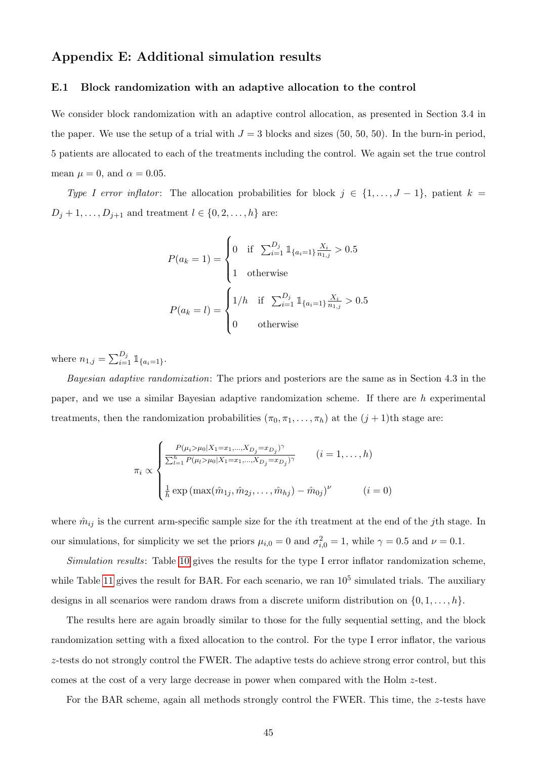## Appendix E: Additional simulation results

### E.1 Block randomization with an adaptive allocation to the control

We consider block randomization with an adaptive control allocation, as presented in Section 3.4 in the paper. We use the setup of a trial with $J = 3$ blocks and sizes (50, 50, 50). In the burn-in period, 5 patients are allocated to each of the treatments including the control. We again set the true control mean $\mu = 0$, and $\alpha = 0.05$.

*Type I error inflator*: The allocation probabilities for block $j \in \{1, \ldots, J-1\}$, patient $k = D_j + 1, \ldots, D_{j+1}$ and treatment $l \in \{0, 2, \ldots, h\}$ are:

$$
P(a_k = 1) = \begin{cases} 0 & \text{if } \sum_{i=1}^{D_j} \mathbb{1}_{\{a_i = 1\}} \frac{X_i}{n_{1,j}} > 0.5 \\ 1 & \text{otherwise} \end{cases}
$$

$$
P(a_k = l) = \begin{cases} 1/h & \text{if } \sum_{i=1}^{D_j} \mathbb{1}_{\{a_i = 1\}} \frac{X_i}{n_{1,j}} > 0.5 \\ 0 & \text{otherwise} \end{cases}
$$

where $n_{1,j} = \sum_{i=1}^{D_j} \mathbb{1}_{\{a_i = 1\}}$.

*Bayesian adaptive randomization*: The priors and posteriors are the same as in Section 4.3 in the paper, and we use a similar Bayesian adaptive randomization scheme. If there are $h$ experimental treatments, then the randomization probabilities $(\pi_0, \pi_1, \ldots, \pi_h)$ at the $(j+1)$th stage are:

$$
\pi_i \propto \begin{cases} \frac{P(\mu_i > \mu_0 | X_1 = x_1, \ldots, X_{D_j} = x_{D_j})^\gamma}{\sum_{l=1}^{h} P(\mu_l > \mu_0 | X_1 = x_1, \ldots, X_{D_j} = x_{D_j})^\gamma} & (i = 1, \ldots, h) \\ \frac{1}{h} \exp\left(\max(\hat{m}_{1j}, \hat{m}_{2j}, \ldots, \hat{m}_{hj}) - \hat{m}_{0j}\right)^\nu & (i = 0) \end{cases}
$$

where $\hat{m}_{ij}$ is the current arm-specific sample size for the $i$th treatment at the end of the $j$th stage. In our simulations, for simplicity we set the priors $\mu_{i,0} = 0$ and $\sigma_{i,0}^2 = 1$, while $\gamma = 0.5$ and $\nu = 0.1$.

*Simulation results*: Table 10 gives the results for the type I error inflator randomization scheme, while Table 11 gives the result for BAR. For each scenario, we ran $10^5$ simulated trials. The auxiliary designs in all scenarios were random draws from a discrete uniform distribution on $\{0, 1, \ldots, h\}$.

The results here are again broadly similar to those for the fully sequential setting, and the block randomization setting with a fixed allocation to the control. For the type I error inflator, the various $z$-tests do not strongly control the FWER. The adaptive tests do achieve strong error control, but this comes at the cost of a very large decrease in power when compared with the Holm $z$-test.

For the BAR scheme, again all methods strongly control the FWER. This time, the $z$-tests have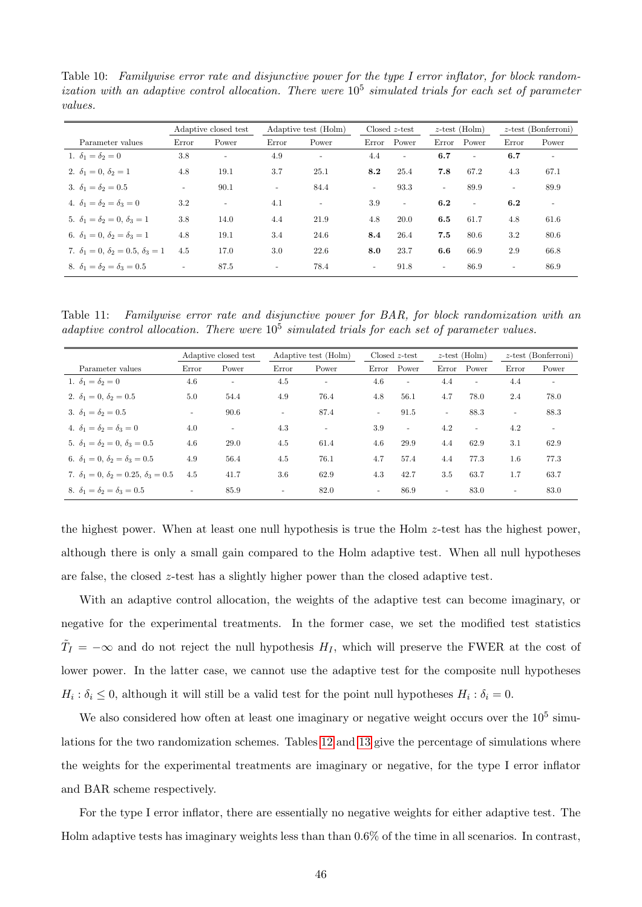Table 10: *Familywise error rate and disjunctive power for the type I error inflator, for block randomization with an adaptive control allocation. There were $10^5$ simulated trials for each set of parameter values.*

| | Adaptive closed test | | Adaptive test (Holm) | | Closed $z$-test | | $z$-test (Holm) | | $z$-test (Bonferroni) | |
|---|---|---|---|---|---|---|---|---|---|---|
| Parameter values | Error | Power | Error | Power | Error | Power | Error | Power | Error | Power |
| 1. $\delta_1 = \delta_2 = 0$ | 3.8 | - | 4.9 | - | 4.4 | - | **6.7** | - | **6.7** | - |
| 2. $\delta_1 = 0$, $\delta_2 = 1$ | 4.8 | 19.1 | 3.7 | 25.1 | **8.2** | 25.4 | **7.8** | 67.2 | 4.3 | 67.1 |
| 3. $\delta_1 = \delta_2 = 0.5$ | - | 90.1 | - | 84.4 | - | 93.3 | - | 89.9 | - | 89.9 |
| 4. $\delta_1 = \delta_2 = \delta_3 = 0$ | 3.2 | - | 4.1 | - | 3.9 | - | **6.2** | - | **6.2** | - |
| 5. $\delta_1 = \delta_2 = 0$, $\delta_3 = 1$ | 3.8 | 14.0 | 4.4 | 21.9 | 4.8 | 20.0 | **6.5** | 61.7 | 4.8 | 61.6 |
| 6. $\delta_1 = 0$, $\delta_2 = \delta_3 = 1$ | 4.8 | 19.1 | 3.4 | 24.6 | **8.4** | 26.4 | **7.5** | 80.6 | 3.2 | 80.6 |
| 7. $\delta_1 = 0$, $\delta_2 = 0.5$, $\delta_3 = 1$ | 4.5 | 17.0 | 3.0 | 22.6 | **8.0** | 23.7 | **6.6** | 66.9 | 2.9 | 66.8 |
| 8. $\delta_1 = \delta_2 = \delta_3 = 0.5$ | - | 87.5 | - | 78.4 | - | 91.8 | - | 86.9 | - | 86.9 |

Table 11: *Familywise error rate and disjunctive power for BAR, for block randomization with an adaptive control allocation. There were $10^5$ simulated trials for each set of parameter values.*

| | Adaptive closed test | | Adaptive test (Holm) | | Closed $z$-test | | $z$-test (Holm) | | $z$-test (Bonferroni) | |
|---|---|---|---|---|---|---|---|---|---|---|
| Parameter values | Error | Power | Error | Power | Error | Power | Error | Power | Error | Power |
| 1. $\delta_1 = \delta_2 = 0$ | 4.6 | - | 4.5 | - | 4.6 | - | 4.4 | - | 4.4 | - |
| 2. $\delta_1 = 0$, $\delta_2 = 0.5$ | 5.0 | 54.4 | 4.9 | 76.4 | 4.8 | 56.1 | 4.7 | 78.0 | 2.4 | 78.0 |
| 3. $\delta_1 = \delta_2 = 0.5$ | - | 90.6 | - | 87.4 | - | 91.5 | - | 88.3 | - | 88.3 |
| 4. $\delta_1 = \delta_2 = \delta_3 = 0$ | 4.0 | - | 4.3 | - | 3.9 | - | 4.2 | - | 4.2 | - |
| 5. $\delta_1 = \delta_2 = 0$, $\delta_3 = 0.5$ | 4.6 | 29.0 | 4.5 | 61.4 | 4.6 | 29.9 | 4.4 | 62.9 | 3.1 | 62.9 |
| 6. $\delta_1 = 0$, $\delta_2 = \delta_3 = 0.5$ | 4.9 | 56.4 | 4.5 | 76.1 | 4.7 | 57.4 | 4.4 | 77.3 | 1.6 | 77.3 |
| 7. $\delta_1 = 0$, $\delta_2 = 0.25$, $\delta_3 = 0.5$ | 4.5 | 41.7 | 3.6 | 62.9 | 4.3 | 42.7 | 3.5 | 63.7 | 1.7 | 63.7 |
| 8. $\delta_1 = \delta_2 = \delta_3 = 0.5$ | - | 85.9 | - | 82.0 | - | 86.9 | - | 83.0 | - | 83.0 |

the highest power. When at least one null hypothesis is true the Holm $z$-test has the highest power, although there is only a small gain compared to the Holm adaptive test. When all null hypotheses are false, the closed $z$-test has a slightly higher power than the closed adaptive test.

With an adaptive control allocation, the weights of the adaptive test can become imaginary, or negative for the experimental treatments. In the former case, we set the modified test statistics $\tilde{T}_I = -\infty$ and do not reject the null hypothesis $H_I$, which will preserve the FWER at the cost of lower power. In the latter case, we cannot use the adaptive test for the composite null hypotheses $H_i : \delta_i \leq 0$, although it will still be a valid test for the point null hypotheses $H_i : \delta_i = 0$.

We also considered how often at least one imaginary or negative weight occurs over the $10^5$ simulations for the two randomization schemes. Tables 12 and 13 give the percentage of simulations where the weights for the experimental treatments are imaginary or negative, for the type I error inflator and BAR scheme respectively.

For the type I error inflator, there are essentially no negative weights for either adaptive test. The Holm adaptive tests has imaginary weights less than than 0.6% of the time in all scenarios. In contrast,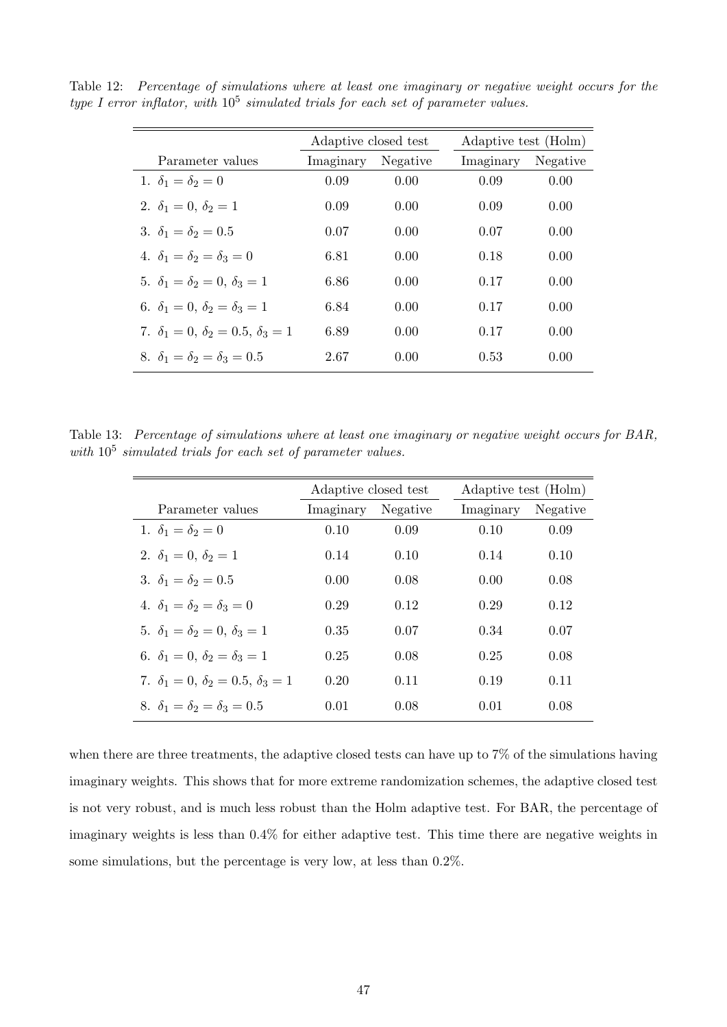Table 12: *Percentage of simulations where at least one imaginary or negative weight occurs for the type I error inflator, with $10^5$ simulated trials for each set of parameter values.*

| | Adaptive closed test | | Adaptive test (Holm) | |
|---|---|---|---|---|
| Parameter values | Imaginary | Negative | Imaginary | Negative |
| 1. $\delta_1 = \delta_2 = 0$ | 0.09 | 0.00 | 0.09 | 0.00 |
| 2. $\delta_1 = 0,\ \delta_2 = 1$ | 0.09 | 0.00 | 0.09 | 0.00 |
| 3. $\delta_1 = \delta_2 = 0.5$ | 0.07 | 0.00 | 0.07 | 0.00 |
| 4. $\delta_1 = \delta_2 = \delta_3 = 0$ | 6.81 | 0.00 | 0.18 | 0.00 |
| 5. $\delta_1 = \delta_2 = 0,\ \delta_3 = 1$ | 6.86 | 0.00 | 0.17 | 0.00 |
| 6. $\delta_1 = 0,\ \delta_2 = \delta_3 = 1$ | 6.84 | 0.00 | 0.17 | 0.00 |
| 7. $\delta_1 = 0,\ \delta_2 = 0.5,\ \delta_3 = 1$ | 6.89 | 0.00 | 0.17 | 0.00 |
| 8. $\delta_1 = \delta_2 = \delta_3 = 0.5$ | 2.67 | 0.00 | 0.53 | 0.00 |

Table 13: *Percentage of simulations where at least one imaginary or negative weight occurs for BAR, with $10^5$ simulated trials for each set of parameter values.*

| | Adaptive closed test | | Adaptive test (Holm) | |
|---|---|---|---|---|
| Parameter values | Imaginary | Negative | Imaginary | Negative |
| 1. $\delta_1 = \delta_2 = 0$ | 0.10 | 0.09 | 0.10 | 0.09 |
| 2. $\delta_1 = 0,\ \delta_2 = 1$ | 0.14 | 0.10 | 0.14 | 0.10 |
| 3. $\delta_1 = \delta_2 = 0.5$ | 0.00 | 0.08 | 0.00 | 0.08 |
| 4. $\delta_1 = \delta_2 = \delta_3 = 0$ | 0.29 | 0.12 | 0.29 | 0.12 |
| 5. $\delta_1 = \delta_2 = 0,\ \delta_3 = 1$ | 0.35 | 0.07 | 0.34 | 0.07 |
| 6. $\delta_1 = 0,\ \delta_2 = \delta_3 = 1$ | 0.25 | 0.08 | 0.25 | 0.08 |
| 7. $\delta_1 = 0,\ \delta_2 = 0.5,\ \delta_3 = 1$ | 0.20 | 0.11 | 0.19 | 0.11 |
| 8. $\delta_1 = \delta_2 = \delta_3 = 0.5$ | 0.01 | 0.08 | 0.01 | 0.08 |

when there are three treatments, the adaptive closed tests can have up to 7% of the simulations having imaginary weights. This shows that for more extreme randomization schemes, the adaptive closed test is not very robust, and is much less robust than the Holm adaptive test. For BAR, the percentage of imaginary weights is less than 0.4% for either adaptive test. This time there are negative weights in some simulations, but the percentage is very low, at less than 0.2%.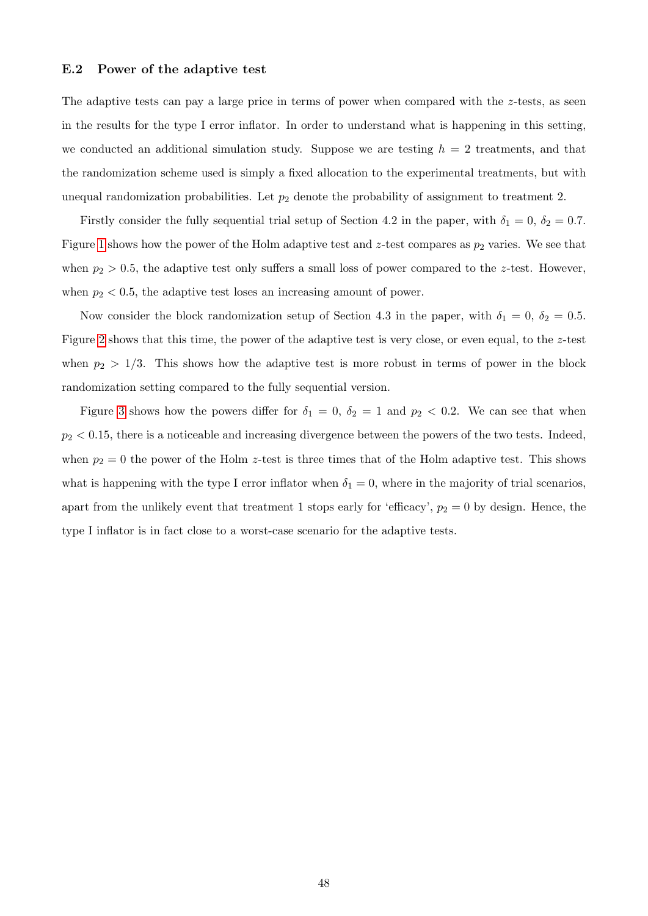### E.2 Power of the adaptive test

The adaptive tests can pay a large price in terms of power when compared with the $z$-tests, as seen in the results for the type I error inflator. In order to understand what is happening in this setting, we conducted an additional simulation study. Suppose we are testing $h = 2$ treatments, and that the randomization scheme used is simply a fixed allocation to the experimental treatments, but with unequal randomization probabilities. Let $p_2$ denote the probability of assignment to treatment 2.

Firstly consider the fully sequential trial setup of Section 4.2 in the paper, with $\delta_1 = 0$, $\delta_2 = 0.7$. Figure 1 shows how the power of the Holm adaptive test and $z$-test compares as $p_2$ varies. We see that when $p_2 > 0.5$, the adaptive test only suffers a small loss of power compared to the $z$-test. However, when $p_2 < 0.5$, the adaptive test loses an increasing amount of power.

Now consider the block randomization setup of Section 4.3 in the paper, with $\delta_1 = 0$, $\delta_2 = 0.5$. Figure 2 shows that this time, the power of the adaptive test is very close, or even equal, to the $z$-test when $p_2 > 1/3$. This shows how the adaptive test is more robust in terms of power in the block randomization setting compared to the fully sequential version.

Figure 3 shows how the powers differ for $\delta_1 = 0$, $\delta_2 = 1$ and $p_2 < 0.2$. We can see that when $p_2 < 0.15$, there is a noticeable and increasing divergence between the powers of the two tests. Indeed, when $p_2 = 0$ the power of the Holm $z$-test is three times that of the Holm adaptive test. This shows what is happening with the type I error inflator when $\delta_1 = 0$, where in the majority of trial scenarios, apart from the unlikely event that treatment 1 stops early for 'efficacy', $p_2 = 0$ by design. Hence, the type I inflator is in fact close to a worst-case scenario for the adaptive tests.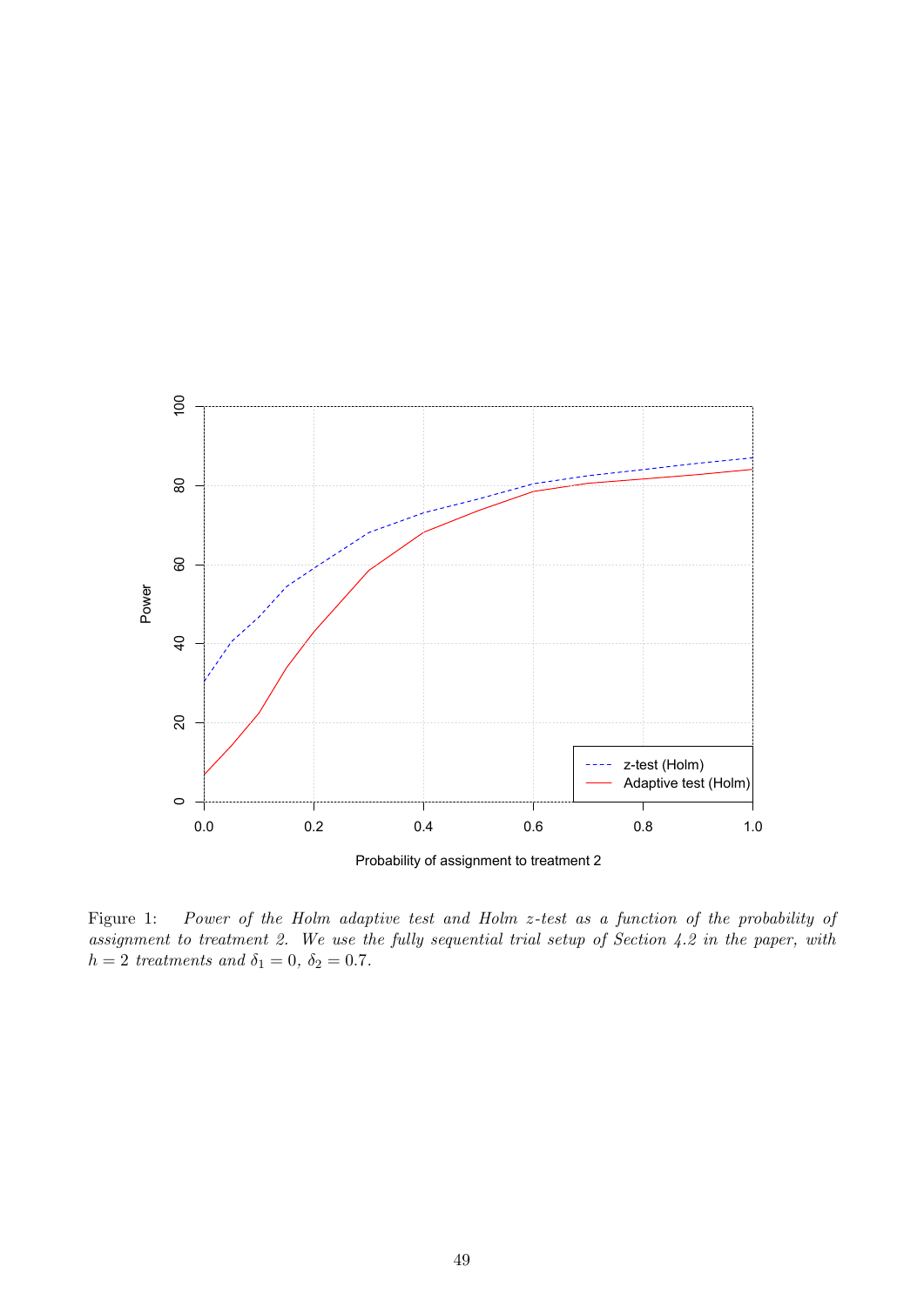Figure 1: *Power of the Holm adaptive test and Holm z-test as a function of the probability of assignment to treatment 2. We use the fully sequential trial setup of Section 4.2 in the paper, with* $h = 2$ *treatments and* $\delta_1 = 0$, $\delta_2 = 0.7$.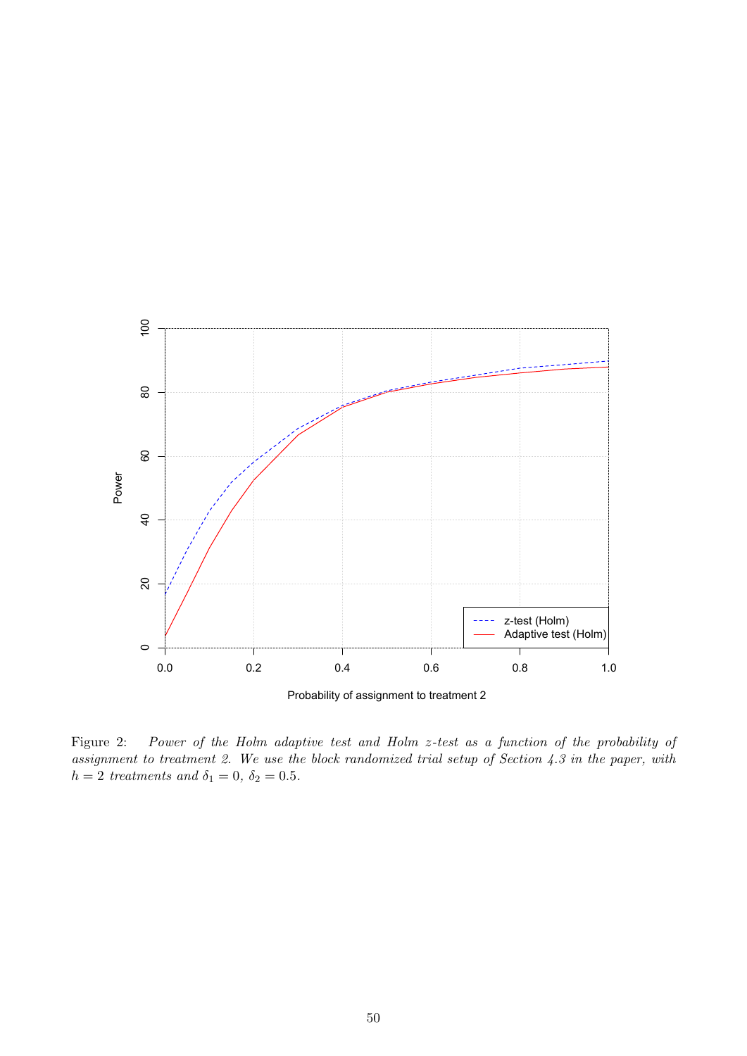Figure 2: *Power of the Holm adaptive test and Holm z-test as a function of the probability of assignment to treatment 2. We use the block randomized trial setup of Section 4.3 in the paper, with $h = 2$ treatments and $\delta_1 = 0$, $\delta_2 = 0.5$.*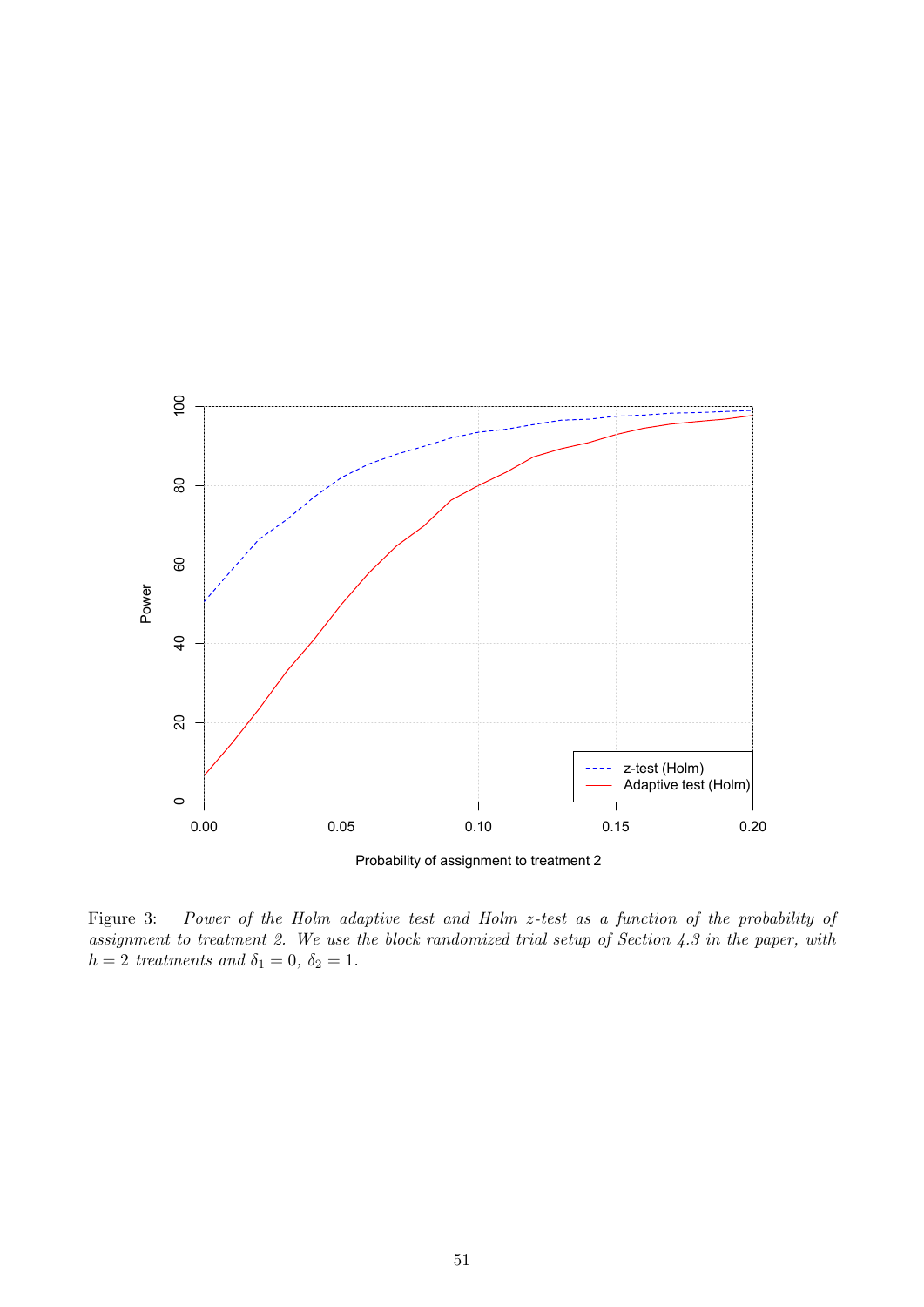Figure 3: *Power of the Holm adaptive test and Holm z-test as a function of the probability of assignment to treatment 2. We use the block randomized trial setup of Section 4.3 in the paper, with $h = 2$ treatments and $\delta_1 = 0$, $\delta_2 = 1$.*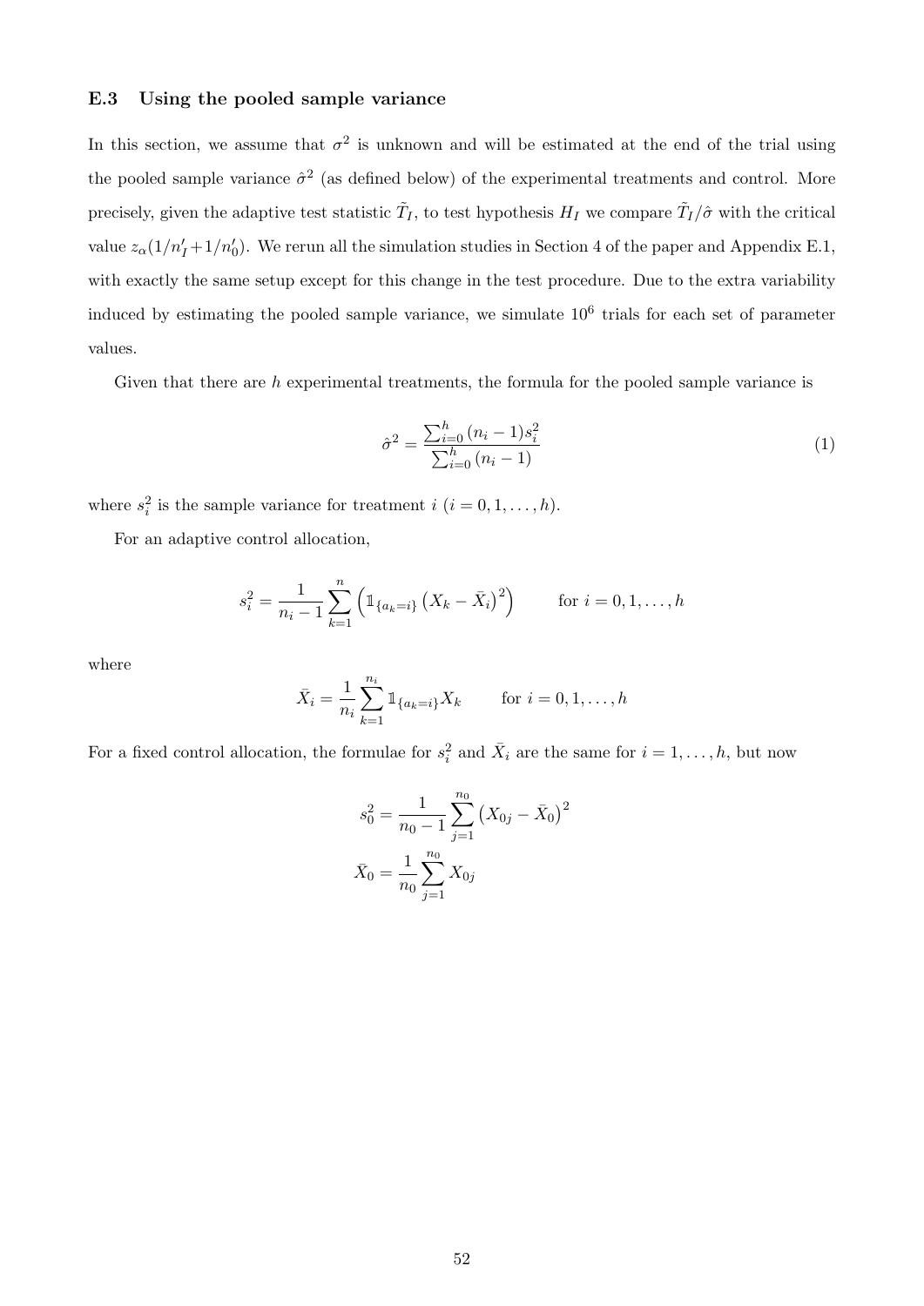### E.3 Using the pooled sample variance

In this section, we assume that $\sigma^2$ is unknown and will be estimated at the end of the trial using the pooled sample variance $\hat{\sigma}^2$ (as defined below) of the experimental treatments and control. More precisely, given the adaptive test statistic $\tilde{T}_I$, to test hypothesis $H_I$ we compare $\tilde{T}_I/\hat{\sigma}$ with the critical value $z_\alpha(1/n'_I + 1/n'_0)$. We rerun all the simulation studies in Section 4 of the paper and Appendix E.1, with exactly the same setup except for this change in the test procedure. Due to the extra variability induced by estimating the pooled sample variance, we simulate $10^6$ trials for each set of parameter values.

Given that there are $h$ experimental treatments, the formula for the pooled sample variance is

$$\hat{\sigma}^2 = \frac{\sum_{i=0}^{h} (n_i - 1)s_i^2}{\sum_{i=0}^{h} (n_i - 1)} \tag{1}$$

where $s_i^2$ is the sample variance for treatment $i$ ($i = 0, 1, \dots, h$).

For an adaptive control allocation,

$$s_i^2 = \frac{1}{n_i - 1} \sum_{k=1}^{n} \left( \mathbb{1}_{\{a_k = i\}} \left( X_k - \bar{X}_i \right)^2 \right) \qquad \text{for } i = 0, 1, \dots, h$$

where

$$\bar{X}_i = \frac{1}{n_i} \sum_{k=1}^{n_i} \mathbb{1}_{\{a_k = i\}} X_k \qquad \text{for } i = 0, 1, \dots, h$$

For a fixed control allocation, the formulae for $s_i^2$ and $\bar{X}_i$ are the same for $i = 1, \dots, h$, but now

$$s_0^2 = \frac{1}{n_0 - 1} \sum_{j=1}^{n_0} \left( X_{0j} - \bar{X}_0 \right)^2$$

$$\bar{X}_0 = \frac{1}{n_0} \sum_{j=1}^{n_0} X_{0j}$$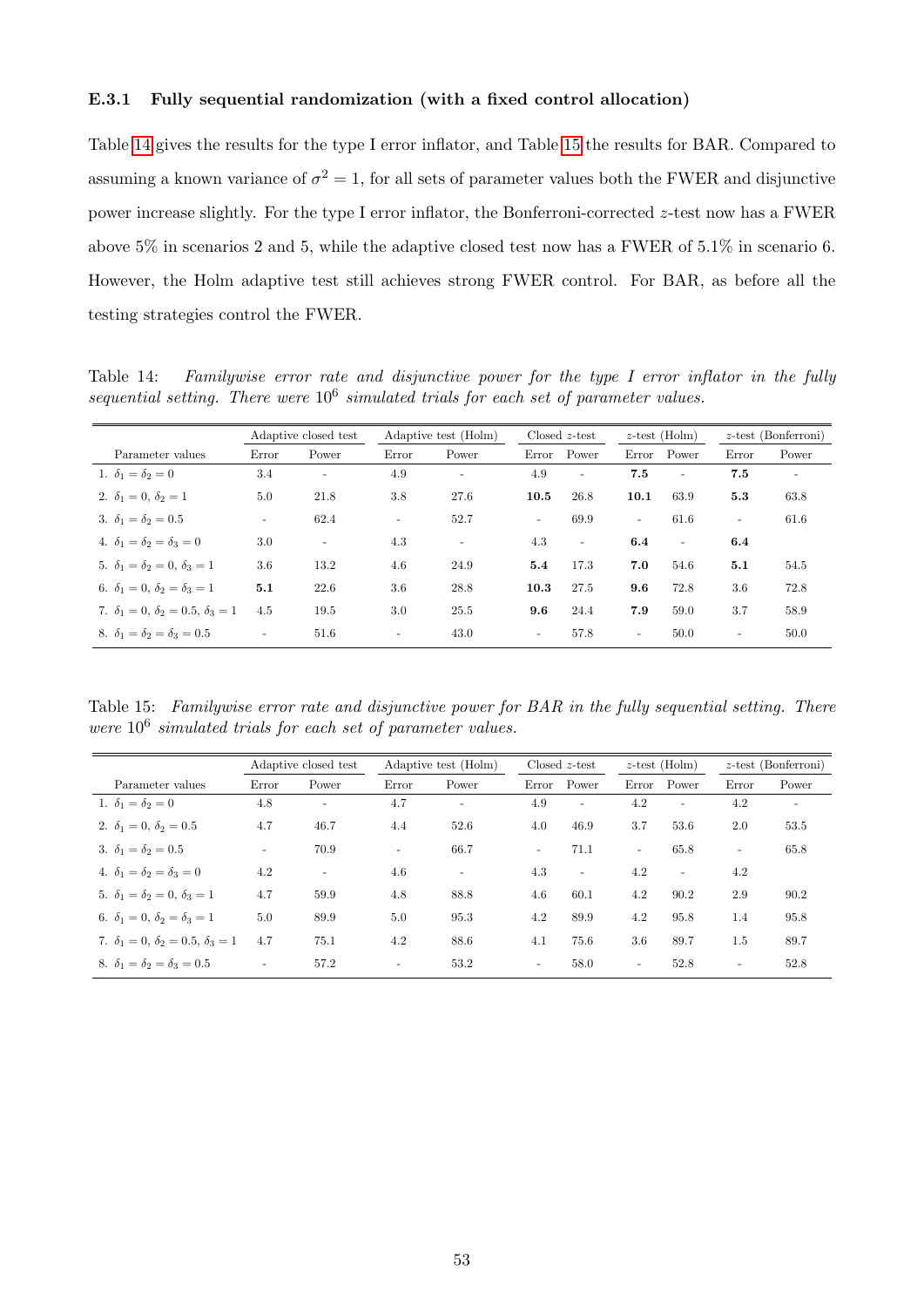### E.3.1 Fully sequential randomization (with a fixed control allocation)

Table 14 gives the results for the type I error inflator, and Table 15 the results for BAR. Compared to assuming a known variance of $\sigma^2 = 1$, for all sets of parameter values both the FWER and disjunctive power increase slightly. For the type I error inflator, the Bonferroni-corrected $z$-test now has a FWER above 5% in scenarios 2 and 5, while the adaptive closed test now has a FWER of 5.1% in scenario 6. However, the Holm adaptive test still achieves strong FWER control. For BAR, as before all the testing strategies control the FWER.

Table 14: *Familywise error rate and disjunctive power for the type I error inflator in the fully sequential setting. There were $10^6$ simulated trials for each set of parameter values.*

| | Adaptive closed test | | Adaptive test (Holm) | | Closed $z$-test | | $z$-test (Holm) | | $z$-test (Bonferroni) | |
|---|---|---|---|---|---|---|---|---|---|---|
| Parameter values | Error | Power | Error | Power | Error | Power | Error | Power | Error | Power |
| 1. $\delta_1 = \delta_2 = 0$ | 3.4 | - | 4.9 | - | 4.9 | - | **7.5** | - | **7.5** | - |
| 2. $\delta_1 = 0$, $\delta_2 = 1$ | 5.0 | 21.8 | 3.8 | 27.6 | **10.5** | 26.8 | **10.1** | 63.9 | **5.3** | 63.8 |
| 3. $\delta_1 = \delta_2 = 0.5$ | - | 62.4 | - | 52.7 | - | 69.9 | - | 61.6 | - | 61.6 |
| 4. $\delta_1 = \delta_2 = \delta_3 = 0$ | 3.0 | - | 4.3 | - | 4.3 | - | **6.4** | - | **6.4** | |
| 5. $\delta_1 = \delta_2 = 0$, $\delta_3 = 1$ | 3.6 | 13.2 | 4.6 | 24.9 | **5.4** | 17.3 | **7.0** | 54.6 | **5.1** | 54.5 |
| 6. $\delta_1 = 0$, $\delta_2 = \delta_3 = 1$ | **5.1** | 22.6 | 3.6 | 28.8 | **10.3** | 27.5 | **9.6** | 72.8 | 3.6 | 72.8 |
| 7. $\delta_1 = 0$, $\delta_2 = 0.5$, $\delta_3 = 1$ | 4.5 | 19.5 | 3.0 | 25.5 | **9.6** | 24.4 | **7.9** | 59.0 | 3.7 | 58.9 |
| 8. $\delta_1 = \delta_2 = \delta_3 = 0.5$ | - | 51.6 | - | 43.0 | - | 57.8 | - | 50.0 | - | 50.0 |

Table 15: *Familywise error rate and disjunctive power for BAR in the fully sequential setting. There were $10^6$ simulated trials for each set of parameter values.*

| | Adaptive closed test | | Adaptive test (Holm) | | Closed $z$-test | | $z$-test (Holm) | | $z$-test (Bonferroni) | |
|---|---|---|---|---|---|---|---|---|---|---|
| Parameter values | Error | Power | Error | Power | Error | Power | Error | Power | Error | Power |
| 1. $\delta_1 = \delta_2 = 0$ | 4.8 | - | 4.7 | - | 4.9 | - | 4.2 | - | 4.2 | - |
| 2. $\delta_1 = 0$, $\delta_2 = 0.5$ | 4.7 | 46.7 | 4.4 | 52.6 | 4.0 | 46.9 | 3.7 | 53.6 | 2.0 | 53.5 |
| 3. $\delta_1 = \delta_2 = 0.5$ | - | 70.9 | - | 66.7 | - | 71.1 | - | 65.8 | - | 65.8 |
| 4. $\delta_1 = \delta_2 = \delta_3 = 0$ | 4.2 | - | 4.6 | - | 4.3 | - | 4.2 | - | 4.2 | |
| 5. $\delta_1 = \delta_2 = 0$, $\delta_3 = 1$ | 4.7 | 59.9 | 4.8 | 88.8 | 4.6 | 60.1 | 4.2 | 90.2 | 2.9 | 90.2 |
| 6. $\delta_1 = 0$, $\delta_2 = \delta_3 = 1$ | 5.0 | 89.9 | 5.0 | 95.3 | 4.2 | 89.9 | 4.2 | 95.8 | 1.4 | 95.8 |
| 7. $\delta_1 = 0$, $\delta_2 = 0.5$, $\delta_3 = 1$ | 4.7 | 75.1 | 4.2 | 88.6 | 4.1 | 75.6 | 3.6 | 89.7 | 1.5 | 89.7 |
| 8. $\delta_1 = \delta_2 = \delta_3 = 0.5$ | - | 57.2 | - | 53.2 | - | 58.0 | - | 52.8 | - | 52.8 |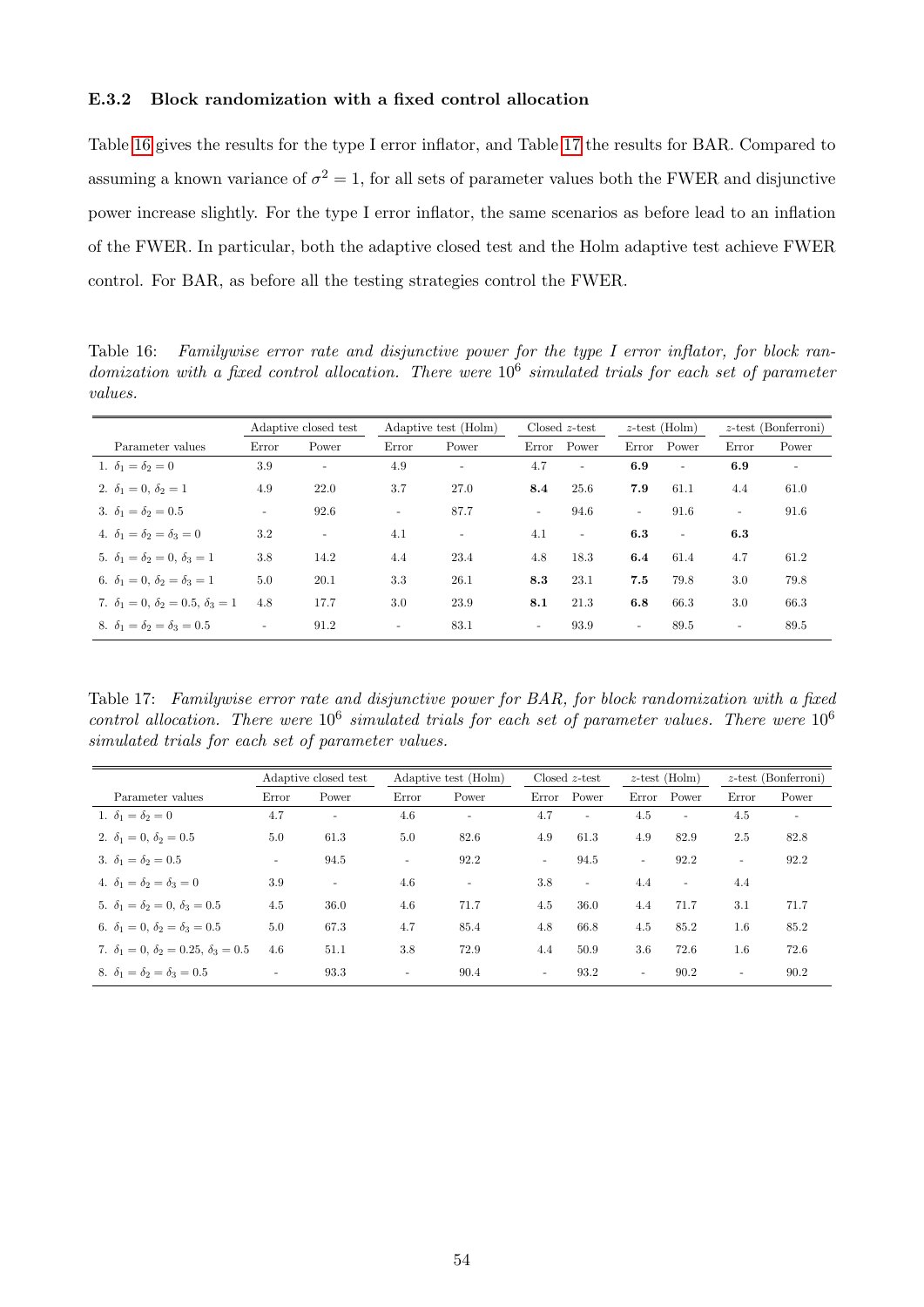### E.3.2 Block randomization with a fixed control allocation

Table 16 gives the results for the type I error inflator, and Table 17 the results for BAR. Compared to assuming a known variance of $\sigma^2 = 1$, for all sets of parameter values both the FWER and disjunctive power increase slightly. For the type I error inflator, the same scenarios as before lead to an inflation of the FWER. In particular, both the adaptive closed test and the Holm adaptive test achieve FWER control. For BAR, as before all the testing strategies control the FWER.

Table 16: *Familywise error rate and disjunctive power for the type I error inflator, for block randomization with a fixed control allocation. There were $10^6$ simulated trials for each set of parameter values.*

| | Adaptive closed test | | Adaptive test (Holm) | | Closed $z$-test | | $z$-test (Holm) | | $z$-test (Bonferroni) | |
|---|---|---|---|---|---|---|---|---|---|---|
| Parameter values | Error | Power | Error | Power | Error | Power | Error | Power | Error | Power |
| 1. $\delta_1 = \delta_2 = 0$ | 3.9 | - | 4.9 | - | 4.7 | - | **6.9** | - | **6.9** | - |
| 2. $\delta_1 = 0$, $\delta_2 = 1$ | 4.9 | 22.0 | 3.7 | 27.0 | **8.4** | 25.6 | **7.9** | 61.1 | 4.4 | 61.0 |
| 3. $\delta_1 = \delta_2 = 0.5$ | - | 92.6 | - | 87.7 | - | 94.6 | - | 91.6 | - | 91.6 |
| 4. $\delta_1 = \delta_2 = \delta_3 = 0$ | 3.2 | - | 4.1 | - | 4.1 | - | **6.3** | - | **6.3** | |
| 5. $\delta_1 = \delta_2 = 0$, $\delta_3 = 1$ | 3.8 | 14.2 | 4.4 | 23.4 | 4.8 | 18.3 | **6.4** | 61.4 | 4.7 | 61.2 |
| 6. $\delta_1 = 0$, $\delta_2 = \delta_3 = 1$ | 5.0 | 20.1 | 3.3 | 26.1 | **8.3** | 23.1 | **7.5** | 79.8 | 3.0 | 79.8 |
| 7. $\delta_1 = 0$, $\delta_2 = 0.5$, $\delta_3 = 1$ | 4.8 | 17.7 | 3.0 | 23.9 | **8.1** | 21.3 | **6.8** | 66.3 | 3.0 | 66.3 |
| 8. $\delta_1 = \delta_2 = \delta_3 = 0.5$ | - | 91.2 | - | 83.1 | - | 93.9 | - | 89.5 | - | 89.5 |

Table 17: *Familywise error rate and disjunctive power for BAR, for block randomization with a fixed control allocation. There were $10^6$ simulated trials for each set of parameter values. There were $10^6$ simulated trials for each set of parameter values.*

| | Adaptive closed test | | Adaptive test (Holm) | | Closed $z$-test | | $z$-test (Holm) | | $z$-test (Bonferroni) | |
|---|---|---|---|---|---|---|---|---|---|---|
| Parameter values | Error | Power | Error | Power | Error | Power | Error | Power | Error | Power |
| 1. $\delta_1 = \delta_2 = 0$ | 4.7 | - | 4.6 | - | 4.7 | - | 4.5 | - | 4.5 | - |
| 2. $\delta_1 = 0$, $\delta_2 = 0.5$ | 5.0 | 61.3 | 5.0 | 82.6 | 4.9 | 61.3 | 4.9 | 82.9 | 2.5 | 82.8 |
| 3. $\delta_1 = \delta_2 = 0.5$ | - | 94.5 | - | 92.2 | - | 94.5 | - | 92.2 | - | 92.2 |
| 4. $\delta_1 = \delta_2 = \delta_3 = 0$ | 3.9 | - | 4.6 | - | 3.8 | - | 4.4 | - | 4.4 | |
| 5. $\delta_1 = \delta_2 = 0$, $\delta_3 = 0.5$ | 4.5 | 36.0 | 4.6 | 71.7 | 4.5 | 36.0 | 4.4 | 71.7 | 3.1 | 71.7 |
| 6. $\delta_1 = 0$, $\delta_2 = \delta_3 = 0.5$ | 5.0 | 67.3 | 4.7 | 85.4 | 4.8 | 66.8 | 4.5 | 85.2 | 1.6 | 85.2 |
| 7. $\delta_1 = 0$, $\delta_2 = 0.25$, $\delta_3 = 0.5$ | 4.6 | 51.1 | 3.8 | 72.9 | 4.4 | 50.9 | 3.6 | 72.6 | 1.6 | 72.6 |
| 8. $\delta_1 = \delta_2 = \delta_3 = 0.5$ | - | 93.3 | - | 90.4 | - | 93.2 | - | 90.2 | - | 90.2 |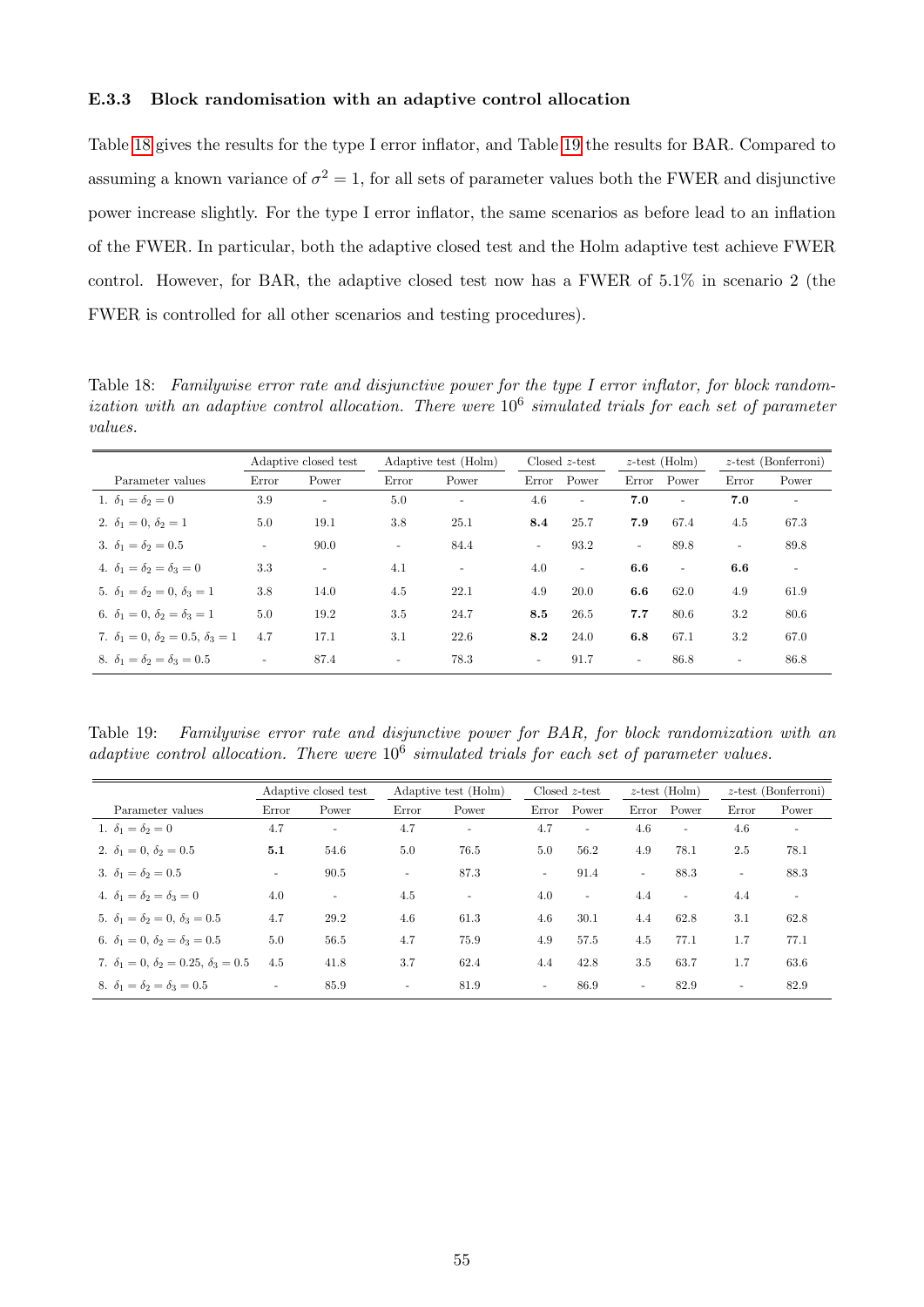#### E.3.3 Block randomisation with an adaptive control allocation

Table 18 gives the results for the type I error inflator, and Table 19 the results for BAR. Compared to assuming a known variance of $\sigma^2 = 1$, for all sets of parameter values both the FWER and disjunctive power increase slightly. For the type I error inflator, the same scenarios as before lead to an inflation of the FWER. In particular, both the adaptive closed test and the Holm adaptive test achieve FWER control. However, for BAR, the adaptive closed test now has a FWER of 5.1% in scenario 2 (the FWER is controlled for all other scenarios and testing procedures).

Table 18: *Familywise error rate and disjunctive power for the type I error inflator, for block randomization with an adaptive control allocation. There were $10^6$ simulated trials for each set of parameter values.*

| | Adaptive closed test | | Adaptive test (Holm) | | Closed $z$-test | | $z$-test (Holm) | | $z$-test (Bonferroni) | |
|---|---|---|---|---|---|---|---|---|---|---|
| Parameter values | Error | Power | Error | Power | Error | Power | Error | Power | Error | Power |
| 1. $\delta_1 = \delta_2 = 0$ | 3.9 | - | 5.0 | - | 4.6 | - | **7.0** | - | **7.0** | - |
| 2. $\delta_1 = 0$, $\delta_2 = 1$ | 5.0 | 19.1 | 3.8 | 25.1 | **8.4** | 25.7 | **7.9** | 67.4 | 4.5 | 67.3 |
| 3. $\delta_1 = \delta_2 = 0.5$ | - | 90.0 | - | 84.4 | - | 93.2 | - | 89.8 | - | 89.8 |
| 4. $\delta_1 = \delta_2 = \delta_3 = 0$ | 3.3 | - | 4.1 | - | 4.0 | - | **6.6** | - | **6.6** | - |
| 5. $\delta_1 = \delta_2 = 0$, $\delta_3 = 1$ | 3.8 | 14.0 | 4.5 | 22.1 | 4.9 | 20.0 | **6.6** | 62.0 | 4.9 | 61.9 |
| 6. $\delta_1 = 0$, $\delta_2 = \delta_3 = 1$ | 5.0 | 19.2 | 3.5 | 24.7 | **8.5** | 26.5 | **7.7** | 80.6 | 3.2 | 80.6 |
| 7. $\delta_1 = 0$, $\delta_2 = 0.5$, $\delta_3 = 1$ | 4.7 | 17.1 | 3.1 | 22.6 | **8.2** | 24.0 | **6.8** | 67.1 | 3.2 | 67.0 |
| 8. $\delta_1 = \delta_2 = \delta_3 = 0.5$ | - | 87.4 | - | 78.3 | - | 91.7 | - | 86.8 | - | 86.8 |

Table 19: *Familywise error rate and disjunctive power for BAR, for block randomization with an adaptive control allocation. There were $10^6$ simulated trials for each set of parameter values.*

| | Adaptive closed test | | Adaptive test (Holm) | | Closed $z$-test | | $z$-test (Holm) | | $z$-test (Bonferroni) | |
|---|---|---|---|---|---|---|---|---|---|---|
| Parameter values | Error | Power | Error | Power | Error | Power | Error | Power | Error | Power |
| 1. $\delta_1 = \delta_2 = 0$ | 4.7 | - | 4.7 | - | 4.7 | - | 4.6 | - | 4.6 | - |
| 2. $\delta_1 = 0$, $\delta_2 = 0.5$ | **5.1** | 54.6 | 5.0 | 76.5 | 5.0 | 56.2 | 4.9 | 78.1 | 2.5 | 78.1 |
| 3. $\delta_1 = \delta_2 = 0.5$ | - | 90.5 | - | 87.3 | - | 91.4 | - | 88.3 | - | 88.3 |
| 4. $\delta_1 = \delta_2 = \delta_3 = 0$ | 4.0 | - | 4.5 | - | 4.0 | - | 4.4 | - | 4.4 | - |
| 5. $\delta_1 = \delta_2 = 0$, $\delta_3 = 0.5$ | 4.7 | 29.2 | 4.6 | 61.3 | 4.6 | 30.1 | 4.4 | 62.8 | 3.1 | 62.8 |
| 6. $\delta_1 = 0$, $\delta_2 = \delta_3 = 0.5$ | 5.0 | 56.5 | 4.7 | 75.9 | 4.9 | 57.5 | 4.5 | 77.1 | 1.7 | 77.1 |
| 7. $\delta_1 = 0$, $\delta_2 = 0.25$, $\delta_3 = 0.5$ | 4.5 | 41.8 | 3.7 | 62.4 | 4.4 | 42.8 | 3.5 | 63.7 | 1.7 | 63.6 |
| 8. $\delta_1 = \delta_2 = \delta_3 = 0.5$ | - | 85.9 | - | 81.9 | - | 86.9 | - | 82.9 | - | 82.9 |